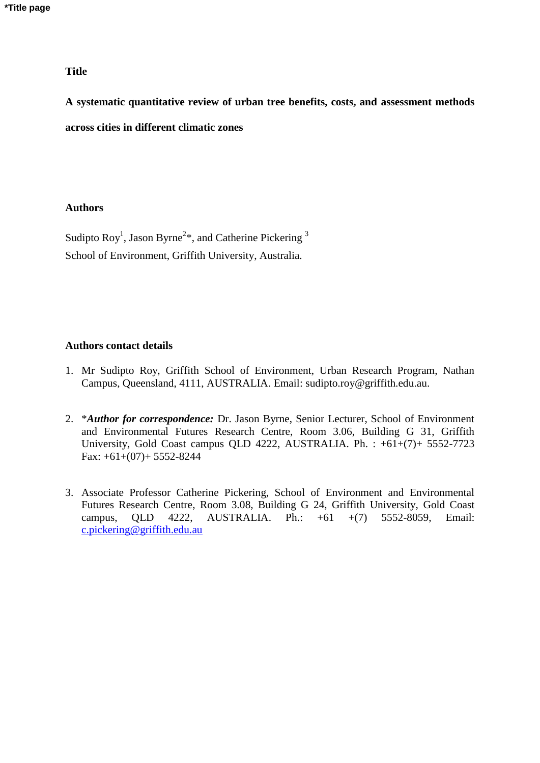**\*Title page**

## Title

**A systematic quantitative review of urban tree benefits, costs, and assessment methods across cities in different climatic zones**

## Authors

Sudipto Roy[1], Jason Byrne[2]*, and Catherine Pickering [3]

School of Environment, Griffith University, Australia.

## Authors contact details

1. Mr Sudipto Roy, Griffith School of Environment, Urban Research Program, Nathan Campus, Queensland, 4111, AUSTRALIA. Email: sudipto.roy@griffith.edu.au.

2. *_**Author for correspondence:**_ Dr. Jason Byrne, Senior Lecturer, School of Environment and Environmental Futures Research Centre, Room 3.06, Building G 31, Griffith University, Gold Coast campus QLD 4222, AUSTRALIA. Ph. : +61+(7)+ 5552-7723 Fax: +61+(07)+ 5552-8244

3. Associate Professor Catherine Pickering, School of Environment and Environmental Futures Research Centre, Room 3.08, Building G 24, Griffith University, Gold Coast campus, QLD 4222, AUSTRALIA. Ph.: +61 +(7) 5552-8059, Email: c.pickering@griffith.edu.au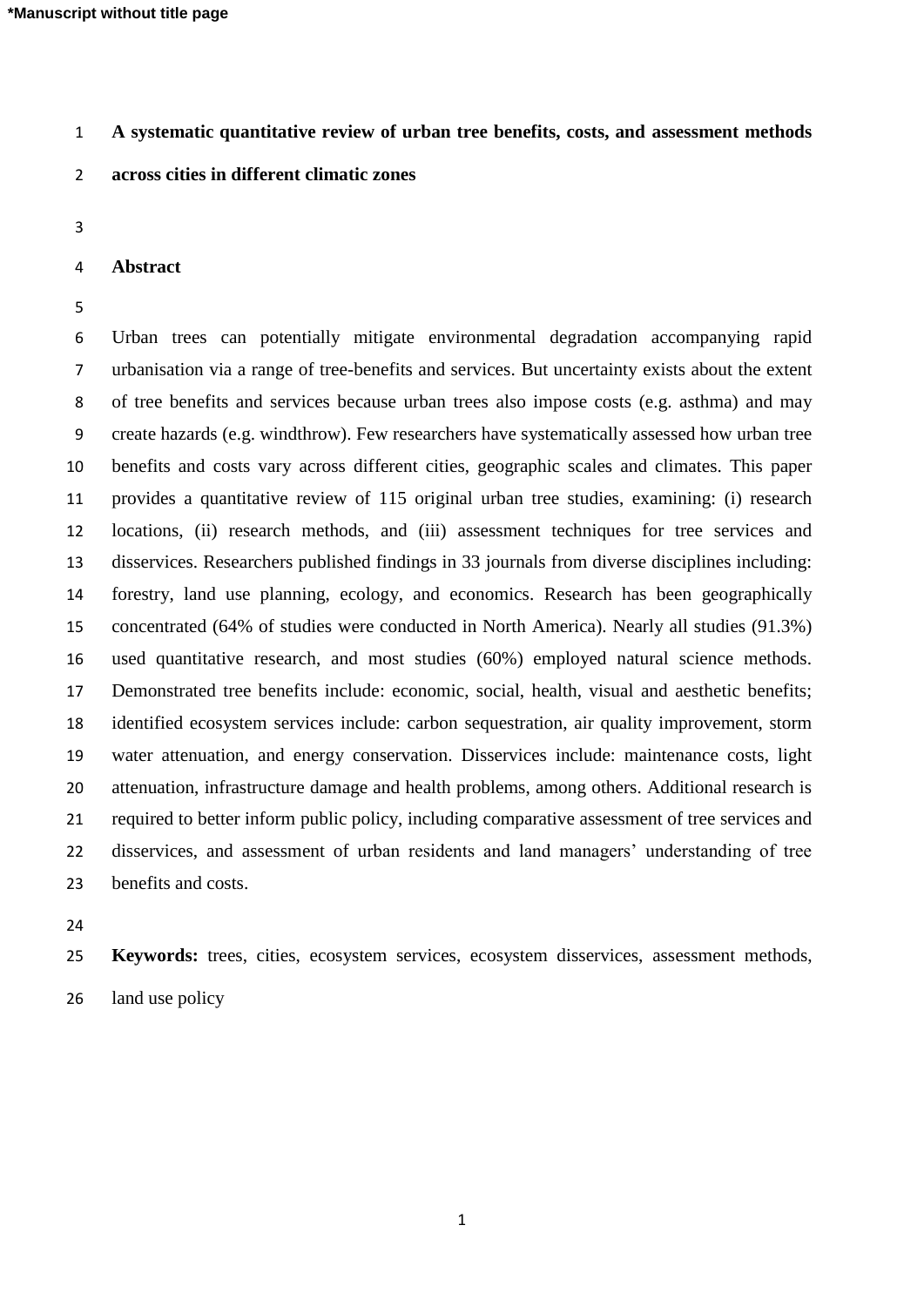# A systematic quantitative review of urban tree benefits, costs, and assessment methods across cities in different climatic zones

## Abstract

Urban trees can potentially mitigate environmental degradation accompanying rapid urbanisation via a range of tree-benefits and services. But uncertainty exists about the extent of tree benefits and services because urban trees also impose costs (e.g. asthma) and may create hazards (e.g. windthrow). Few researchers have systematically assessed how urban tree benefits and costs vary across different cities, geographic scales and climates. This paper provides a quantitative review of 115 original urban tree studies, examining: (i) research locations, (ii) research methods, and (iii) assessment techniques for tree services and disservices. Researchers published findings in 33 journals from diverse disciplines including: forestry, land use planning, ecology, and economics. Research has been geographically concentrated (64% of studies were conducted in North America). Nearly all studies (91.3%) used quantitative research, and most studies (60%) employed natural science methods. Demonstrated tree benefits include: economic, social, health, visual and aesthetic benefits; identified ecosystem services include: carbon sequestration, air quality improvement, storm water attenuation, and energy conservation. Disservices include: maintenance costs, light attenuation, infrastructure damage and health problems, among others. Additional research is required to better inform public policy, including comparative assessment of tree services and disservices, and assessment of urban residents and land managers' understanding of tree benefits and costs.

**Keywords:** trees, cities, ecosystem services, ecosystem disservices, assessment methods, land use policy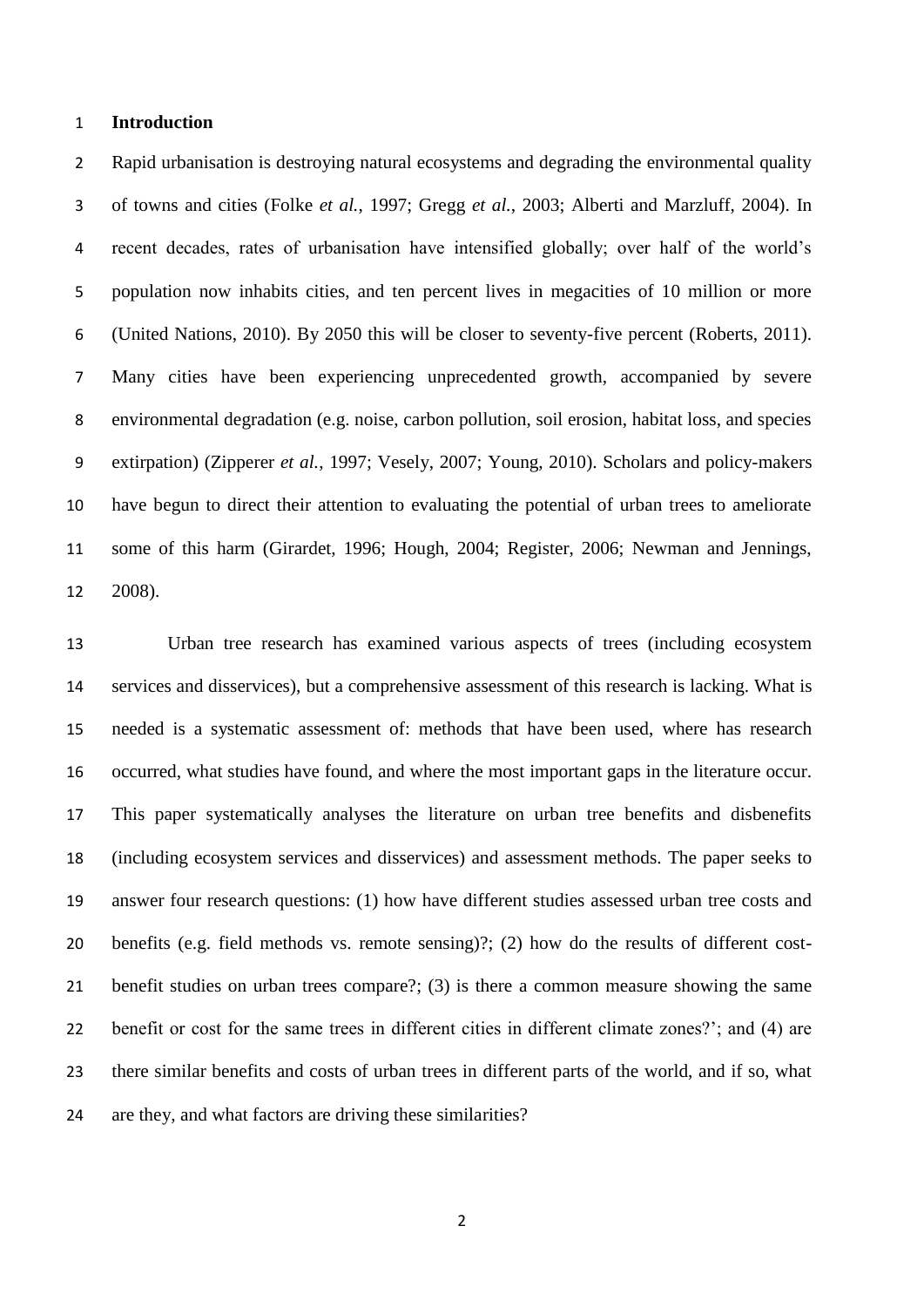## Introduction

Rapid urbanisation is destroying natural ecosystems and degrading the environmental quality of towns and cities (Folke *et al.*, 1997; Gregg *et al.*, 2003; Alberti and Marzluff, 2004). In recent decades, rates of urbanisation have intensified globally; over half of the world's population now inhabits cities, and ten percent lives in megacities of 10 million or more (United Nations, 2010). By 2050 this will be closer to seventy-five percent (Roberts, 2011). Many cities have been experiencing unprecedented growth, accompanied by severe environmental degradation (e.g. noise, carbon pollution, soil erosion, habitat loss, and species extirpation) (Zipperer *et al.*, 1997; Vesely, 2007; Young, 2010). Scholars and policy-makers have begun to direct their attention to evaluating the potential of urban trees to ameliorate some of this harm (Girardet, 1996; Hough, 2004; Register, 2006; Newman and Jennings, 2008).

Urban tree research has examined various aspects of trees (including ecosystem services and disservices), but a comprehensive assessment of this research is lacking. What is needed is a systematic assessment of: methods that have been used, where has research occurred, what studies have found, and where the most important gaps in the literature occur. This paper systematically analyses the literature on urban tree benefits and disbenefits (including ecosystem services and disservices) and assessment methods. The paper seeks to answer four research questions: (1) how have different studies assessed urban tree costs and benefits (e.g. field methods vs. remote sensing)?; (2) how do the results of different cost-benefit studies on urban trees compare?; (3) is there a common measure showing the same benefit or cost for the same trees in different cities in different climate zones?'; and (4) are there similar benefits and costs of urban trees in different parts of the world, and if so, what are they, and what factors are driving these similarities?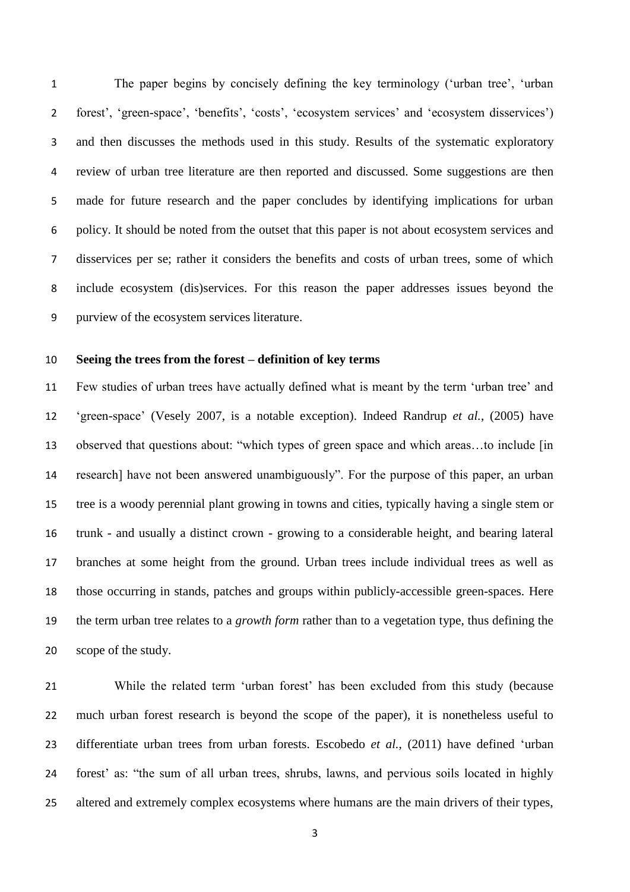The paper begins by concisely defining the key terminology ('urban tree', 'urban forest', 'green-space', 'benefits', 'costs', 'ecosystem services' and 'ecosystem disservices') and then discusses the methods used in this study. Results of the systematic exploratory review of urban tree literature are then reported and discussed. Some suggestions are then made for future research and the paper concludes by identifying implications for urban policy. It should be noted from the outset that this paper is not about ecosystem services and disservices per se; rather it considers the benefits and costs of urban trees, some of which include ecosystem (dis)services. For this reason the paper addresses issues beyond the purview of the ecosystem services literature.

**Seeing the trees from the forest – definition of key terms**

Few studies of urban trees have actually defined what is meant by the term 'urban tree' and 'green-space' (Vesely 2007, is a notable exception). Indeed Randrup *et al.*, (2005) have observed that questions about: "which types of green space and which areas…to include [in research] have not been answered unambiguously". For the purpose of this paper, an urban tree is a woody perennial plant growing in towns and cities, typically having a single stem or trunk - and usually a distinct crown - growing to a considerable height, and bearing lateral branches at some height from the ground. Urban trees include individual trees as well as those occurring in stands, patches and groups within publicly-accessible green-spaces. Here the term urban tree relates to a *growth form* rather than to a vegetation type, thus defining the scope of the study.

While the related term 'urban forest' has been excluded from this study (because much urban forest research is beyond the scope of the paper), it is nonetheless useful to differentiate urban trees from urban forests. Escobedo *et al.*, (2011) have defined 'urban forest' as: "the sum of all urban trees, shrubs, lawns, and pervious soils located in highly altered and extremely complex ecosystems where humans are the main drivers of their types,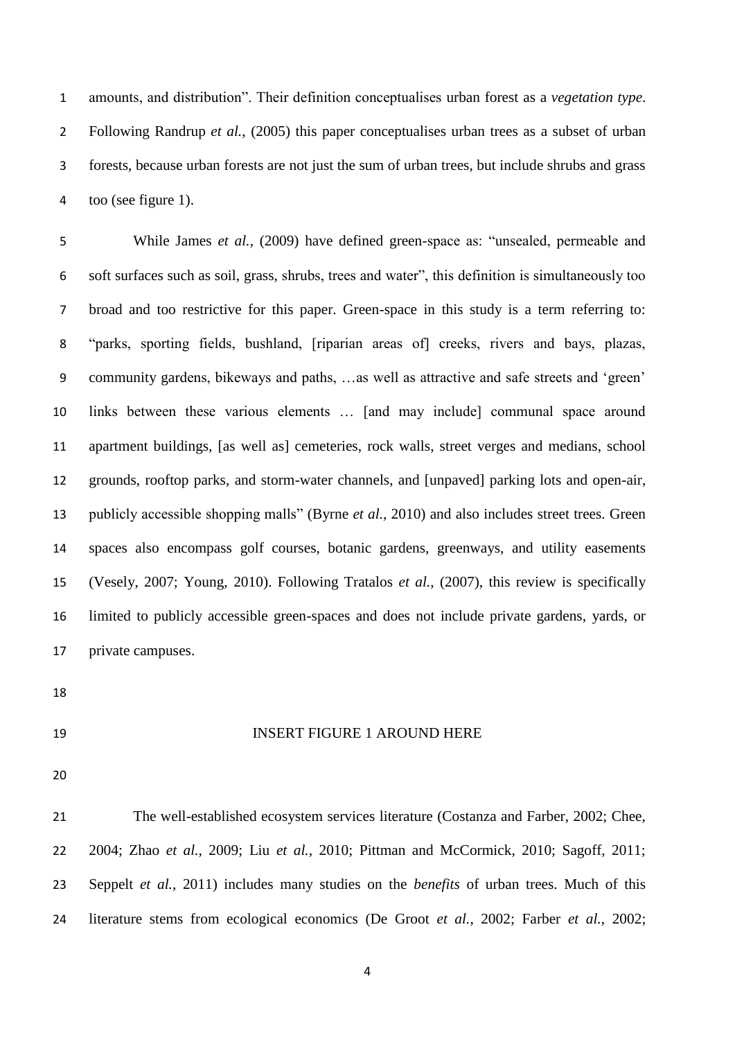amounts, and distribution". Their definition conceptualises urban forest as a *vegetation type*. Following Randrup *et al.*, (2005) this paper conceptualises urban trees as a subset of urban forests, because urban forests are not just the sum of urban trees, but include shrubs and grass too (see figure 1).

While James *et al.*, (2009) have defined green-space as: "unsealed, permeable and soft surfaces such as soil, grass, shrubs, trees and water", this definition is simultaneously too broad and too restrictive for this paper. Green-space in this study is a term referring to: "parks, sporting fields, bushland, [riparian areas of] creeks, rivers and bays, plazas, community gardens, bikeways and paths, …as well as attractive and safe streets and 'green' links between these various elements … [and may include] communal space around apartment buildings, [as well as] cemeteries, rock walls, street verges and medians, school grounds, rooftop parks, and storm-water channels, and [unpaved] parking lots and open-air, publicly accessible shopping malls" (Byrne *et al.*, 2010) and also includes street trees. Green spaces also encompass golf courses, botanic gardens, greenways, and utility easements (Vesely, 2007; Young, 2010). Following Tratalos *et al.*, (2007), this review is specifically limited to publicly accessible green-spaces and does not include private gardens, yards, or private campuses.

INSERT FIGURE 1 AROUND HERE

The well-established ecosystem services literature (Costanza and Farber, 2002; Chee, 2004; Zhao *et al.*, 2009; Liu *et al.*, 2010; Pittman and McCormick, 2010; Sagoff, 2011; Seppelt *et al.*, 2011) includes many studies on the *benefits* of urban trees. Much of this literature stems from ecological economics (De Groot *et al.*, 2002; Farber *et al.*, 2002;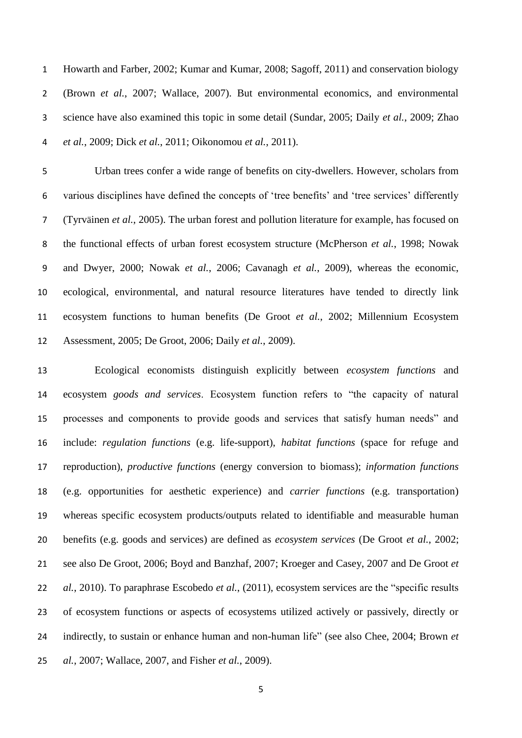Howarth and Farber, 2002; Kumar and Kumar, 2008; Sagoff, 2011) and conservation biology (Brown *et al.*, 2007; Wallace, 2007). But environmental economics, and environmental science have also examined this topic in some detail (Sundar, 2005; Daily *et al.*, 2009; Zhao *et al.*, 2009; Dick *et al.*, 2011; Oikonomou *et al.*, 2011).

Urban trees confer a wide range of benefits on city-dwellers. However, scholars from various disciplines have defined the concepts of 'tree benefits' and 'tree services' differently (Tyrväinen *et al.*, 2005). The urban forest and pollution literature for example, has focused on the functional effects of urban forest ecosystem structure (McPherson *et al.*, 1998; Nowak and Dwyer, 2000; Nowak *et al.*, 2006; Cavanagh *et al.*, 2009), whereas the economic, ecological, environmental, and natural resource literatures have tended to directly link ecosystem functions to human benefits (De Groot *et al.*, 2002; Millennium Ecosystem Assessment, 2005; De Groot, 2006; Daily *et al.*, 2009).

Ecological economists distinguish explicitly between *ecosystem functions* and ecosystem *goods and services*. Ecosystem function refers to "the capacity of natural processes and components to provide goods and services that satisfy human needs" and include: *regulation functions* (e.g. life-support), *habitat functions* (space for refuge and reproduction), *productive functions* (energy conversion to biomass); *information functions* (e.g. opportunities for aesthetic experience) and *carrier functions* (e.g. transportation) whereas specific ecosystem products/outputs related to identifiable and measurable human benefits (e.g. goods and services) are defined as *ecosystem services* (De Groot *et al.*, 2002; see also De Groot, 2006; Boyd and Banzhaf, 2007; Kroeger and Casey, 2007 and De Groot *et al.*, 2010). To paraphrase Escobedo *et al.*, (2011), ecosystem services are the "specific results of ecosystem functions or aspects of ecosystems utilized actively or passively, directly or indirectly, to sustain or enhance human and non-human life" (see also Chee, 2004; Brown *et al.*, 2007; Wallace, 2007, and Fisher *et al.*, 2009).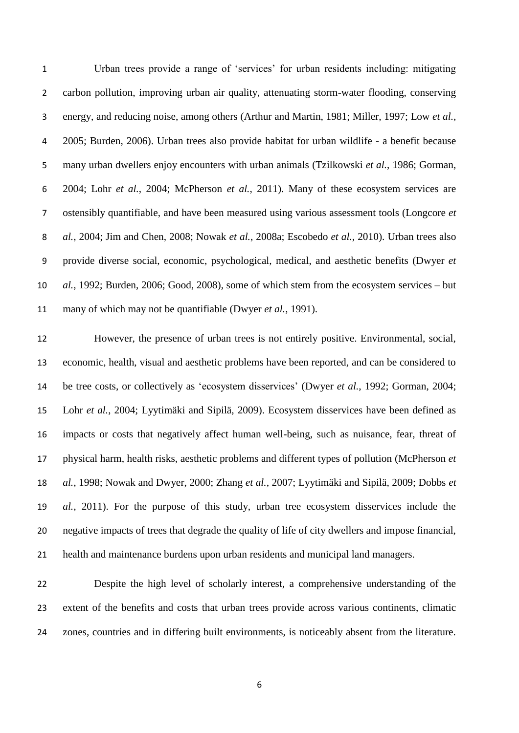Urban trees provide a range of 'services' for urban residents including: mitigating carbon pollution, improving urban air quality, attenuating storm-water flooding, conserving energy, and reducing noise, among others (Arthur and Martin, 1981; Miller, 1997; Low *et al.*, 2005; Burden, 2006). Urban trees also provide habitat for urban wildlife - a benefit because many urban dwellers enjoy encounters with urban animals (Tzilkowski *et al.*, 1986; Gorman, 2004; Lohr *et al.*, 2004; McPherson *et al.*, 2011). Many of these ecosystem services are ostensibly quantifiable, and have been measured using various assessment tools (Longcore *et al.*, 2004; Jim and Chen, 2008; Nowak *et al.*, 2008a; Escobedo *et al.*, 2010). Urban trees also provide diverse social, economic, psychological, medical, and aesthetic benefits (Dwyer *et al.*, 1992; Burden, 2006; Good, 2008), some of which stem from the ecosystem services – but many of which may not be quantifiable (Dwyer *et al.*, 1991).

However, the presence of urban trees is not entirely positive. Environmental, social, economic, health, visual and aesthetic problems have been reported, and can be considered to be tree costs, or collectively as 'ecosystem disservices' (Dwyer *et al.*, 1992; Gorman, 2004; Lohr *et al.*, 2004; Lyytimäki and Sipilä, 2009). Ecosystem disservices have been defined as impacts or costs that negatively affect human well-being, such as nuisance, fear, threat of physical harm, health risks, aesthetic problems and different types of pollution (McPherson *et al.*, 1998; Nowak and Dwyer, 2000; Zhang *et al.*, 2007; Lyytimäki and Sipilä, 2009; Dobbs *et al.*, 2011). For the purpose of this study, urban tree ecosystem disservices include the negative impacts of trees that degrade the quality of life of city dwellers and impose financial, health and maintenance burdens upon urban residents and municipal land managers.

Despite the high level of scholarly interest, a comprehensive understanding of the extent of the benefits and costs that urban trees provide across various continents, climatic zones, countries and in differing built environments, is noticeably absent from the literature.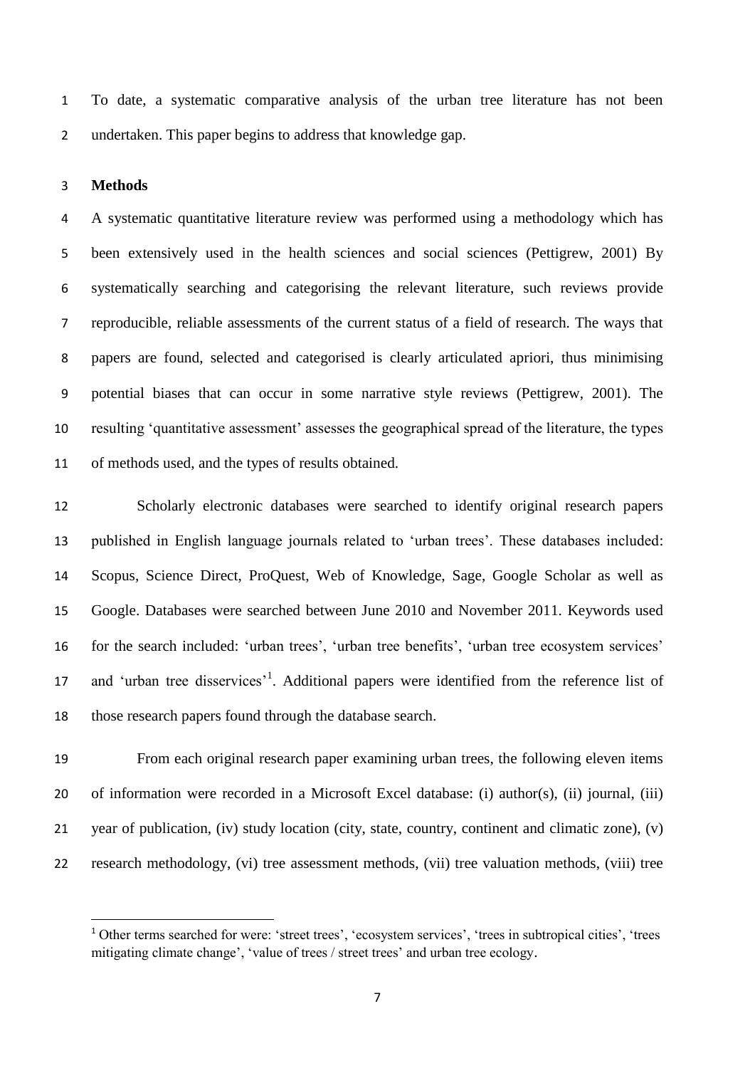To date, a systematic comparative analysis of the urban tree literature has not been undertaken. This paper begins to address that knowledge gap.

## Methods

A systematic quantitative literature review was performed using a methodology which has been extensively used in the health sciences and social sciences (Pettigrew, 2001) By systematically searching and categorising the relevant literature, such reviews provide reproducible, reliable assessments of the current status of a field of research. The ways that papers are found, selected and categorised is clearly articulated apriori, thus minimising potential biases that can occur in some narrative style reviews (Pettigrew, 2001). The resulting 'quantitative assessment' assesses the geographical spread of the literature, the types of methods used, and the types of results obtained.

Scholarly electronic databases were searched to identify original research papers published in English language journals related to 'urban trees'. These databases included: Scopus, Science Direct, ProQuest, Web of Knowledge, Sage, Google Scholar as well as Google. Databases were searched between June 2010 and November 2011. Keywords used for the search included: 'urban trees', 'urban tree benefits', 'urban tree ecosystem services' and 'urban tree disservices'[1]. Additional papers were identified from the reference list of those research papers found through the database search.

From each original research paper examining urban trees, the following eleven items of information were recorded in a Microsoft Excel database: (i) author(s), (ii) journal, (iii) year of publication, (iv) study location (city, state, country, continent and climatic zone), (v) research methodology, (vi) tree assessment methods, (vii) tree valuation methods, (viii) tree

[1] Other terms searched for were: 'street trees', 'ecosystem services', 'trees in subtropical cities', 'trees mitigating climate change', 'value of trees / street trees' and urban tree ecology.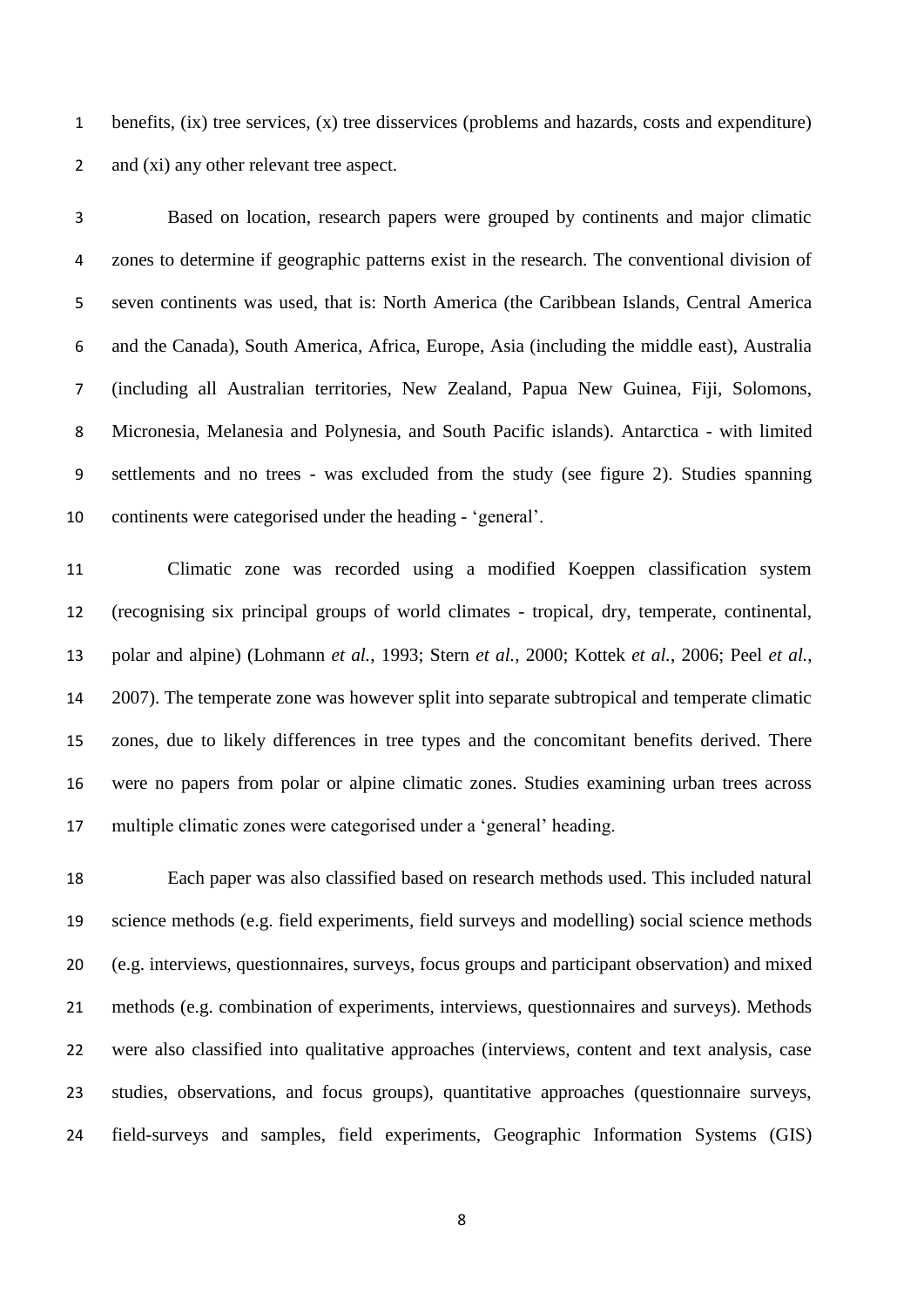benefits, (ix) tree services, (x) tree disservices (problems and hazards, costs and expenditure) and (xi) any other relevant tree aspect.

Based on location, research papers were grouped by continents and major climatic zones to determine if geographic patterns exist in the research. The conventional division of seven continents was used, that is: North America (the Caribbean Islands, Central America and the Canada), South America, Africa, Europe, Asia (including the middle east), Australia (including all Australian territories, New Zealand, Papua New Guinea, Fiji, Solomons, Micronesia, Melanesia and Polynesia, and South Pacific islands). Antarctica - with limited settlements and no trees - was excluded from the study (see figure 2). Studies spanning continents were categorised under the heading - 'general'.

Climatic zone was recorded using a modified Koeppen classification system (recognising six principal groups of world climates - tropical, dry, temperate, continental, polar and alpine) (Lohmann *et al.*, 1993; Stern *et al.*, 2000; Kottek *et al.*, 2006; Peel *et al.*, 2007). The temperate zone was however split into separate subtropical and temperate climatic zones, due to likely differences in tree types and the concomitant benefits derived. There were no papers from polar or alpine climatic zones. Studies examining urban trees across multiple climatic zones were categorised under a 'general' heading.

Each paper was also classified based on research methods used. This included natural science methods (e.g. field experiments, field surveys and modelling) social science methods (e.g. interviews, questionnaires, surveys, focus groups and participant observation) and mixed methods (e.g. combination of experiments, interviews, questionnaires and surveys). Methods were also classified into qualitative approaches (interviews, content and text analysis, case studies, observations, and focus groups), quantitative approaches (questionnaire surveys, field-surveys and samples, field experiments, Geographic Information Systems (GIS)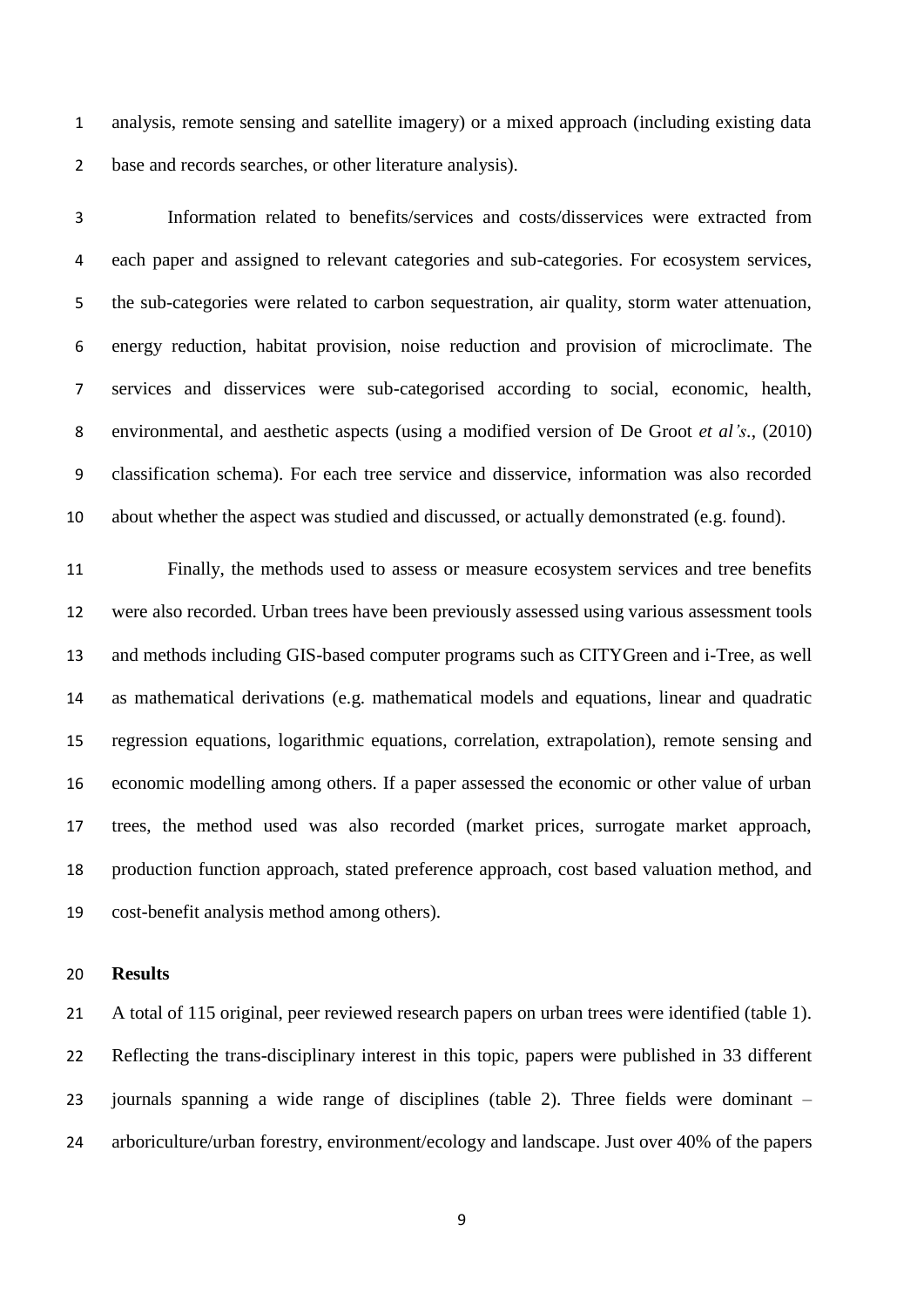analysis, remote sensing and satellite imagery) or a mixed approach (including existing data base and records searches, or other literature analysis).

Information related to benefits/services and costs/disservices were extracted from each paper and assigned to relevant categories and sub-categories. For ecosystem services, the sub-categories were related to carbon sequestration, air quality, storm water attenuation, energy reduction, habitat provision, noise reduction and provision of microclimate. The services and disservices were sub-categorised according to social, economic, health, environmental, and aesthetic aspects (using a modified version of De Groot *et al's.*, (2010) classification schema). For each tree service and disservice, information was also recorded about whether the aspect was studied and discussed, or actually demonstrated (e.g. found).

Finally, the methods used to assess or measure ecosystem services and tree benefits were also recorded. Urban trees have been previously assessed using various assessment tools and methods including GIS-based computer programs such as CITYGreen and i-Tree, as well as mathematical derivations (e.g. mathematical models and equations, linear and quadratic regression equations, logarithmic equations, correlation, extrapolation), remote sensing and economic modelling among others. If a paper assessed the economic or other value of urban trees, the method used was also recorded (market prices, surrogate market approach, production function approach, stated preference approach, cost based valuation method, and cost-benefit analysis method among others).

## Results

A total of 115 original, peer reviewed research papers on urban trees were identified (table 1). Reflecting the trans-disciplinary interest in this topic, papers were published in 33 different journals spanning a wide range of disciplines (table 2). Three fields were dominant – arboriculture/urban forestry, environment/ecology and landscape. Just over 40% of the papers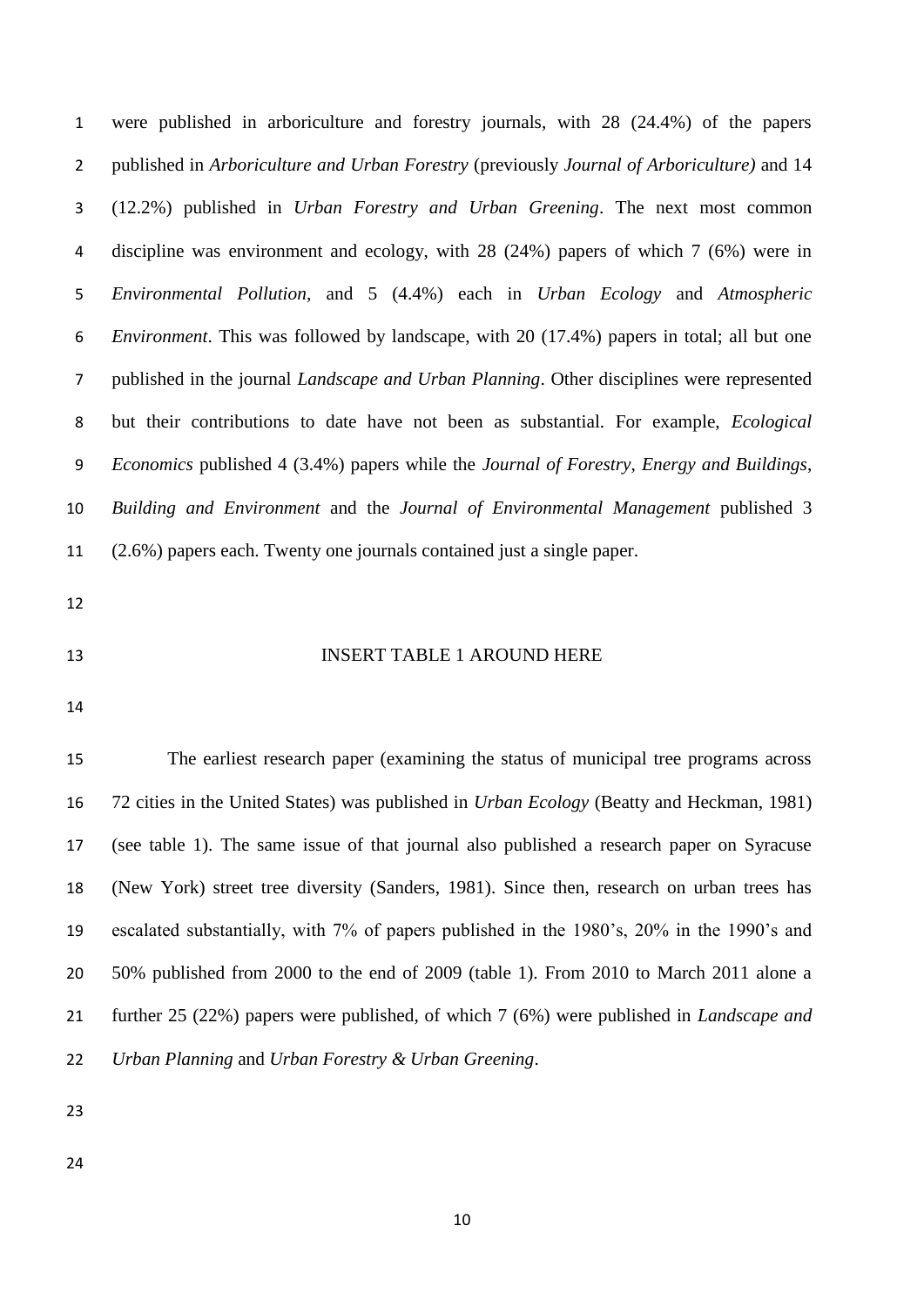were published in arboriculture and forestry journals, with 28 (24.4%) of the papers published in *Arboriculture and Urban Forestry* (previously *Journal of Arboriculture)* and 14 (12.2%) published in *Urban Forestry and Urban Greening*. The next most common discipline was environment and ecology, with 28 (24%) papers of which 7 (6%) were in *Environmental Pollution*, and 5 (4.4%) each in *Urban Ecology* and *Atmospheric Environment*. This was followed by landscape, with 20 (17.4%) papers in total; all but one published in the journal *Landscape and Urban Planning*. Other disciplines were represented but their contributions to date have not been as substantial. For example, *Ecological Economics* published 4 (3.4%) papers while the *Journal of Forestry*, *Energy and Buildings*, *Building and Environment* and the *Journal of Environmental Management* published 3 (2.6%) papers each. Twenty one journals contained just a single paper.

INSERT TABLE 1 AROUND HERE

The earliest research paper (examining the status of municipal tree programs across 72 cities in the United States) was published in *Urban Ecology* (Beatty and Heckman, 1981) (see table 1). The same issue of that journal also published a research paper on Syracuse (New York) street tree diversity (Sanders, 1981). Since then, research on urban trees has escalated substantially, with 7% of papers published in the 1980's, 20% in the 1990's and 50% published from 2000 to the end of 2009 (table 1). From 2010 to March 2011 alone a further 25 (22%) papers were published, of which 7 (6%) were published in *Landscape and Urban Planning* and *Urban Forestry & Urban Greening*.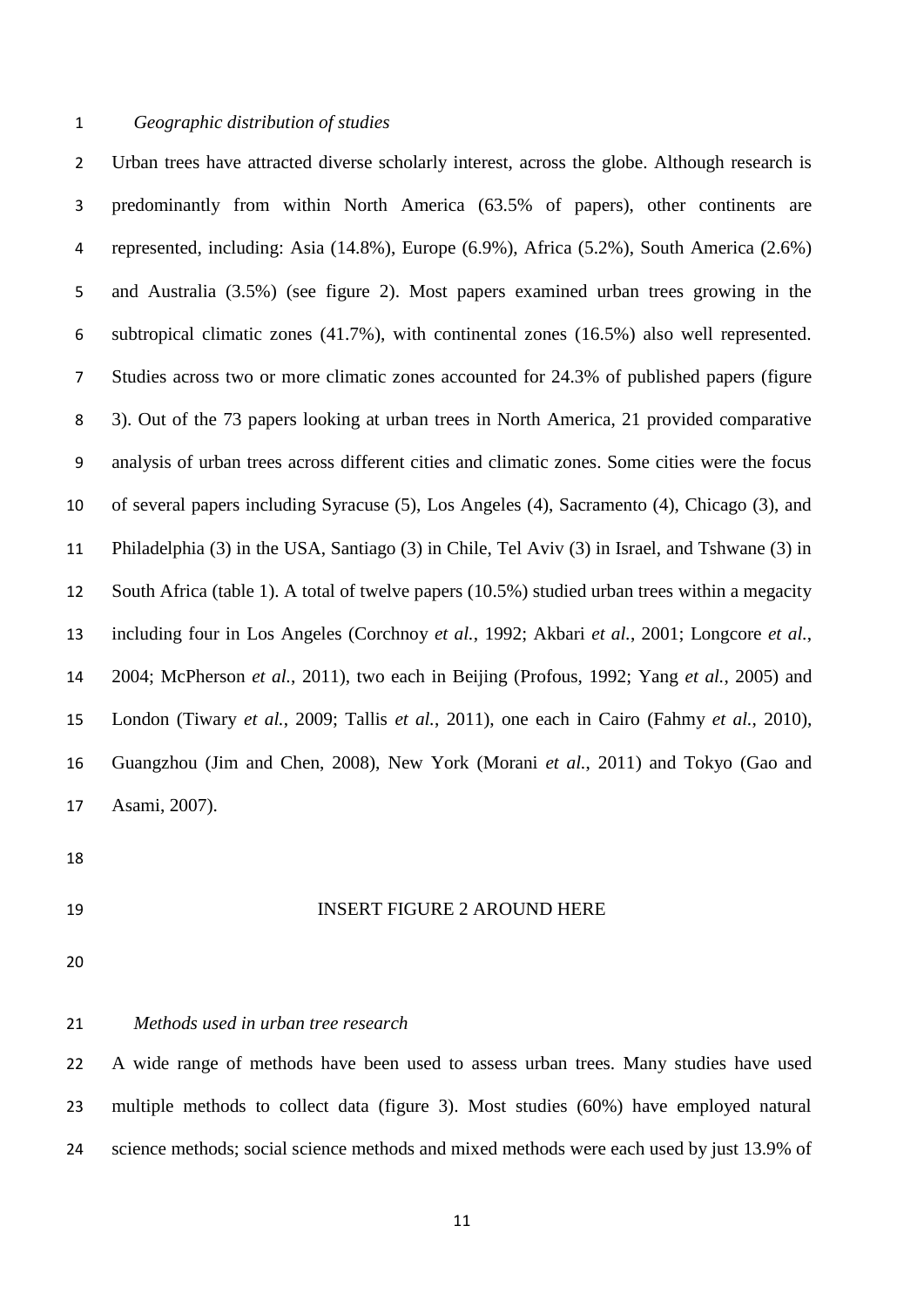*Geographic distribution of studies*

Urban trees have attracted diverse scholarly interest, across the globe. Although research is predominantly from within North America (63.5% of papers), other continents are represented, including: Asia (14.8%), Europe (6.9%), Africa (5.2%), South America (2.6%) and Australia (3.5%) (see figure 2). Most papers examined urban trees growing in the subtropical climatic zones (41.7%), with continental zones (16.5%) also well represented. Studies across two or more climatic zones accounted for 24.3% of published papers (figure 3). Out of the 73 papers looking at urban trees in North America, 21 provided comparative analysis of urban trees across different cities and climatic zones. Some cities were the focus of several papers including Syracuse (5), Los Angeles (4), Sacramento (4), Chicago (3), and Philadelphia (3) in the USA, Santiago (3) in Chile, Tel Aviv (3) in Israel, and Tshwane (3) in South Africa (table 1). A total of twelve papers (10.5%) studied urban trees within a megacity including four in Los Angeles (Corchnoy *et al.*, 1992; Akbari *et al.*, 2001; Longcore *et al.*, 2004; McPherson *et al.*, 2011), two each in Beijing (Profous, 1992; Yang *et al.*, 2005) and London (Tiwary *et al.*, 2009; Tallis *et al.*, 2011), one each in Cairo (Fahmy *et al.*, 2010), Guangzhou (Jim and Chen, 2008), New York (Morani *et al.*, 2011) and Tokyo (Gao and Asami, 2007).

INSERT FIGURE 2 AROUND HERE

*Methods used in urban tree research*

A wide range of methods have been used to assess urban trees. Many studies have used multiple methods to collect data (figure 3). Most studies (60%) have employed natural science methods; social science methods and mixed methods were each used by just 13.9% of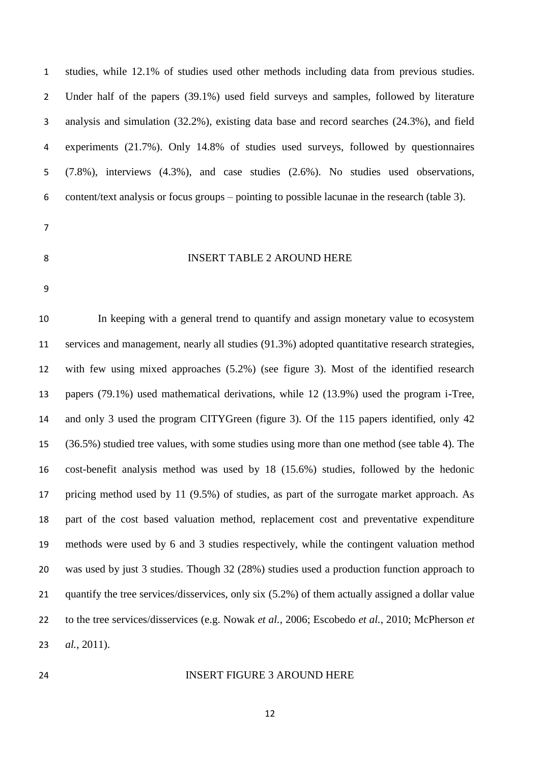studies, while 12.1% of studies used other methods including data from previous studies. Under half of the papers (39.1%) used field surveys and samples, followed by literature analysis and simulation (32.2%), existing data base and record searches (24.3%), and field experiments (21.7%). Only 14.8% of studies used surveys, followed by questionnaires (7.8%), interviews (4.3%), and case studies (2.6%). No studies used observations, content/text analysis or focus groups – pointing to possible lacunae in the research (table 3).

INSERT TABLE 2 AROUND HERE

In keeping with a general trend to quantify and assign monetary value to ecosystem services and management, nearly all studies (91.3%) adopted quantitative research strategies, with few using mixed approaches (5.2%) (see figure 3). Most of the identified research papers (79.1%) used mathematical derivations, while 12 (13.9%) used the program i-Tree, and only 3 used the program CITYGreen (figure 3). Of the 115 papers identified, only 42 (36.5%) studied tree values, with some studies using more than one method (see table 4). The cost-benefit analysis method was used by 18 (15.6%) studies, followed by the hedonic pricing method used by 11 (9.5%) of studies, as part of the surrogate market approach. As part of the cost based valuation method, replacement cost and preventative expenditure methods were used by 6 and 3 studies respectively, while the contingent valuation method was used by just 3 studies. Though 32 (28%) studies used a production function approach to quantify the tree services/disservices, only six (5.2%) of them actually assigned a dollar value to the tree services/disservices (e.g. Nowak *et al.*, 2006; Escobedo *et al.*, 2010; McPherson *et al.*, 2011).

INSERT FIGURE 3 AROUND HERE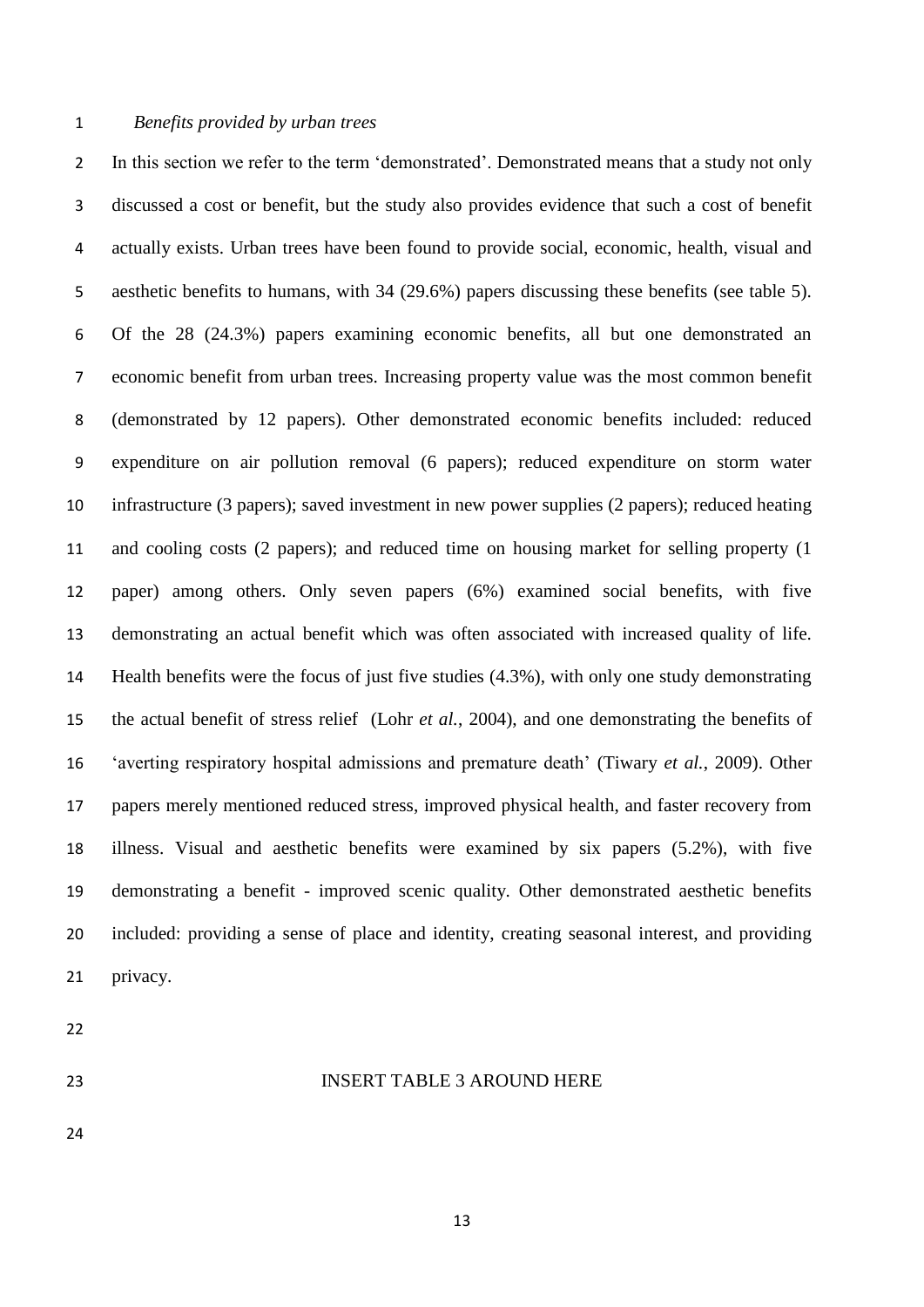*Benefits provided by urban trees*

In this section we refer to the term 'demonstrated'. Demonstrated means that a study not only discussed a cost or benefit, but the study also provides evidence that such a cost of benefit actually exists. Urban trees have been found to provide social, economic, health, visual and aesthetic benefits to humans, with 34 (29.6%) papers discussing these benefits (see table 5). Of the 28 (24.3%) papers examining economic benefits, all but one demonstrated an economic benefit from urban trees. Increasing property value was the most common benefit (demonstrated by 12 papers). Other demonstrated economic benefits included: reduced expenditure on air pollution removal (6 papers); reduced expenditure on storm water infrastructure (3 papers); saved investment in new power supplies (2 papers); reduced heating and cooling costs (2 papers); and reduced time on housing market for selling property (1 paper) among others. Only seven papers (6%) examined social benefits, with five demonstrating an actual benefit which was often associated with increased quality of life. Health benefits were the focus of just five studies (4.3%), with only one study demonstrating the actual benefit of stress relief (Lohr *et al.*, 2004), and one demonstrating the benefits of 'averting respiratory hospital admissions and premature death' (Tiwary *et al.*, 2009). Other papers merely mentioned reduced stress, improved physical health, and faster recovery from illness. Visual and aesthetic benefits were examined by six papers (5.2%), with five demonstrating a benefit - improved scenic quality. Other demonstrated aesthetic benefits included: providing a sense of place and identity, creating seasonal interest, and providing privacy.

INSERT TABLE 3 AROUND HERE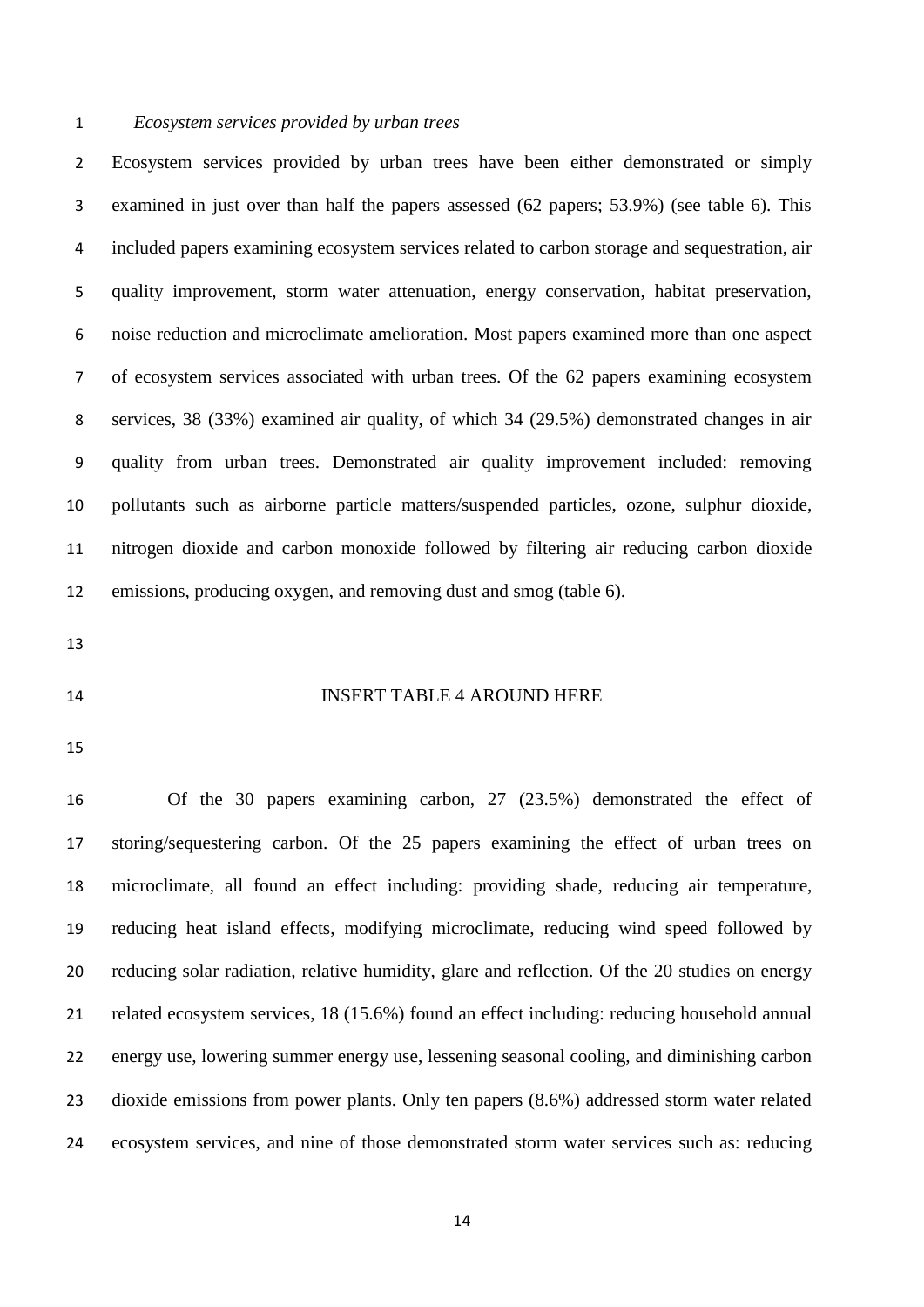*Ecosystem services provided by urban trees*

Ecosystem services provided by urban trees have been either demonstrated or simply examined in just over than half the papers assessed (62 papers; 53.9%) (see table 6). This included papers examining ecosystem services related to carbon storage and sequestration, air quality improvement, storm water attenuation, energy conservation, habitat preservation, noise reduction and microclimate amelioration. Most papers examined more than one aspect of ecosystem services associated with urban trees. Of the 62 papers examining ecosystem services, 38 (33%) examined air quality, of which 34 (29.5%) demonstrated changes in air quality from urban trees. Demonstrated air quality improvement included: removing pollutants such as airborne particle matters/suspended particles, ozone, sulphur dioxide, nitrogen dioxide and carbon monoxide followed by filtering air reducing carbon dioxide emissions, producing oxygen, and removing dust and smog (table 6).

INSERT TABLE 4 AROUND HERE

Of the 30 papers examining carbon, 27 (23.5%) demonstrated the effect of storing/sequestering carbon. Of the 25 papers examining the effect of urban trees on microclimate, all found an effect including: providing shade, reducing air temperature, reducing heat island effects, modifying microclimate, reducing wind speed followed by reducing solar radiation, relative humidity, glare and reflection. Of the 20 studies on energy related ecosystem services, 18 (15.6%) found an effect including: reducing household annual energy use, lowering summer energy use, lessening seasonal cooling, and diminishing carbon dioxide emissions from power plants. Only ten papers (8.6%) addressed storm water related ecosystem services, and nine of those demonstrated storm water services such as: reducing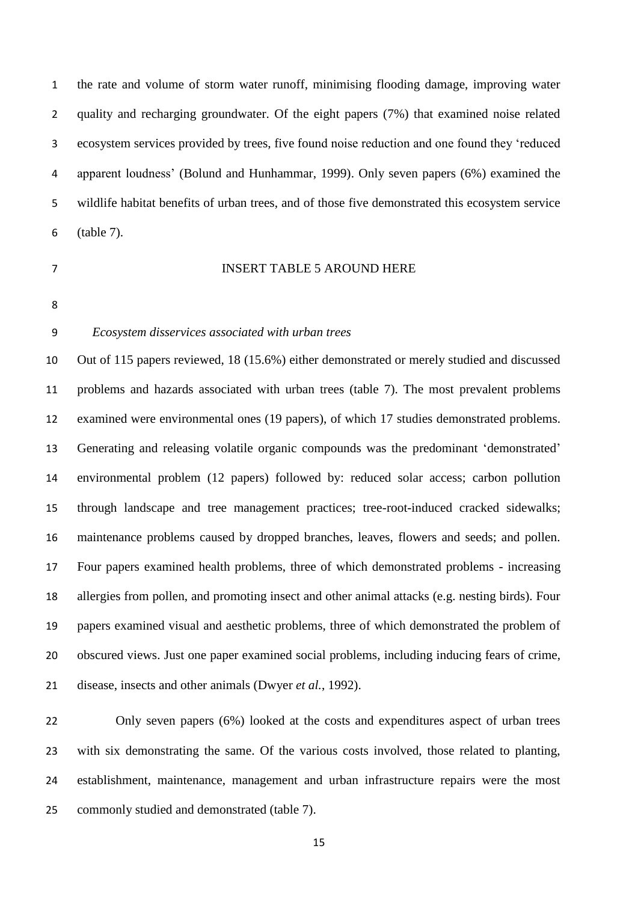the rate and volume of storm water runoff, minimising flooding damage, improving water quality and recharging groundwater. Of the eight papers (7%) that examined noise related ecosystem services provided by trees, five found noise reduction and one found they 'reduced apparent loudness' (Bolund and Hunhammar, 1999). Only seven papers (6%) examined the wildlife habitat benefits of urban trees, and of those five demonstrated this ecosystem service (table 7).

INSERT TABLE 5 AROUND HERE

*Ecosystem disservices associated with urban trees*

Out of 115 papers reviewed, 18 (15.6%) either demonstrated or merely studied and discussed problems and hazards associated with urban trees (table 7). The most prevalent problems examined were environmental ones (19 papers), of which 17 studies demonstrated problems. Generating and releasing volatile organic compounds was the predominant 'demonstrated' environmental problem (12 papers) followed by: reduced solar access; carbon pollution through landscape and tree management practices; tree-root-induced cracked sidewalks; maintenance problems caused by dropped branches, leaves, flowers and seeds; and pollen. Four papers examined health problems, three of which demonstrated problems - increasing allergies from pollen, and promoting insect and other animal attacks (e.g. nesting birds). Four papers examined visual and aesthetic problems, three of which demonstrated the problem of obscured views. Just one paper examined social problems, including inducing fears of crime, disease, insects and other animals (Dwyer *et al.*, 1992).

Only seven papers (6%) looked at the costs and expenditures aspect of urban trees with six demonstrating the same. Of the various costs involved, those related to planting, establishment, maintenance, management and urban infrastructure repairs were the most commonly studied and demonstrated (table 7).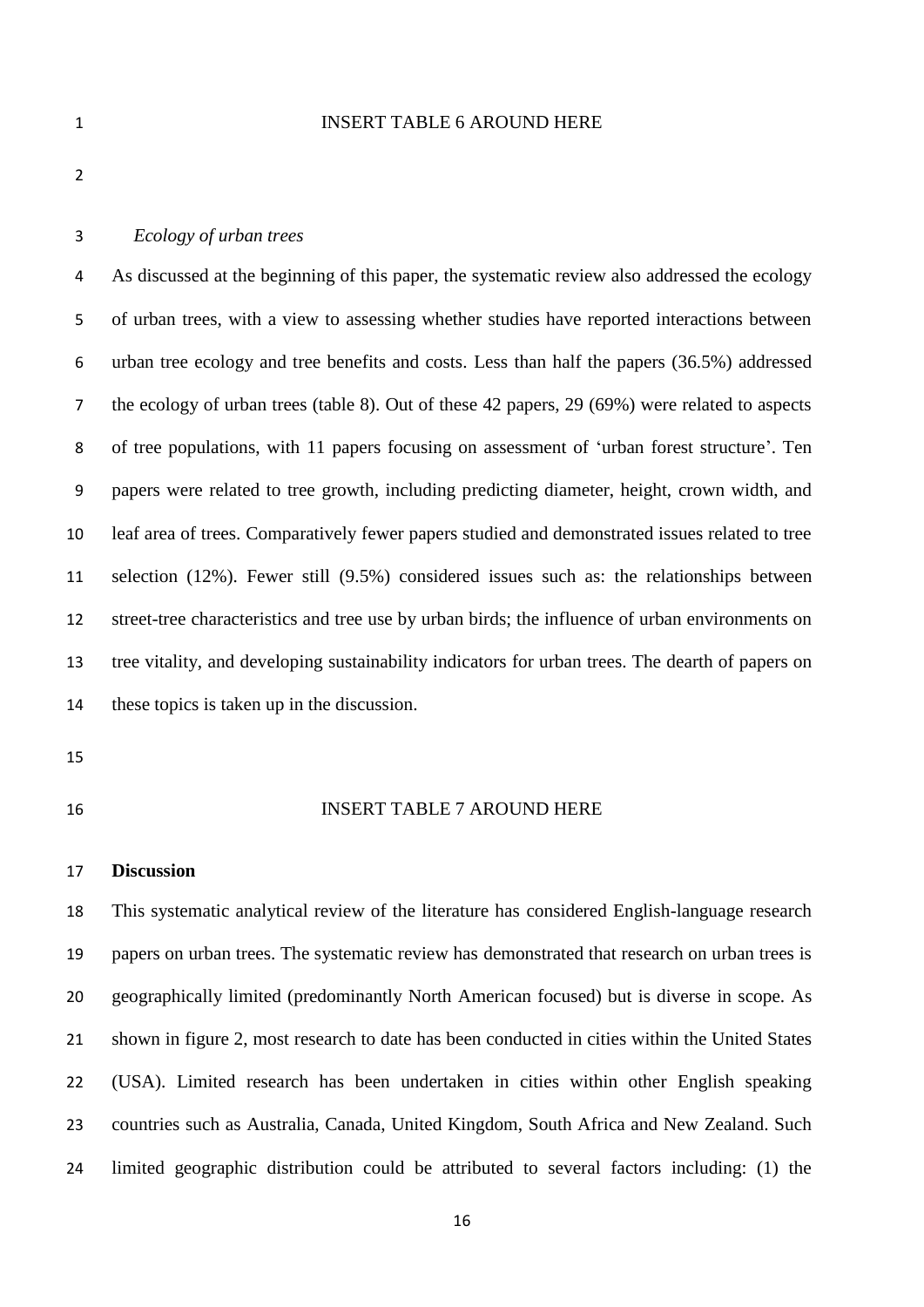INSERT TABLE 6 AROUND HERE

### *Ecology of urban trees*

As discussed at the beginning of this paper, the systematic review also addressed the ecology of urban trees, with a view to assessing whether studies have reported interactions between urban tree ecology and tree benefits and costs. Less than half the papers (36.5%) addressed the ecology of urban trees (table 8). Out of these 42 papers, 29 (69%) were related to aspects of tree populations, with 11 papers focusing on assessment of 'urban forest structure'. Ten papers were related to tree growth, including predicting diameter, height, crown width, and leaf area of trees. Comparatively fewer papers studied and demonstrated issues related to tree selection (12%). Fewer still (9.5%) considered issues such as: the relationships between street-tree characteristics and tree use by urban birds; the influence of urban environments on tree vitality, and developing sustainability indicators for urban trees. The dearth of papers on these topics is taken up in the discussion.

INSERT TABLE 7 AROUND HERE

## Discussion

This systematic analytical review of the literature has considered English-language research papers on urban trees. The systematic review has demonstrated that research on urban trees is geographically limited (predominantly North American focused) but is diverse in scope. As shown in figure 2, most research to date has been conducted in cities within the United States (USA). Limited research has been undertaken in cities within other English speaking countries such as Australia, Canada, United Kingdom, South Africa and New Zealand. Such limited geographic distribution could be attributed to several factors including: (1) the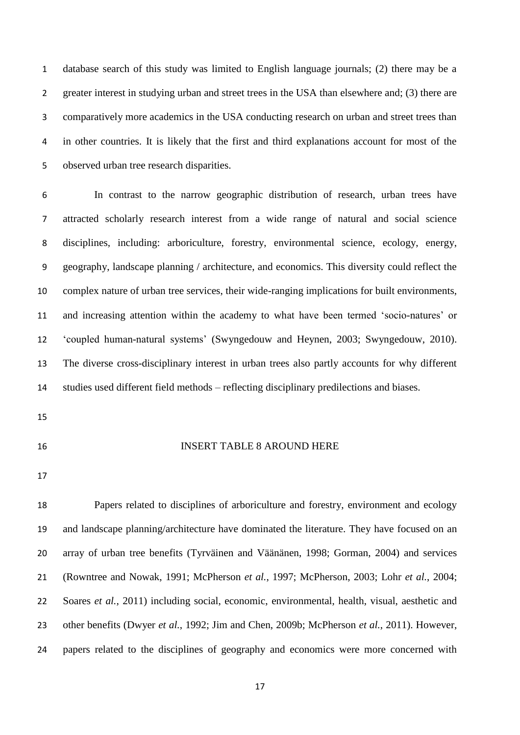database search of this study was limited to English language journals; (2) there may be a greater interest in studying urban and street trees in the USA than elsewhere and; (3) there are comparatively more academics in the USA conducting research on urban and street trees than in other countries. It is likely that the first and third explanations account for most of the observed urban tree research disparities.

In contrast to the narrow geographic distribution of research, urban trees have attracted scholarly research interest from a wide range of natural and social science disciplines, including: arboriculture, forestry, environmental science, ecology, energy, geography, landscape planning / architecture, and economics. This diversity could reflect the complex nature of urban tree services, their wide-ranging implications for built environments, and increasing attention within the academy to what have been termed 'socio-natures' or 'coupled human-natural systems' (Swyngedouw and Heynen, 2003; Swyngedouw, 2010). The diverse cross-disciplinary interest in urban trees also partly accounts for why different studies used different field methods – reflecting disciplinary predilections and biases.

INSERT TABLE 8 AROUND HERE

Papers related to disciplines of arboriculture and forestry, environment and ecology and landscape planning/architecture have dominated the literature. They have focused on an array of urban tree benefits (Tyrväinen and Väänänen, 1998; Gorman, 2004) and services (Rowntree and Nowak, 1991; McPherson *et al.*, 1997; McPherson, 2003; Lohr *et al.*, 2004; Soares *et al.*, 2011) including social, economic, environmental, health, visual, aesthetic and other benefits (Dwyer *et al.*, 1992; Jim and Chen, 2009b; McPherson *et al.*, 2011). However, papers related to the disciplines of geography and economics were more concerned with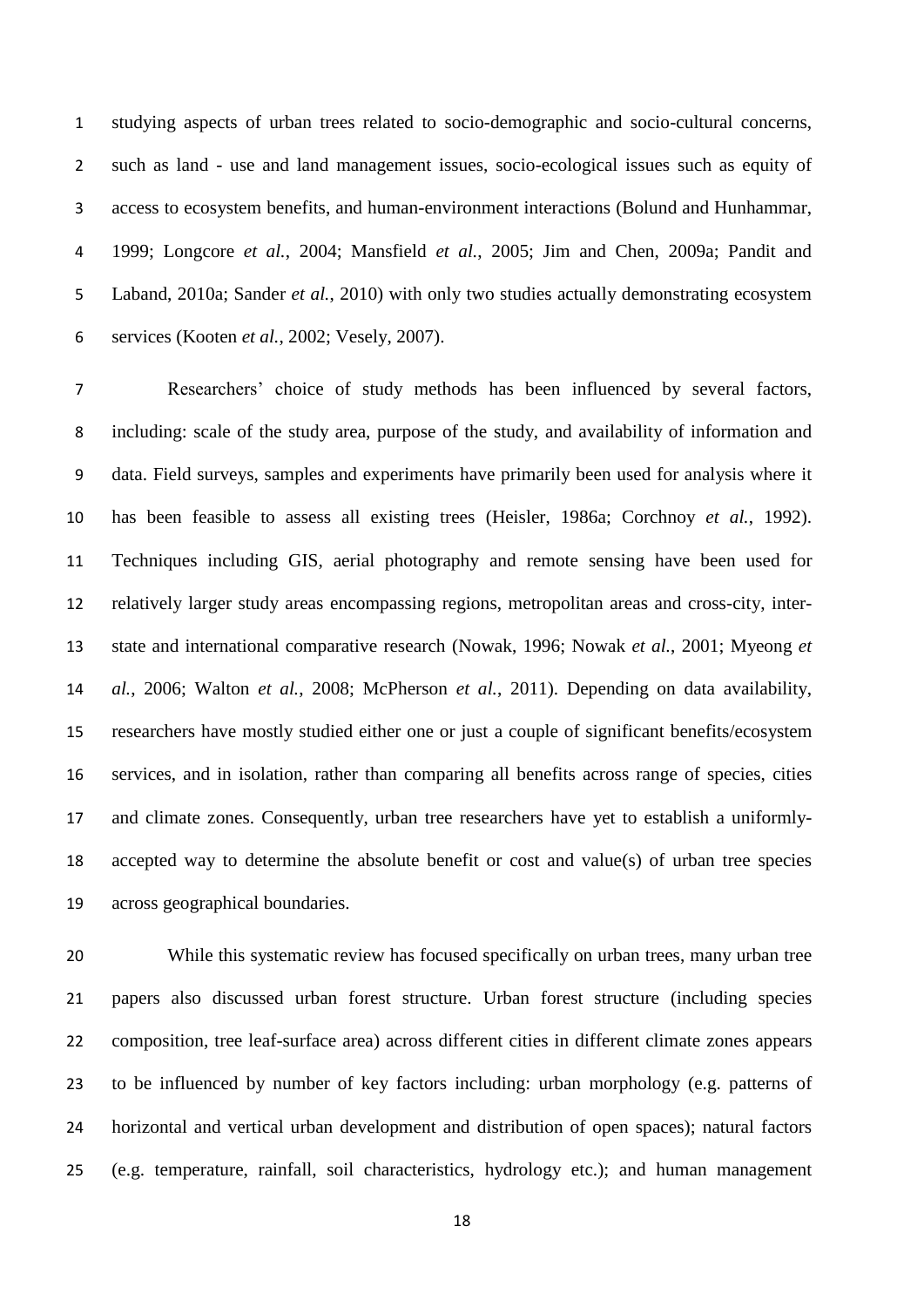studying aspects of urban trees related to socio-demographic and socio-cultural concerns, such as land - use and land management issues, socio-ecological issues such as equity of access to ecosystem benefits, and human-environment interactions (Bolund and Hunhammar, 1999; Longcore *et al.*, 2004; Mansfield *et al.*, 2005; Jim and Chen, 2009a; Pandit and Laband, 2010a; Sander *et al.*, 2010) with only two studies actually demonstrating ecosystem services (Kooten *et al.*, 2002; Vesely, 2007).

Researchers' choice of study methods has been influenced by several factors, including: scale of the study area, purpose of the study, and availability of information and data. Field surveys, samples and experiments have primarily been used for analysis where it has been feasible to assess all existing trees (Heisler, 1986a; Corchnoy *et al.*, 1992). Techniques including GIS, aerial photography and remote sensing have been used for relatively larger study areas encompassing regions, metropolitan areas and cross-city, inter-state and international comparative research (Nowak, 1996; Nowak *et al.*, 2001; Myeong *et al.*, 2006; Walton *et al.*, 2008; McPherson *et al.*, 2011). Depending on data availability, researchers have mostly studied either one or just a couple of significant benefits/ecosystem services, and in isolation, rather than comparing all benefits across range of species, cities and climate zones. Consequently, urban tree researchers have yet to establish a uniformly-accepted way to determine the absolute benefit or cost and value(s) of urban tree species across geographical boundaries.

While this systematic review has focused specifically on urban trees, many urban tree papers also discussed urban forest structure. Urban forest structure (including species composition, tree leaf-surface area) across different cities in different climate zones appears to be influenced by number of key factors including: urban morphology (e.g. patterns of horizontal and vertical urban development and distribution of open spaces); natural factors (e.g. temperature, rainfall, soil characteristics, hydrology etc.); and human management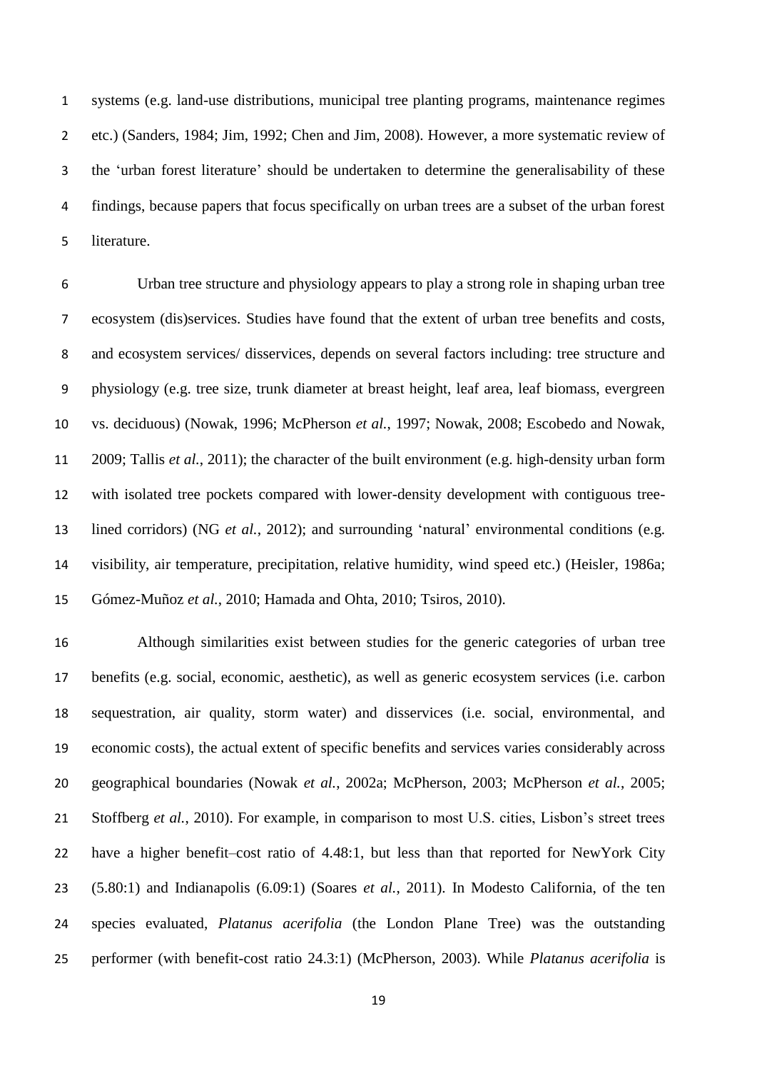systems (e.g. land-use distributions, municipal tree planting programs, maintenance regimes etc.) (Sanders, 1984; Jim, 1992; Chen and Jim, 2008). However, a more systematic review of the 'urban forest literature' should be undertaken to determine the generalisability of these findings, because papers that focus specifically on urban trees are a subset of the urban forest literature.

Urban tree structure and physiology appears to play a strong role in shaping urban tree ecosystem (dis)services. Studies have found that the extent of urban tree benefits and costs, and ecosystem services/ disservices, depends on several factors including: tree structure and physiology (e.g. tree size, trunk diameter at breast height, leaf area, leaf biomass, evergreen vs. deciduous) (Nowak, 1996; McPherson *et al.*, 1997; Nowak, 2008; Escobedo and Nowak, 2009; Tallis *et al.*, 2011); the character of the built environment (e.g. high-density urban form with isolated tree pockets compared with lower-density development with contiguous tree-lined corridors) (NG *et al.*, 2012); and surrounding 'natural' environmental conditions (e.g. visibility, air temperature, precipitation, relative humidity, wind speed etc.) (Heisler, 1986a; Gómez-Muñoz *et al.*, 2010; Hamada and Ohta, 2010; Tsiros, 2010).

Although similarities exist between studies for the generic categories of urban tree benefits (e.g. social, economic, aesthetic), as well as generic ecosystem services (i.e. carbon sequestration, air quality, storm water) and disservices (i.e. social, environmental, and economic costs), the actual extent of specific benefits and services varies considerably across geographical boundaries (Nowak *et al.*, 2002a; McPherson, 2003; McPherson *et al.*, 2005; Stoffberg *et al.*, 2010). For example, in comparison to most U.S. cities, Lisbon's street trees have a higher benefit–cost ratio of 4.48:1, but less than that reported for NewYork City (5.80:1) and Indianapolis (6.09:1) (Soares *et al.*, 2011). In Modesto California, of the ten species evaluated, *Platanus acerifolia* (the London Plane Tree) was the outstanding performer (with benefit-cost ratio 24.3:1) (McPherson, 2003). While *Platanus acerifolia* is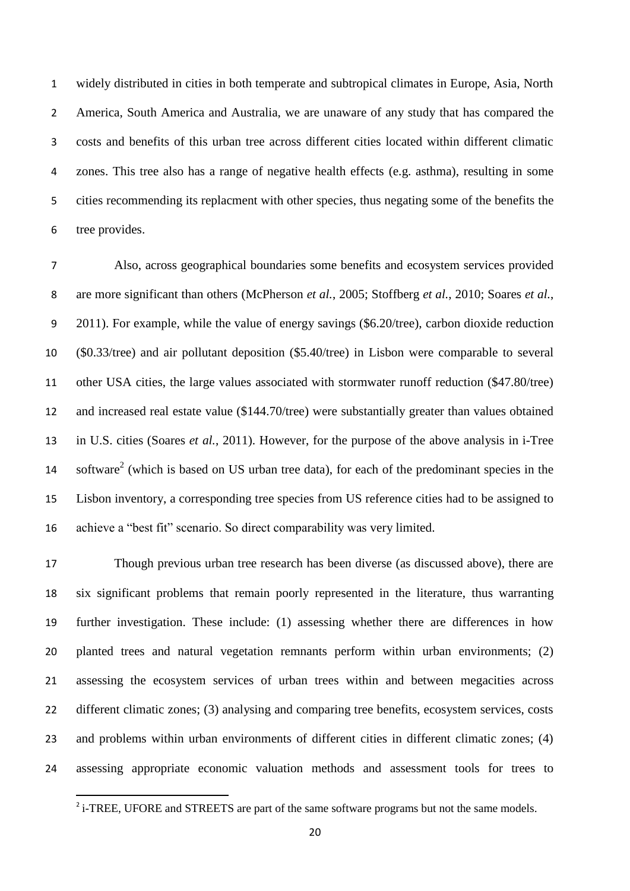widely distributed in cities in both temperate and subtropical climates in Europe, Asia, North America, South America and Australia, we are unaware of any study that has compared the costs and benefits of this urban tree across different cities located within different climatic zones. This tree also has a range of negative health effects (e.g. asthma), resulting in some cities recommending its replacment with other species, thus negating some of the benefits the tree provides.

Also, across geographical boundaries some benefits and ecosystem services provided are more significant than others (McPherson *et al.*, 2005; Stoffberg *et al.*, 2010; Soares *et al.*, 2011). For example, while the value of energy savings (\$6.20/tree), carbon dioxide reduction (\$0.33/tree) and air pollutant deposition (\$5.40/tree) in Lisbon were comparable to several other USA cities, the large values associated with stormwater runoff reduction (\$47.80/tree) and increased real estate value (\$144.70/tree) were substantially greater than values obtained in U.S. cities (Soares *et al.*, 2011). However, for the purpose of the above analysis in i-Tree software[2] (which is based on US urban tree data), for each of the predominant species in the Lisbon inventory, a corresponding tree species from US reference cities had to be assigned to achieve a "best fit" scenario. So direct comparability was very limited.

Though previous urban tree research has been diverse (as discussed above), there are six significant problems that remain poorly represented in the literature, thus warranting further investigation. These include: (1) assessing whether there are differences in how planted trees and natural vegetation remnants perform within urban environments; (2) assessing the ecosystem services of urban trees within and between megacities across different climatic zones; (3) analysing and comparing tree benefits, ecosystem services, costs and problems within urban environments of different cities in different climatic zones; (4) assessing appropriate economic valuation methods and assessment tools for trees to

[2] i-TREE, UFORE and STREETS are part of the same software programs but not the same models.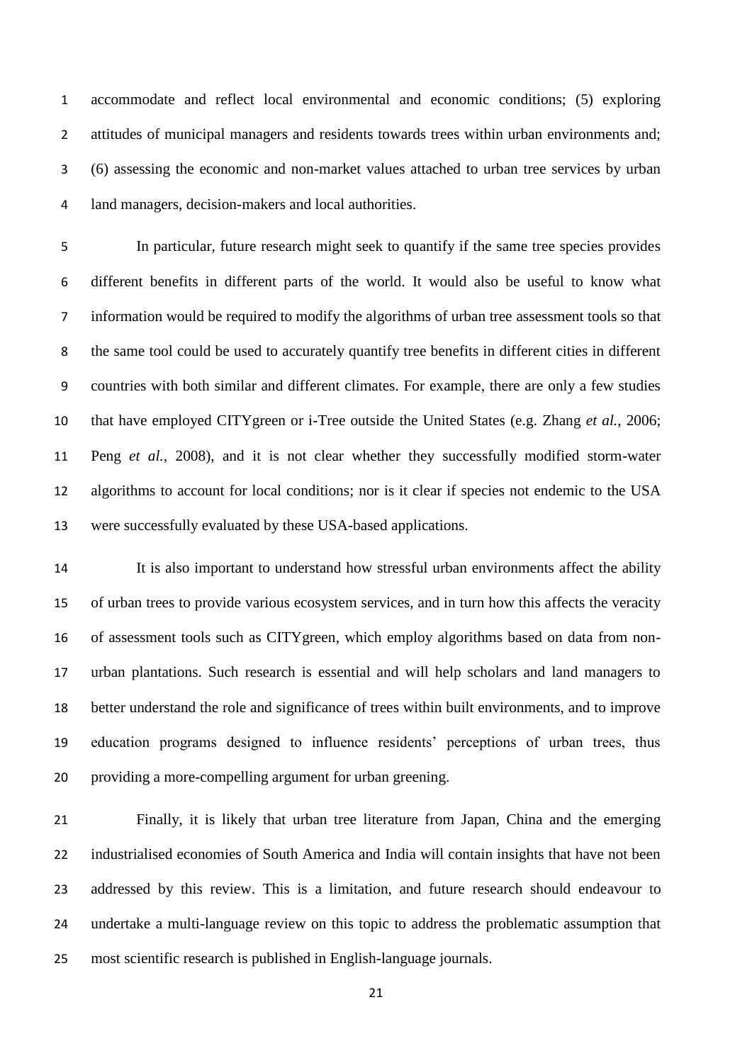accommodate and reflect local environmental and economic conditions; (5) exploring attitudes of municipal managers and residents towards trees within urban environments and; (6) assessing the economic and non-market values attached to urban tree services by urban land managers, decision-makers and local authorities.

In particular, future research might seek to quantify if the same tree species provides different benefits in different parts of the world. It would also be useful to know what information would be required to modify the algorithms of urban tree assessment tools so that the same tool could be used to accurately quantify tree benefits in different cities in different countries with both similar and different climates. For example, there are only a few studies that have employed CITYgreen or i-Tree outside the United States (e.g. Zhang *et al.*, 2006; Peng *et al.*, 2008), and it is not clear whether they successfully modified storm-water algorithms to account for local conditions; nor is it clear if species not endemic to the USA were successfully evaluated by these USA-based applications.

It is also important to understand how stressful urban environments affect the ability of urban trees to provide various ecosystem services, and in turn how this affects the veracity of assessment tools such as CITYgreen, which employ algorithms based on data from non-urban plantations. Such research is essential and will help scholars and land managers to better understand the role and significance of trees within built environments, and to improve education programs designed to influence residents' perceptions of urban trees, thus providing a more-compelling argument for urban greening.

Finally, it is likely that urban tree literature from Japan, China and the emerging industrialised economies of South America and India will contain insights that have not been addressed by this review. This is a limitation, and future research should endeavour to undertake a multi-language review on this topic to address the problematic assumption that most scientific research is published in English-language journals.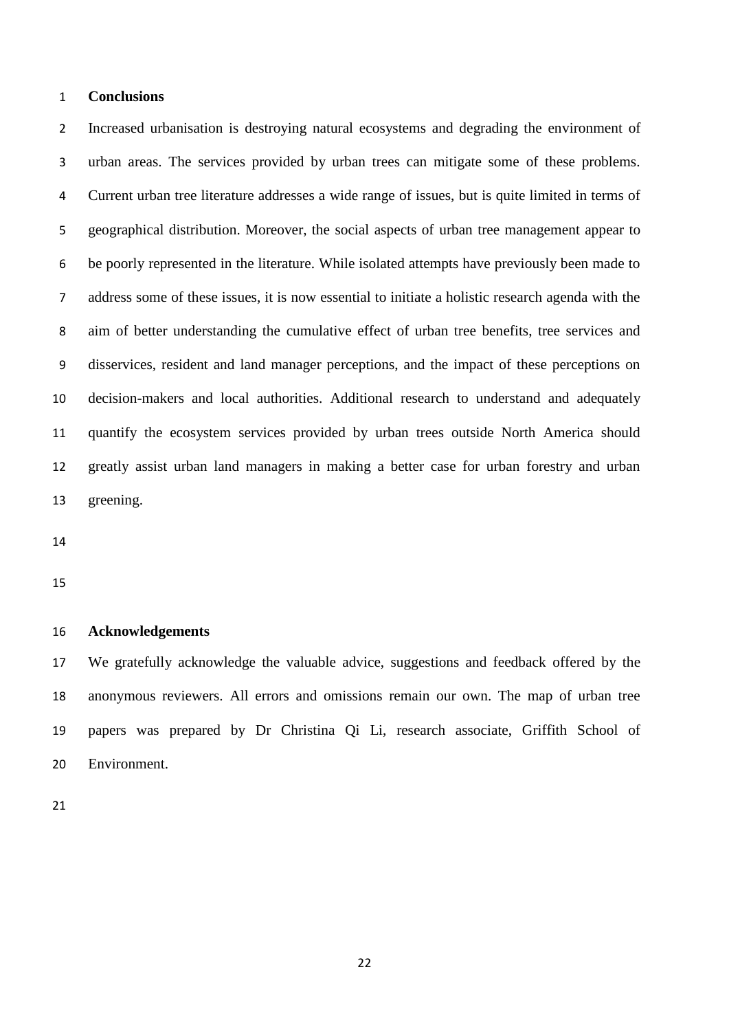## Conclusions

Increased urbanisation is destroying natural ecosystems and degrading the environment of urban areas. The services provided by urban trees can mitigate some of these problems. Current urban tree literature addresses a wide range of issues, but is quite limited in terms of geographical distribution. Moreover, the social aspects of urban tree management appear to be poorly represented in the literature. While isolated attempts have previously been made to address some of these issues, it is now essential to initiate a holistic research agenda with the aim of better understanding the cumulative effect of urban tree benefits, tree services and disservices, resident and land manager perceptions, and the impact of these perceptions on decision-makers and local authorities. Additional research to understand and adequately quantify the ecosystem services provided by urban trees outside North America should greatly assist urban land managers in making a better case for urban forestry and urban greening.

## Acknowledgements

We gratefully acknowledge the valuable advice, suggestions and feedback offered by the anonymous reviewers. All errors and omissions remain our own. The map of urban tree papers was prepared by Dr Christina Qi Li, research associate, Griffith School of Environment.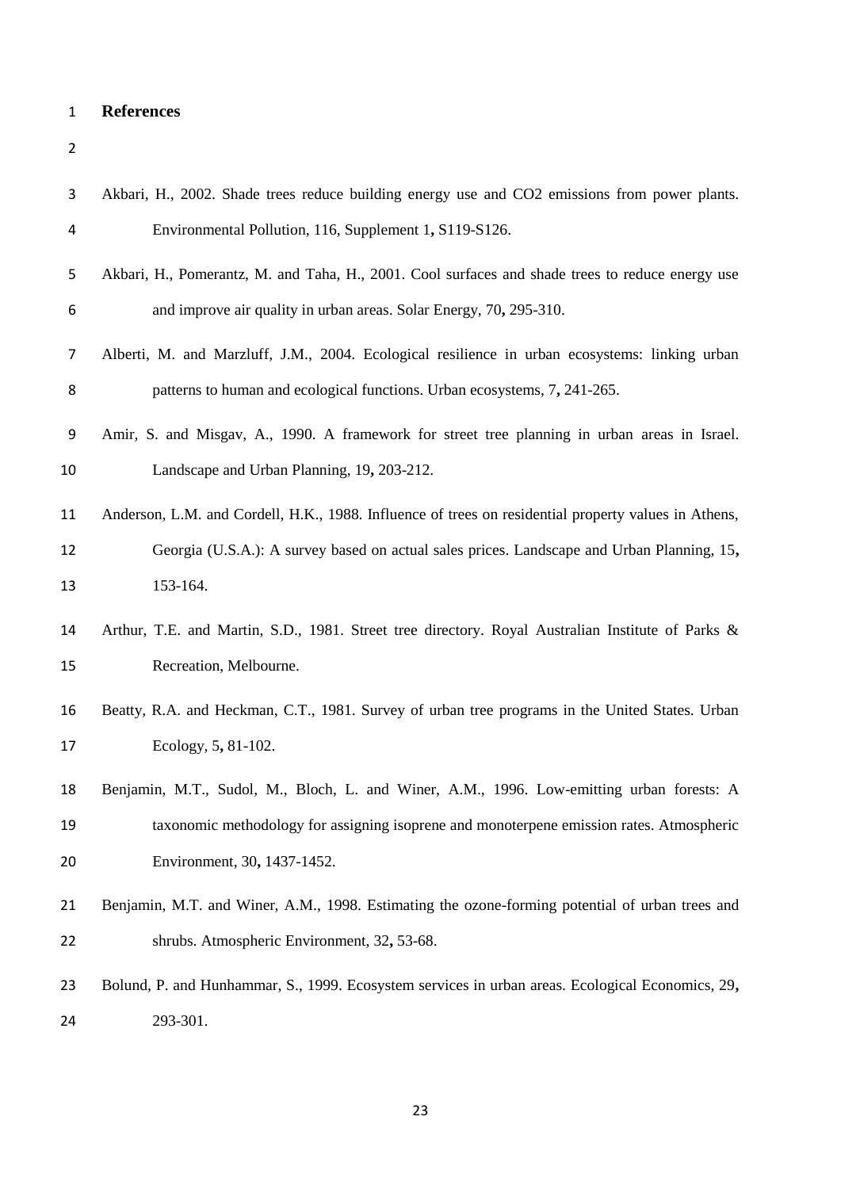# References

Akbari, H., 2002. Shade trees reduce building energy use and CO2 emissions from power plants. Environmental Pollution, 116, Supplement 1**,** S119-S126.

Akbari, H., Pomerantz, M. and Taha, H., 2001. Cool surfaces and shade trees to reduce energy use and improve air quality in urban areas. Solar Energy, 70**,** 295-310.

Alberti, M. and Marzluff, J.M., 2004. Ecological resilience in urban ecosystems: linking urban patterns to human and ecological functions. Urban ecosystems, 7**,** 241-265.

Amir, S. and Misgav, A., 1990. A framework for street tree planning in urban areas in Israel. Landscape and Urban Planning, 19**,** 203-212.

Anderson, L.M. and Cordell, H.K., 1988. Influence of trees on residential property values in Athens, Georgia (U.S.A.): A survey based on actual sales prices. Landscape and Urban Planning, 15**,** 153-164.

Arthur, T.E. and Martin, S.D., 1981. Street tree directory. Royal Australian Institute of Parks & Recreation, Melbourne.

Beatty, R.A. and Heckman, C.T., 1981. Survey of urban tree programs in the United States. Urban Ecology, 5**,** 81-102.

Benjamin, M.T., Sudol, M., Bloch, L. and Winer, A.M., 1996. Low-emitting urban forests: A taxonomic methodology for assigning isoprene and monoterpene emission rates. Atmospheric Environment, 30**,** 1437-1452.

Benjamin, M.T. and Winer, A.M., 1998. Estimating the ozone-forming potential of urban trees and shrubs. Atmospheric Environment, 32**,** 53-68.

Bolund, P. and Hunhammar, S., 1999. Ecosystem services in urban areas. Ecological Economics, 29**,** 293-301.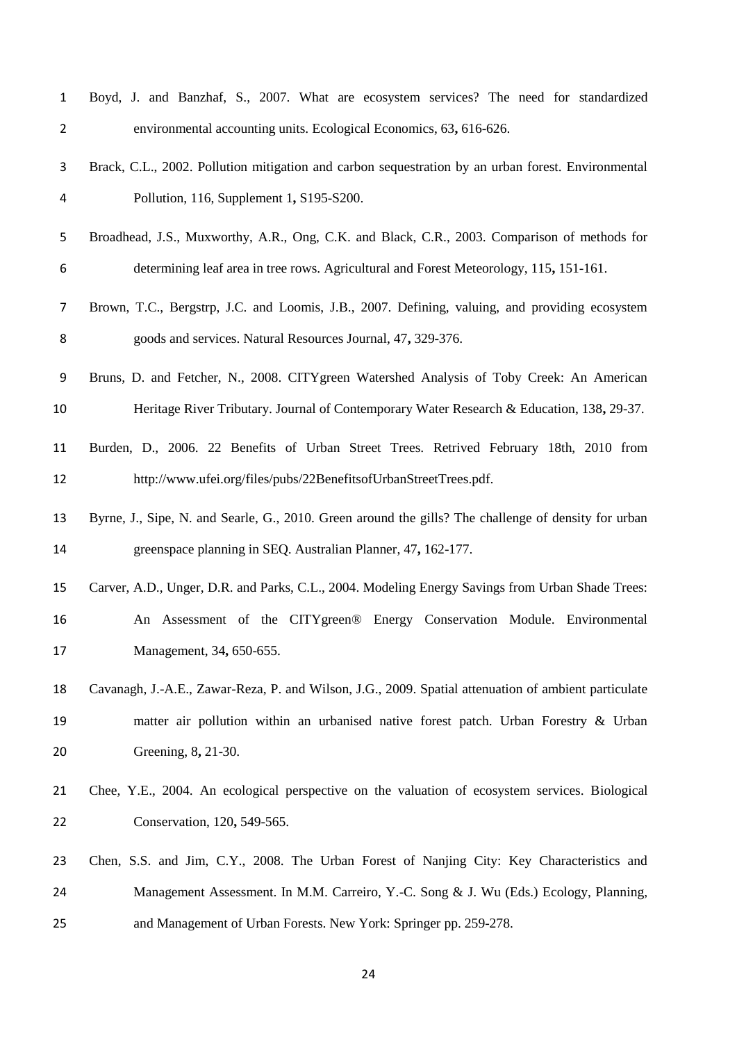Boyd, J. and Banzhaf, S., 2007. What are ecosystem services? The need for standardized environmental accounting units. Ecological Economics, 63**,** 616-626.

Brack, C.L., 2002. Pollution mitigation and carbon sequestration by an urban forest. Environmental Pollution, 116, Supplement 1**,** S195-S200.

Broadhead, J.S., Muxworthy, A.R., Ong, C.K. and Black, C.R., 2003. Comparison of methods for determining leaf area in tree rows. Agricultural and Forest Meteorology, 115**,** 151-161.

Brown, T.C., Bergstrp, J.C. and Loomis, J.B., 2007. Defining, valuing, and providing ecosystem goods and services. Natural Resources Journal, 47**,** 329-376.

Bruns, D. and Fetcher, N., 2008. CITYgreen Watershed Analysis of Toby Creek: An American Heritage River Tributary. Journal of Contemporary Water Research & Education, 138**,** 29-37.

Burden, D., 2006. 22 Benefits of Urban Street Trees. Retrived February 18th, 2010 from http://www.ufei.org/files/pubs/22BenefitsofUrbanStreetTrees.pdf.

Byrne, J., Sipe, N. and Searle, G., 2010. Green around the gills? The challenge of density for urban greenspace planning in SEQ. Australian Planner, 47**,** 162-177.

Carver, A.D., Unger, D.R. and Parks, C.L., 2004. Modeling Energy Savings from Urban Shade Trees: An Assessment of the CITYgreen® Energy Conservation Module. Environmental Management, 34**,** 650-655.

Cavanagh, J.-A.E., Zawar-Reza, P. and Wilson, J.G., 2009. Spatial attenuation of ambient particulate matter air pollution within an urbanised native forest patch. Urban Forestry & Urban Greening, 8**,** 21-30.

Chee, Y.E., 2004. An ecological perspective on the valuation of ecosystem services. Biological Conservation, 120**,** 549-565.

Chen, S.S. and Jim, C.Y., 2008. The Urban Forest of Nanjing City: Key Characteristics and Management Assessment. In M.M. Carreiro, Y.-C. Song & J. Wu (Eds.) Ecology, Planning, and Management of Urban Forests. New York: Springer pp. 259-278.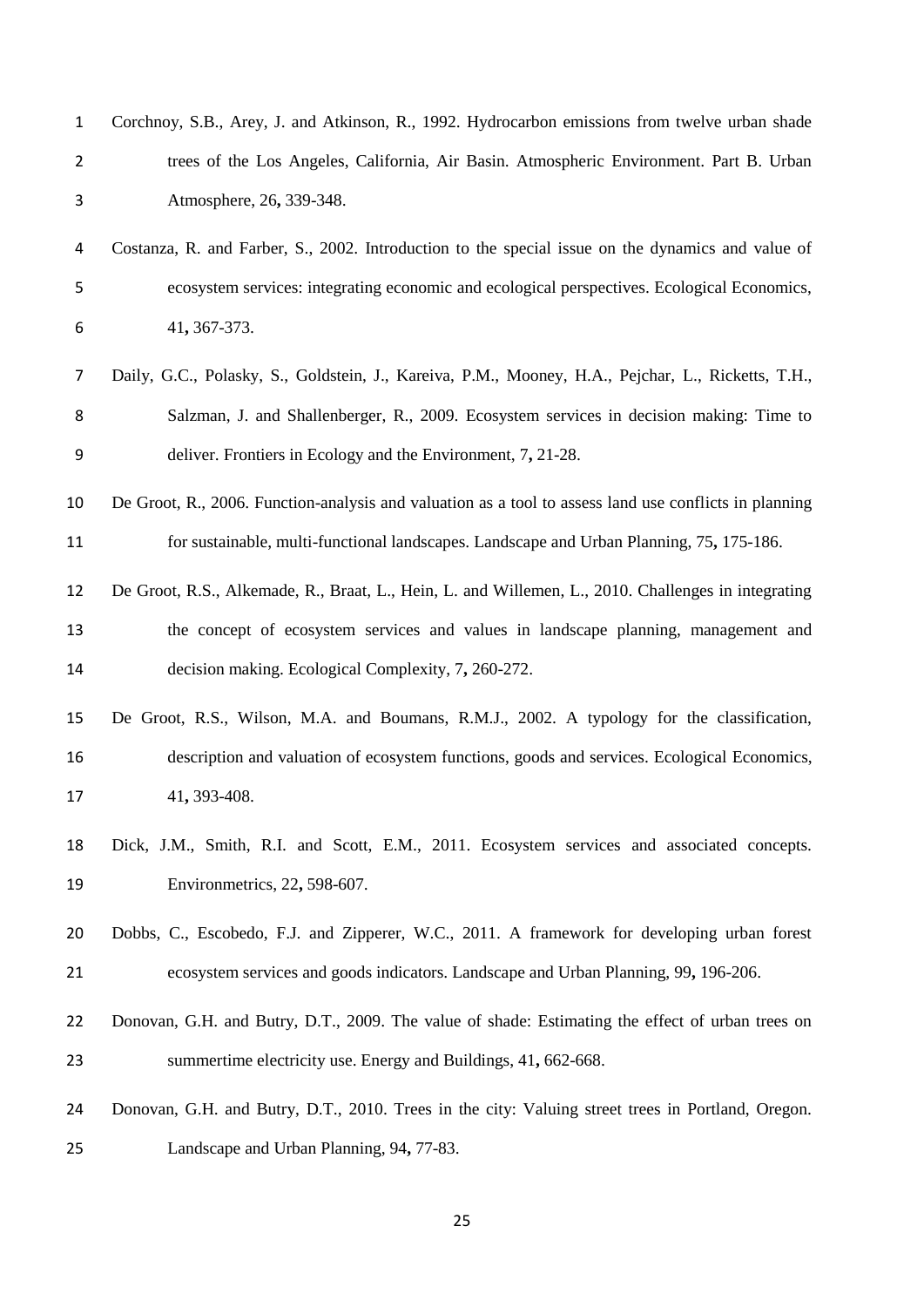Corchnoy, S.B., Arey, J. and Atkinson, R., 1992. Hydrocarbon emissions from twelve urban shade trees of the Los Angeles, California, Air Basin. Atmospheric Environment. Part B. Urban Atmosphere, 26**,** 339-348.

Costanza, R. and Farber, S., 2002. Introduction to the special issue on the dynamics and value of ecosystem services: integrating economic and ecological perspectives. Ecological Economics, 41**,** 367-373.

Daily, G.C., Polasky, S., Goldstein, J., Kareiva, P.M., Mooney, H.A., Pejchar, L., Ricketts, T.H., Salzman, J. and Shallenberger, R., 2009. Ecosystem services in decision making: Time to deliver. Frontiers in Ecology and the Environment, 7**,** 21-28.

De Groot, R., 2006. Function-analysis and valuation as a tool to assess land use conflicts in planning for sustainable, multi-functional landscapes. Landscape and Urban Planning, 75**,** 175-186.

De Groot, R.S., Alkemade, R., Braat, L., Hein, L. and Willemen, L., 2010. Challenges in integrating the concept of ecosystem services and values in landscape planning, management and decision making. Ecological Complexity, 7**,** 260-272.

De Groot, R.S., Wilson, M.A. and Boumans, R.M.J., 2002. A typology for the classification, description and valuation of ecosystem functions, goods and services. Ecological Economics, 41**,** 393-408.

Dick, J.M., Smith, R.I. and Scott, E.M., 2011. Ecosystem services and associated concepts. Environmetrics, 22**,** 598-607.

Dobbs, C., Escobedo, F.J. and Zipperer, W.C., 2011. A framework for developing urban forest ecosystem services and goods indicators. Landscape and Urban Planning, 99**,** 196-206.

Donovan, G.H. and Butry, D.T., 2009. The value of shade: Estimating the effect of urban trees on summertime electricity use. Energy and Buildings, 41**,** 662-668.

Donovan, G.H. and Butry, D.T., 2010. Trees in the city: Valuing street trees in Portland, Oregon. Landscape and Urban Planning, 94**,** 77-83.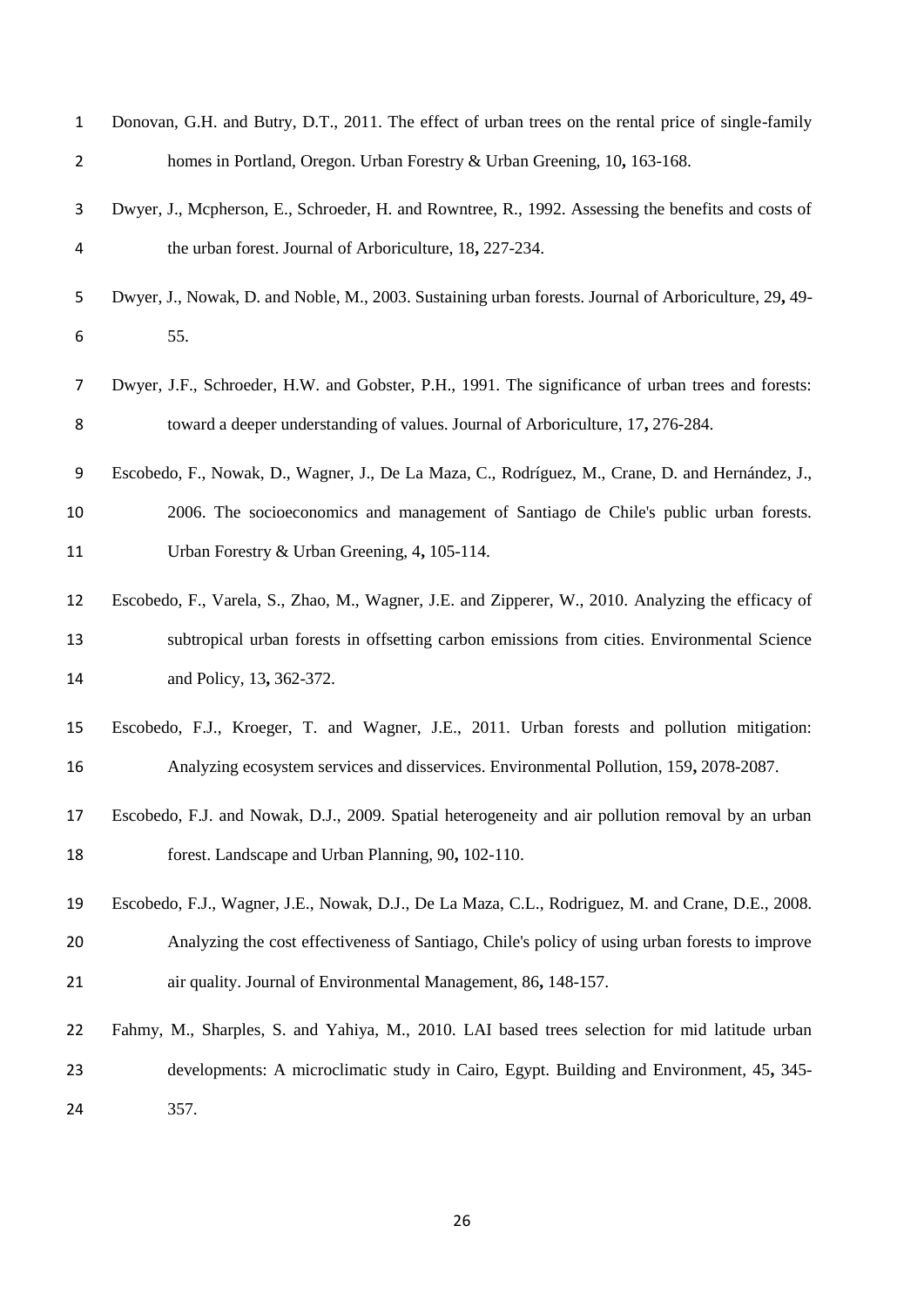Donovan, G.H. and Butry, D.T., 2011. The effect of urban trees on the rental price of single-family homes in Portland, Oregon. Urban Forestry & Urban Greening, 10**,** 163-168.

Dwyer, J., Mcpherson, E., Schroeder, H. and Rowntree, R., 1992. Assessing the benefits and costs of the urban forest. Journal of Arboriculture, 18**,** 227-234.

Dwyer, J., Nowak, D. and Noble, M., 2003. Sustaining urban forests. Journal of Arboriculture, 29**,** 49-55.

Dwyer, J.F., Schroeder, H.W. and Gobster, P.H., 1991. The significance of urban trees and forests: toward a deeper understanding of values. Journal of Arboriculture, 17**,** 276-284.

Escobedo, F., Nowak, D., Wagner, J., De La Maza, C., Rodríguez, M., Crane, D. and Hernández, J., 2006. The socioeconomics and management of Santiago de Chile's public urban forests. Urban Forestry & Urban Greening, 4**,** 105-114.

Escobedo, F., Varela, S., Zhao, M., Wagner, J.E. and Zipperer, W., 2010. Analyzing the efficacy of subtropical urban forests in offsetting carbon emissions from cities. Environmental Science and Policy, 13**,** 362-372.

Escobedo, F.J., Kroeger, T. and Wagner, J.E., 2011. Urban forests and pollution mitigation: Analyzing ecosystem services and disservices. Environmental Pollution, 159**,** 2078-2087.

Escobedo, F.J. and Nowak, D.J., 2009. Spatial heterogeneity and air pollution removal by an urban forest. Landscape and Urban Planning, 90**,** 102-110.

Escobedo, F.J., Wagner, J.E., Nowak, D.J., De La Maza, C.L., Rodriguez, M. and Crane, D.E., 2008. Analyzing the cost effectiveness of Santiago, Chile's policy of using urban forests to improve air quality. Journal of Environmental Management, 86**,** 148-157.

Fahmy, M., Sharples, S. and Yahiya, M., 2010. LAI based trees selection for mid latitude urban developments: A microclimatic study in Cairo, Egypt. Building and Environment, 45**,** 345-357.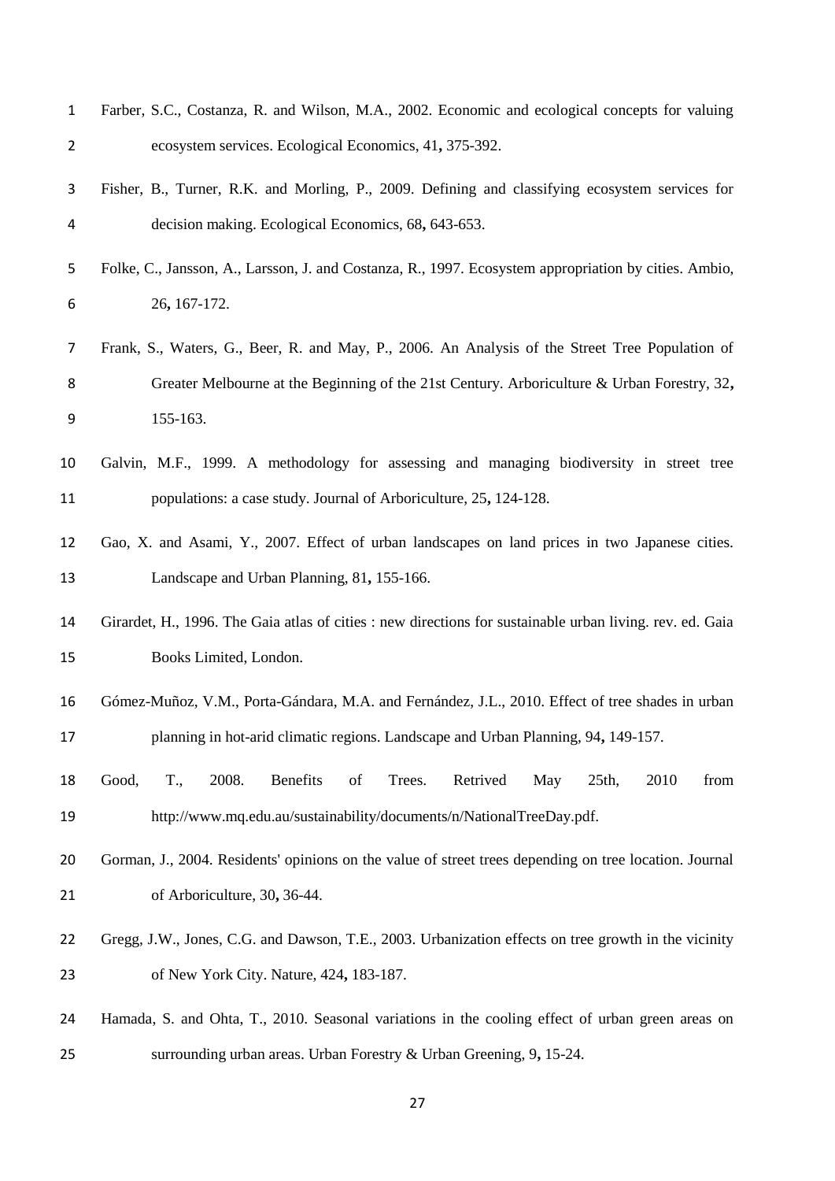Farber, S.C., Costanza, R. and Wilson, M.A., 2002. Economic and ecological concepts for valuing ecosystem services. Ecological Economics, 41**,** 375-392.

Fisher, B., Turner, R.K. and Morling, P., 2009. Defining and classifying ecosystem services for decision making. Ecological Economics, 68**,** 643-653.

Folke, C., Jansson, A., Larsson, J. and Costanza, R., 1997. Ecosystem appropriation by cities. Ambio, 26**,** 167-172.

Frank, S., Waters, G., Beer, R. and May, P., 2006. An Analysis of the Street Tree Population of Greater Melbourne at the Beginning of the 21st Century. Arboriculture & Urban Forestry, 32**,** 155-163.

Galvin, M.F., 1999. A methodology for assessing and managing biodiversity in street tree populations: a case study. Journal of Arboriculture, 25**,** 124-128.

Gao, X. and Asami, Y., 2007. Effect of urban landscapes on land prices in two Japanese cities. Landscape and Urban Planning, 81**,** 155-166.

Girardet, H., 1996. The Gaia atlas of cities : new directions for sustainable urban living. rev. ed. Gaia Books Limited, London.

Gómez-Muñoz, V.M., Porta-Gándara, M.A. and Fernández, J.L., 2010. Effect of tree shades in urban planning in hot-arid climatic regions. Landscape and Urban Planning, 94**,** 149-157.

Good, T., 2008. Benefits of Trees. Retrived May 25th, 2010 from http://www.mq.edu.au/sustainability/documents/n/NationalTreeDay.pdf.

Gorman, J., 2004. Residents' opinions on the value of street trees depending on tree location. Journal of Arboriculture, 30**,** 36-44.

Gregg, J.W., Jones, C.G. and Dawson, T.E., 2003. Urbanization effects on tree growth in the vicinity of New York City. Nature, 424**,** 183-187.

Hamada, S. and Ohta, T., 2010. Seasonal variations in the cooling effect of urban green areas on surrounding urban areas. Urban Forestry & Urban Greening, 9**,** 15-24.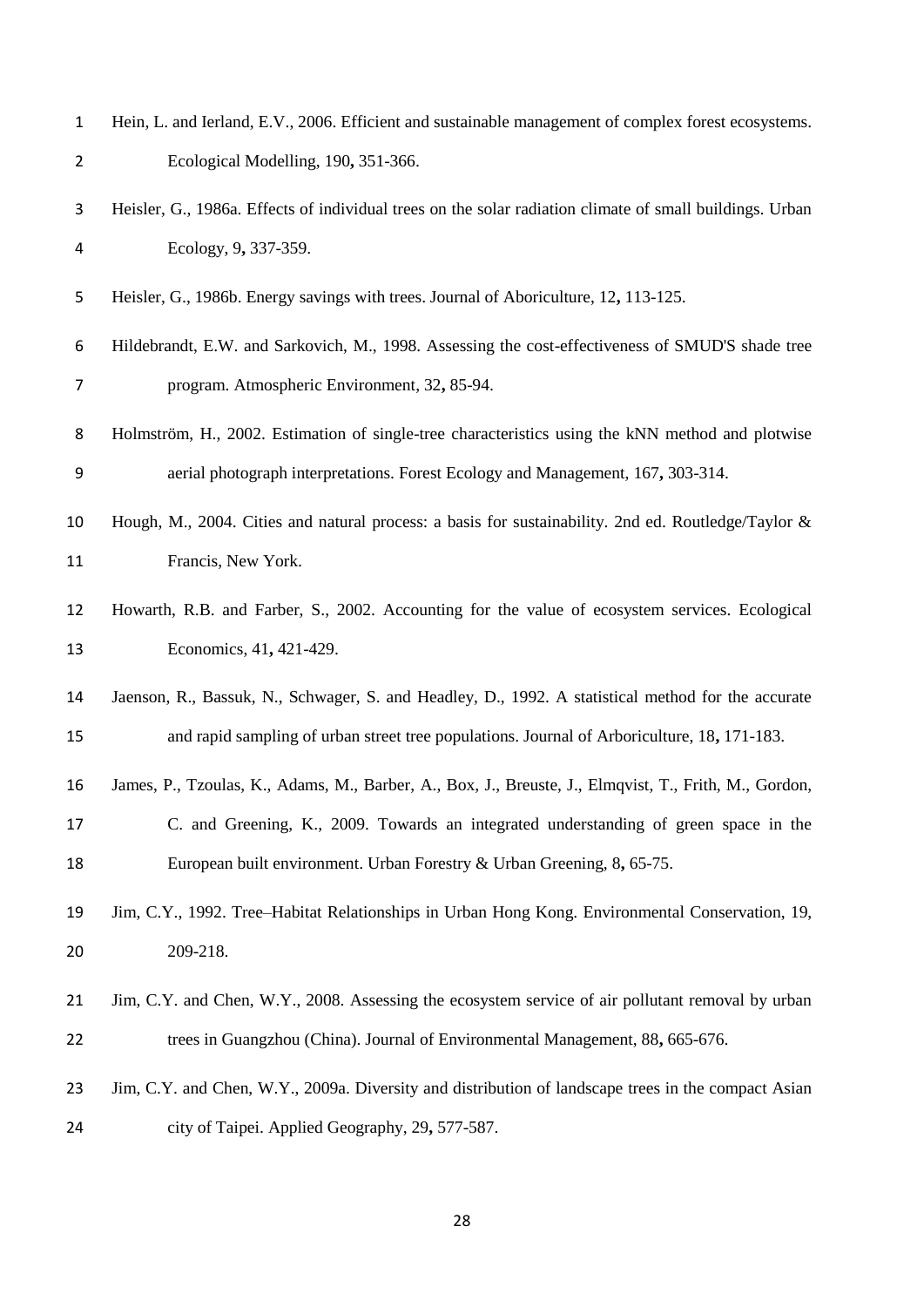Hein, L. and Ierland, E.V., 2006. Efficient and sustainable management of complex forest ecosystems. Ecological Modelling, 190**,** 351-366.

Heisler, G., 1986a. Effects of individual trees on the solar radiation climate of small buildings. Urban Ecology, 9**,** 337-359.

Heisler, G., 1986b. Energy savings with trees. Journal of Aboriculture, 12**,** 113-125.

Hildebrandt, E.W. and Sarkovich, M., 1998. Assessing the cost-effectiveness of SMUD'S shade tree program. Atmospheric Environment, 32**,** 85-94.

Holmström, H., 2002. Estimation of single-tree characteristics using the kNN method and plotwise aerial photograph interpretations. Forest Ecology and Management, 167**,** 303-314.

Hough, M., 2004. Cities and natural process: a basis for sustainability. 2nd ed. Routledge/Taylor & Francis, New York.

Howarth, R.B. and Farber, S., 2002. Accounting for the value of ecosystem services. Ecological Economics, 41**,** 421-429.

Jaenson, R., Bassuk, N., Schwager, S. and Headley, D., 1992. A statistical method for the accurate and rapid sampling of urban street tree populations. Journal of Arboriculture, 18**,** 171-183.

James, P., Tzoulas, K., Adams, M., Barber, A., Box, J., Breuste, J., Elmqvist, T., Frith, M., Gordon, C. and Greening, K., 2009. Towards an integrated understanding of green space in the European built environment. Urban Forestry & Urban Greening, 8**,** 65-75.

Jim, C.Y., 1992. Tree–Habitat Relationships in Urban Hong Kong. Environmental Conservation, 19, 209-218.

Jim, C.Y. and Chen, W.Y., 2008. Assessing the ecosystem service of air pollutant removal by urban trees in Guangzhou (China). Journal of Environmental Management, 88**,** 665-676.

Jim, C.Y. and Chen, W.Y., 2009a. Diversity and distribution of landscape trees in the compact Asian city of Taipei. Applied Geography, 29**,** 577-587.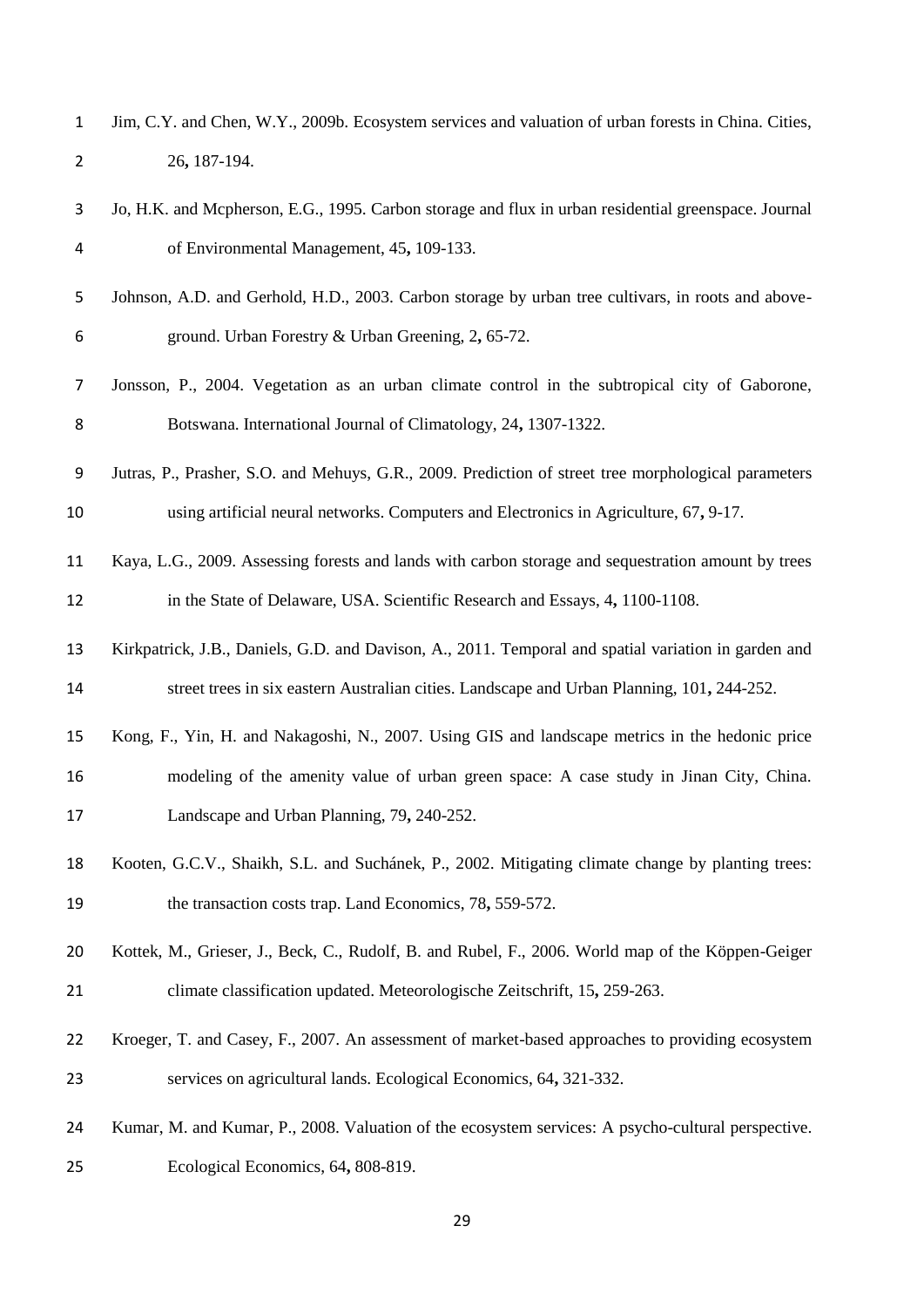Jim, C.Y. and Chen, W.Y., 2009b. Ecosystem services and valuation of urban forests in China. Cities, 26**,** 187-194.

Jo, H.K. and Mcpherson, E.G., 1995. Carbon storage and flux in urban residential greenspace. Journal of Environmental Management, 45**,** 109-133.

Johnson, A.D. and Gerhold, H.D., 2003. Carbon storage by urban tree cultivars, in roots and above-ground. Urban Forestry & Urban Greening, 2**,** 65-72.

Jonsson, P., 2004. Vegetation as an urban climate control in the subtropical city of Gaborone, Botswana. International Journal of Climatology, 24**,** 1307-1322.

Jutras, P., Prasher, S.O. and Mehuys, G.R., 2009. Prediction of street tree morphological parameters using artificial neural networks. Computers and Electronics in Agriculture, 67**,** 9-17.

Kaya, L.G., 2009. Assessing forests and lands with carbon storage and sequestration amount by trees in the State of Delaware, USA. Scientific Research and Essays, 4**,** 1100-1108.

Kirkpatrick, J.B., Daniels, G.D. and Davison, A., 2011. Temporal and spatial variation in garden and street trees in six eastern Australian cities. Landscape and Urban Planning, 101**,** 244-252.

Kong, F., Yin, H. and Nakagoshi, N., 2007. Using GIS and landscape metrics in the hedonic price modeling of the amenity value of urban green space: A case study in Jinan City, China. Landscape and Urban Planning, 79**,** 240-252.

Kooten, G.C.V., Shaikh, S.L. and Suchánek, P., 2002. Mitigating climate change by planting trees: the transaction costs trap. Land Economics, 78**,** 559-572.

Kottek, M., Grieser, J., Beck, C., Rudolf, B. and Rubel, F., 2006. World map of the Köppen-Geiger climate classification updated. Meteorologische Zeitschrift, 15**,** 259-263.

Kroeger, T. and Casey, F., 2007. An assessment of market-based approaches to providing ecosystem services on agricultural lands. Ecological Economics, 64**,** 321-332.

Kumar, M. and Kumar, P., 2008. Valuation of the ecosystem services: A psycho-cultural perspective. Ecological Economics, 64**,** 808-819.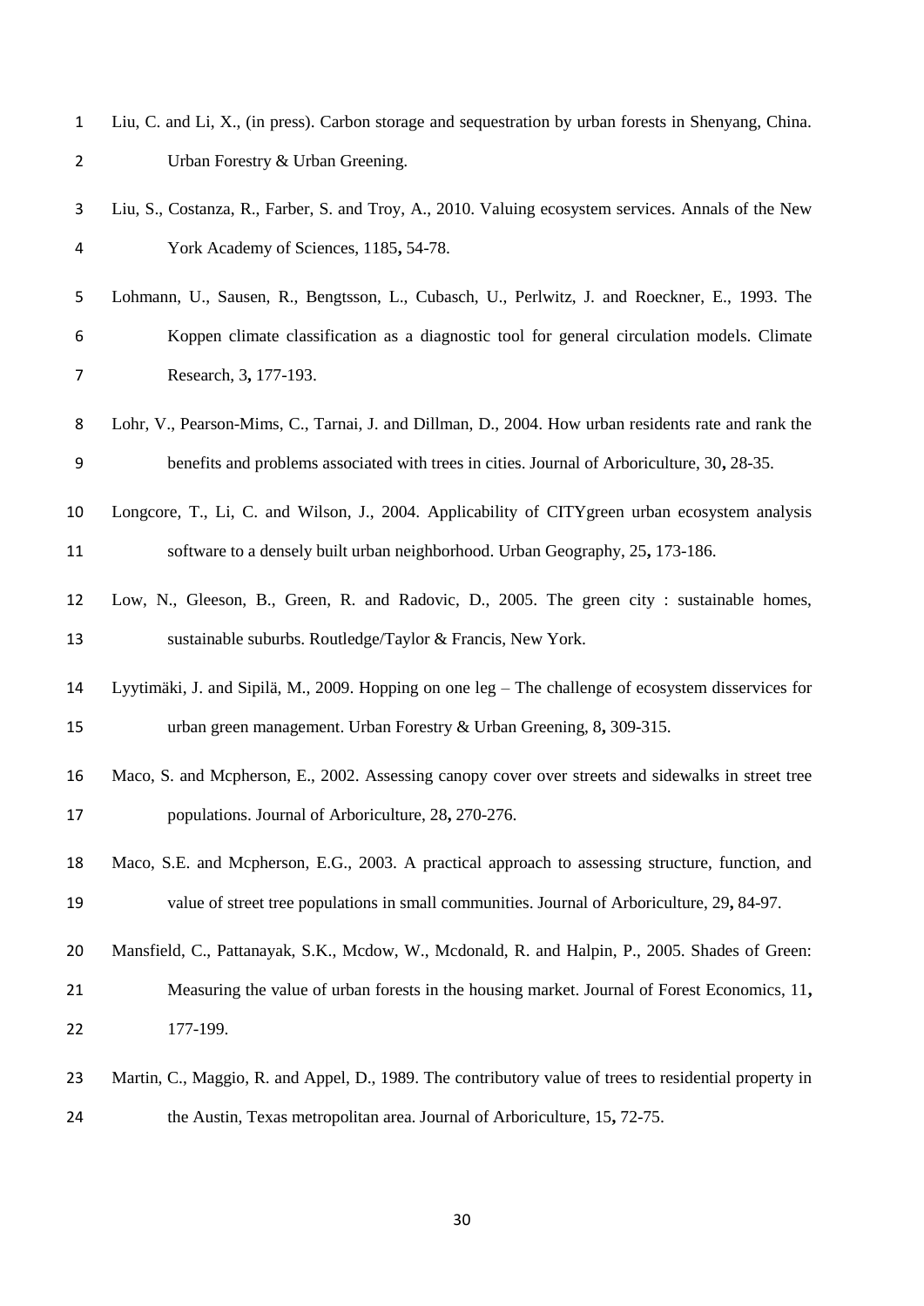Liu, C. and Li, X., (in press). Carbon storage and sequestration by urban forests in Shenyang, China. Urban Forestry & Urban Greening.

Liu, S., Costanza, R., Farber, S. and Troy, A., 2010. Valuing ecosystem services. Annals of the New York Academy of Sciences, 1185**,** 54-78.

Lohmann, U., Sausen, R., Bengtsson, L., Cubasch, U., Perlwitz, J. and Roeckner, E., 1993. The Koppen climate classification as a diagnostic tool for general circulation models. Climate Research, 3**,** 177-193.

Lohr, V., Pearson-Mims, C., Tarnai, J. and Dillman, D., 2004. How urban residents rate and rank the benefits and problems associated with trees in cities. Journal of Arboriculture, 30**,** 28-35.

Longcore, T., Li, C. and Wilson, J., 2004. Applicability of CITYgreen urban ecosystem analysis software to a densely built urban neighborhood. Urban Geography, 25**,** 173-186.

Low, N., Gleeson, B., Green, R. and Radovic, D., 2005. The green city : sustainable homes, sustainable suburbs. Routledge/Taylor & Francis, New York.

Lyytimäki, J. and Sipilä, M., 2009. Hopping on one leg – The challenge of ecosystem disservices for urban green management. Urban Forestry & Urban Greening, 8**,** 309-315.

Maco, S. and Mcpherson, E., 2002. Assessing canopy cover over streets and sidewalks in street tree populations. Journal of Arboriculture, 28**,** 270-276.

Maco, S.E. and Mcpherson, E.G., 2003. A practical approach to assessing structure, function, and value of street tree populations in small communities. Journal of Arboriculture, 29**,** 84-97.

Mansfield, C., Pattanayak, S.K., Mcdow, W., Mcdonald, R. and Halpin, P., 2005. Shades of Green: Measuring the value of urban forests in the housing market. Journal of Forest Economics, 11**,** 177-199.

Martin, C., Maggio, R. and Appel, D., 1989. The contributory value of trees to residential property in the Austin, Texas metropolitan area. Journal of Arboriculture, 15**,** 72-75.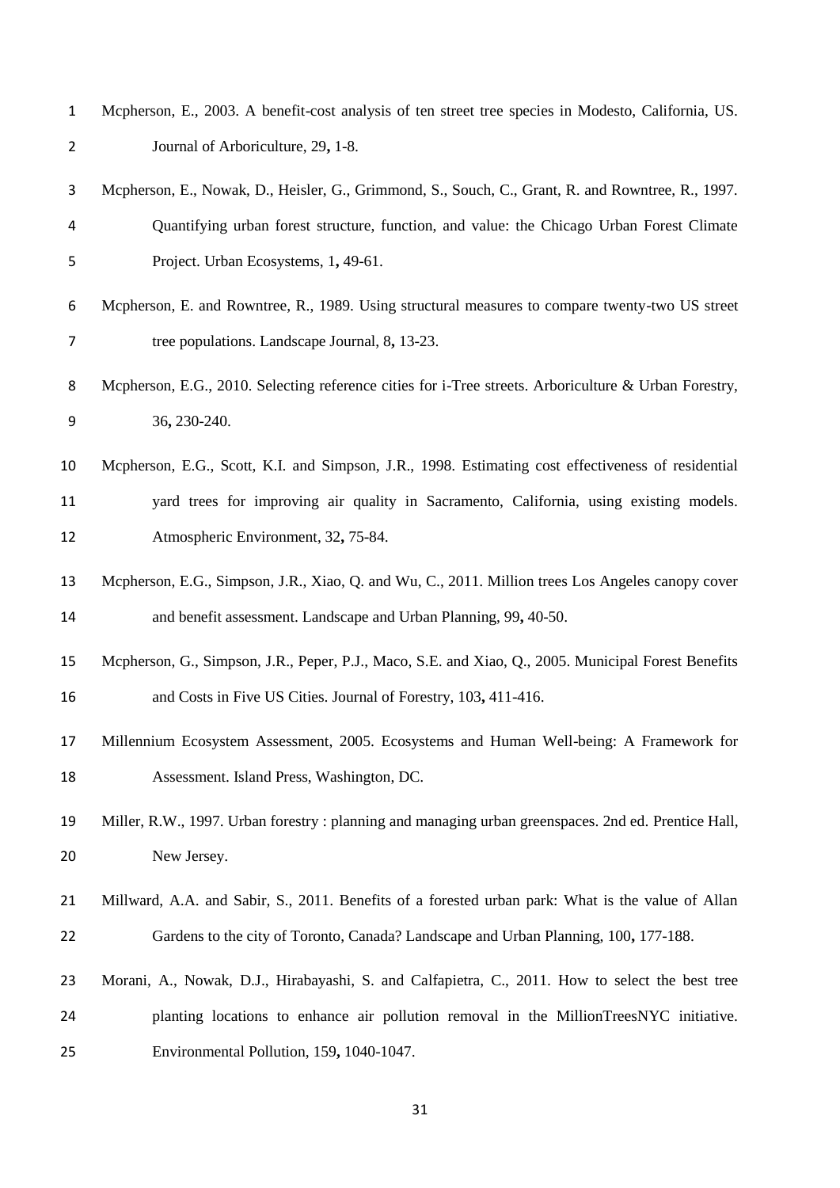Mcpherson, E., 2003. A benefit-cost analysis of ten street tree species in Modesto, California, US. Journal of Arboriculture, 29**,** 1-8.

Mcpherson, E., Nowak, D., Heisler, G., Grimmond, S., Souch, C., Grant, R. and Rowntree, R., 1997. Quantifying urban forest structure, function, and value: the Chicago Urban Forest Climate Project. Urban Ecosystems, 1**,** 49-61.

Mcpherson, E. and Rowntree, R., 1989. Using structural measures to compare twenty-two US street tree populations. Landscape Journal, 8**,** 13-23.

Mcpherson, E.G., 2010. Selecting reference cities for i-Tree streets. Arboriculture & Urban Forestry, 36**,** 230-240.

Mcpherson, E.G., Scott, K.I. and Simpson, J.R., 1998. Estimating cost effectiveness of residential yard trees for improving air quality in Sacramento, California, using existing models. Atmospheric Environment, 32**,** 75-84.

Mcpherson, E.G., Simpson, J.R., Xiao, Q. and Wu, C., 2011. Million trees Los Angeles canopy cover and benefit assessment. Landscape and Urban Planning, 99**,** 40-50.

Mcpherson, G., Simpson, J.R., Peper, P.J., Maco, S.E. and Xiao, Q., 2005. Municipal Forest Benefits and Costs in Five US Cities. Journal of Forestry, 103**,** 411-416.

Millennium Ecosystem Assessment, 2005. Ecosystems and Human Well-being: A Framework for Assessment. Island Press, Washington, DC.

Miller, R.W., 1997. Urban forestry : planning and managing urban greenspaces. 2nd ed. Prentice Hall, New Jersey.

Millward, A.A. and Sabir, S., 2011. Benefits of a forested urban park: What is the value of Allan Gardens to the city of Toronto, Canada? Landscape and Urban Planning, 100**,** 177-188.

Morani, A., Nowak, D.J., Hirabayashi, S. and Calfapietra, C., 2011. How to select the best tree planting locations to enhance air pollution removal in the MillionTreesNYC initiative. Environmental Pollution, 159**,** 1040-1047.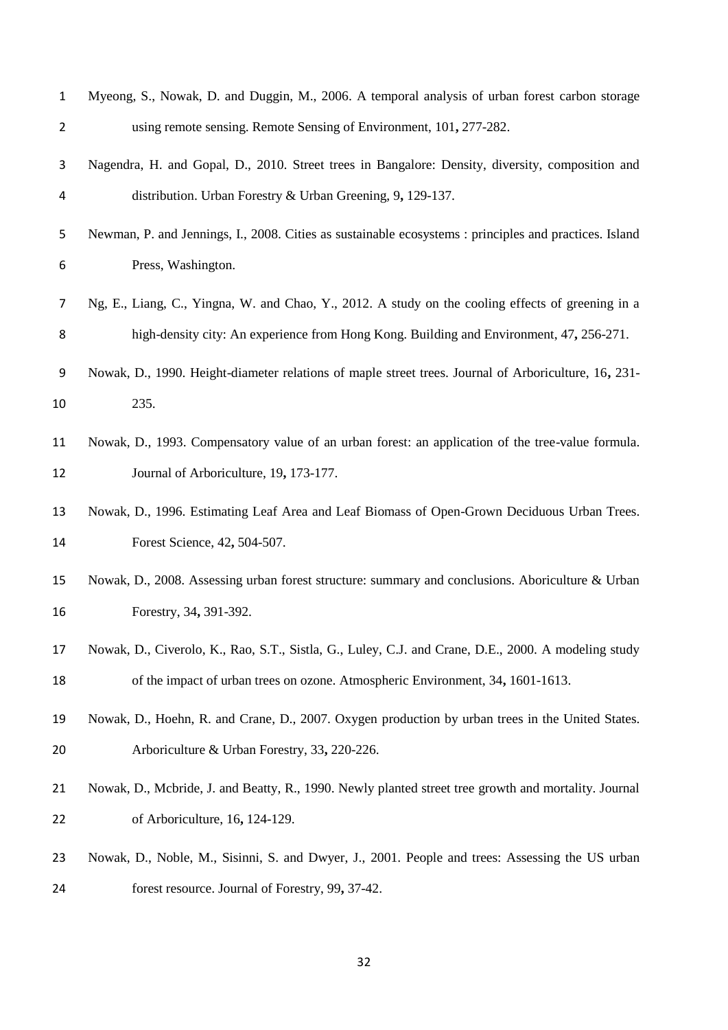Myeong, S., Nowak, D. and Duggin, M., 2006. A temporal analysis of urban forest carbon storage using remote sensing. Remote Sensing of Environment, 101**,** 277-282.

Nagendra, H. and Gopal, D., 2010. Street trees in Bangalore: Density, diversity, composition and distribution. Urban Forestry & Urban Greening, 9**,** 129-137.

Newman, P. and Jennings, I., 2008. Cities as sustainable ecosystems : principles and practices. Island Press, Washington.

Ng, E., Liang, C., Yingna, W. and Chao, Y., 2012. A study on the cooling effects of greening in a high-density city: An experience from Hong Kong. Building and Environment, 47**,** 256-271.

Nowak, D., 1990. Height-diameter relations of maple street trees. Journal of Arboriculture, 16**,** 231-235.

Nowak, D., 1993. Compensatory value of an urban forest: an application of the tree-value formula. Journal of Arboriculture, 19**,** 173-177.

Nowak, D., 1996. Estimating Leaf Area and Leaf Biomass of Open-Grown Deciduous Urban Trees. Forest Science, 42**,** 504-507.

Nowak, D., 2008. Assessing urban forest structure: summary and conclusions. Aboriculture & Urban Forestry, 34**,** 391-392.

Nowak, D., Civerolo, K., Rao, S.T., Sistla, G., Luley, C.J. and Crane, D.E., 2000. A modeling study of the impact of urban trees on ozone. Atmospheric Environment, 34**,** 1601-1613.

Nowak, D., Hoehn, R. and Crane, D., 2007. Oxygen production by urban trees in the United States. Arboriculture & Urban Forestry, 33**,** 220-226.

Nowak, D., Mcbride, J. and Beatty, R., 1990. Newly planted street tree growth and mortality. Journal of Arboriculture, 16**,** 124-129.

Nowak, D., Noble, M., Sisinni, S. and Dwyer, J., 2001. People and trees: Assessing the US urban forest resource. Journal of Forestry, 99**,** 37-42.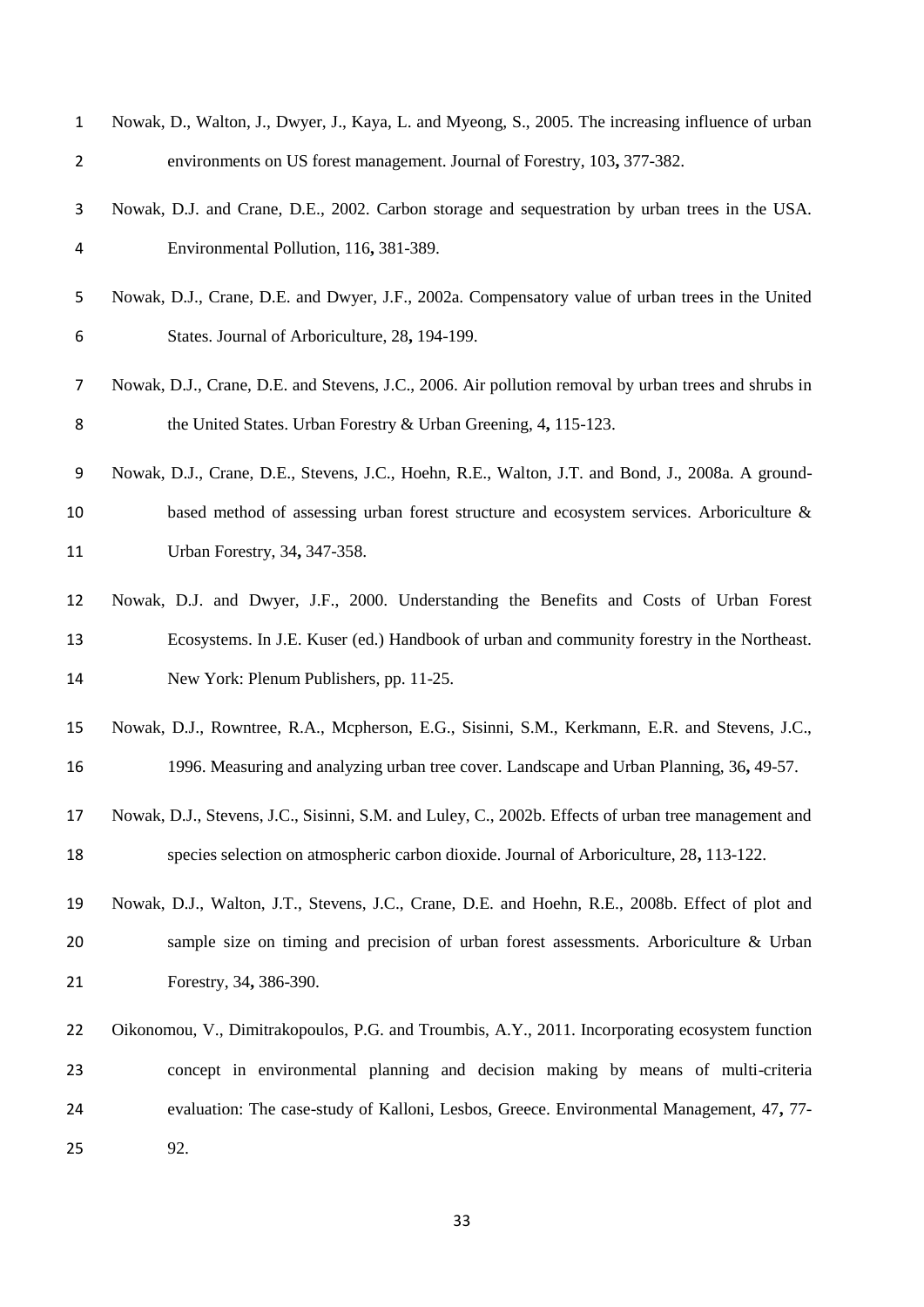Nowak, D., Walton, J., Dwyer, J., Kaya, L. and Myeong, S., 2005. The increasing influence of urban environments on US forest management. Journal of Forestry, 103**,** 377-382.

Nowak, D.J. and Crane, D.E., 2002. Carbon storage and sequestration by urban trees in the USA. Environmental Pollution, 116**,** 381-389.

Nowak, D.J., Crane, D.E. and Dwyer, J.F., 2002a. Compensatory value of urban trees in the United States. Journal of Arboriculture, 28**,** 194-199.

Nowak, D.J., Crane, D.E. and Stevens, J.C., 2006. Air pollution removal by urban trees and shrubs in the United States. Urban Forestry & Urban Greening, 4**,** 115-123.

Nowak, D.J., Crane, D.E., Stevens, J.C., Hoehn, R.E., Walton, J.T. and Bond, J., 2008a. A ground-based method of assessing urban forest structure and ecosystem services. Arboriculture & Urban Forestry, 34**,** 347-358.

Nowak, D.J. and Dwyer, J.F., 2000. Understanding the Benefits and Costs of Urban Forest Ecosystems. In J.E. Kuser (ed.) Handbook of urban and community forestry in the Northeast. New York: Plenum Publishers, pp. 11-25.

Nowak, D.J., Rowntree, R.A., Mcpherson, E.G., Sisinni, S.M., Kerkmann, E.R. and Stevens, J.C., 1996. Measuring and analyzing urban tree cover. Landscape and Urban Planning, 36**,** 49-57.

Nowak, D.J., Stevens, J.C., Sisinni, S.M. and Luley, C., 2002b. Effects of urban tree management and species selection on atmospheric carbon dioxide. Journal of Arboriculture, 28**,** 113-122.

Nowak, D.J., Walton, J.T., Stevens, J.C., Crane, D.E. and Hoehn, R.E., 2008b. Effect of plot and sample size on timing and precision of urban forest assessments. Arboriculture & Urban Forestry, 34**,** 386-390.

Oikonomou, V., Dimitrakopoulos, P.G. and Troumbis, A.Y., 2011. Incorporating ecosystem function concept in environmental planning and decision making by means of multi-criteria evaluation: The case-study of Kalloni, Lesbos, Greece. Environmental Management, 47**,** 77-92.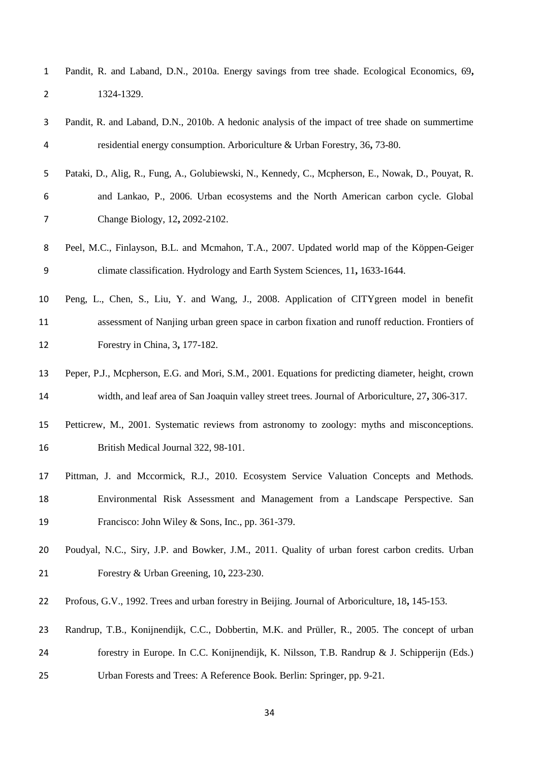Pandit, R. and Laband, D.N., 2010a. Energy savings from tree shade. Ecological Economics, 69**,** 1324-1329.

Pandit, R. and Laband, D.N., 2010b. A hedonic analysis of the impact of tree shade on summertime residential energy consumption. Arboriculture & Urban Forestry, 36**,** 73-80.

Pataki, D., Alig, R., Fung, A., Golubiewski, N., Kennedy, C., Mcpherson, E., Nowak, D., Pouyat, R. and Lankao, P., 2006. Urban ecosystems and the North American carbon cycle. Global Change Biology, 12**,** 2092-2102.

Peel, M.C., Finlayson, B.L. and Mcmahon, T.A., 2007. Updated world map of the Köppen-Geiger climate classification. Hydrology and Earth System Sciences, 11**,** 1633-1644.

Peng, L., Chen, S., Liu, Y. and Wang, J., 2008. Application of CITYgreen model in benefit assessment of Nanjing urban green space in carbon fixation and runoff reduction. Frontiers of Forestry in China, 3**,** 177-182.

Peper, P.J., Mcpherson, E.G. and Mori, S.M., 2001. Equations for predicting diameter, height, crown width, and leaf area of San Joaquin valley street trees. Journal of Arboriculture, 27**,** 306-317.

Petticrew, M., 2001. Systematic reviews from astronomy to zoology: myths and misconceptions. British Medical Journal 322, 98-101.

Pittman, J. and Mccormick, R.J., 2010. Ecosystem Service Valuation Concepts and Methods. Environmental Risk Assessment and Management from a Landscape Perspective. San Francisco: John Wiley & Sons, Inc., pp. 361-379.

Poudyal, N.C., Siry, J.P. and Bowker, J.M., 2011. Quality of urban forest carbon credits. Urban Forestry & Urban Greening, 10**,** 223-230.

Profous, G.V., 1992. Trees and urban forestry in Beijing. Journal of Arboriculture, 18**,** 145-153.

Randrup, T.B., Konijnendijk, C.C., Dobbertin, M.K. and Prüller, R., 2005. The concept of urban forestry in Europe. In C.C. Konijnendijk, K. Nilsson, T.B. Randrup & J. Schipperijn (Eds.) Urban Forests and Trees: A Reference Book. Berlin: Springer, pp. 9-21.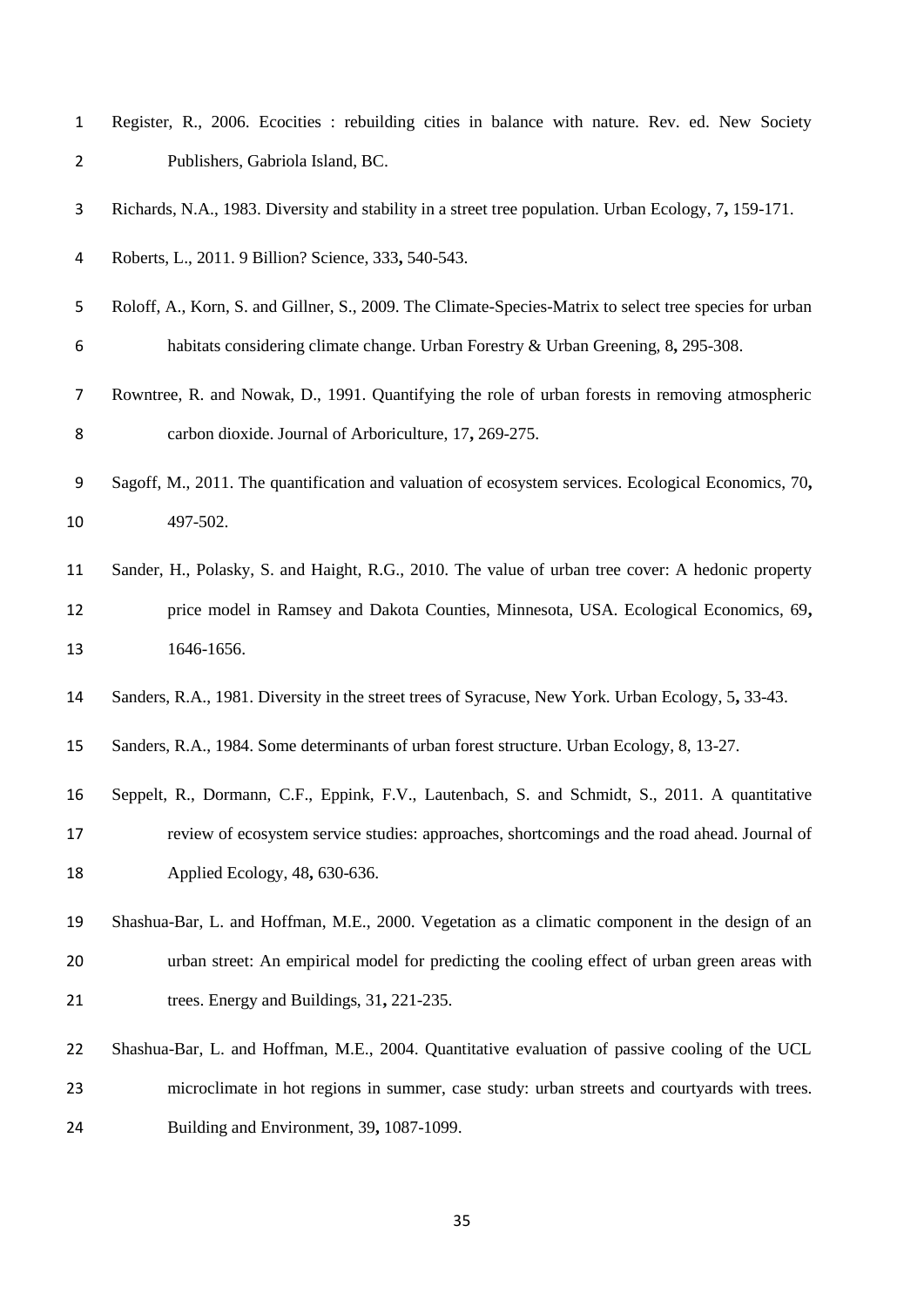Register, R., 2006. Ecocities : rebuilding cities in balance with nature. Rev. ed. New Society Publishers, Gabriola Island, BC.

Richards, N.A., 1983. Diversity and stability in a street tree population. Urban Ecology, 7**,** 159-171.

Roberts, L., 2011. 9 Billion? Science, 333**,** 540-543.

Roloff, A., Korn, S. and Gillner, S., 2009. The Climate-Species-Matrix to select tree species for urban habitats considering climate change. Urban Forestry & Urban Greening, 8**,** 295-308.

Rowntree, R. and Nowak, D., 1991. Quantifying the role of urban forests in removing atmospheric carbon dioxide. Journal of Arboriculture, 17**,** 269-275.

Sagoff, M., 2011. The quantification and valuation of ecosystem services. Ecological Economics, 70**,** 497-502.

Sander, H., Polasky, S. and Haight, R.G., 2010. The value of urban tree cover: A hedonic property price model in Ramsey and Dakota Counties, Minnesota, USA. Ecological Economics, 69**,** 1646-1656.

Sanders, R.A., 1981. Diversity in the street trees of Syracuse, New York. Urban Ecology, 5**,** 33-43.

Sanders, R.A., 1984. Some determinants of urban forest structure. Urban Ecology, 8, 13-27.

Seppelt, R., Dormann, C.F., Eppink, F.V., Lautenbach, S. and Schmidt, S., 2011. A quantitative review of ecosystem service studies: approaches, shortcomings and the road ahead. Journal of Applied Ecology, 48**,** 630-636.

Shashua-Bar, L. and Hoffman, M.E., 2000. Vegetation as a climatic component in the design of an urban street: An empirical model for predicting the cooling effect of urban green areas with trees. Energy and Buildings, 31**,** 221-235.

Shashua-Bar, L. and Hoffman, M.E., 2004. Quantitative evaluation of passive cooling of the UCL microclimate in hot regions in summer, case study: urban streets and courtyards with trees. Building and Environment, 39**,** 1087-1099.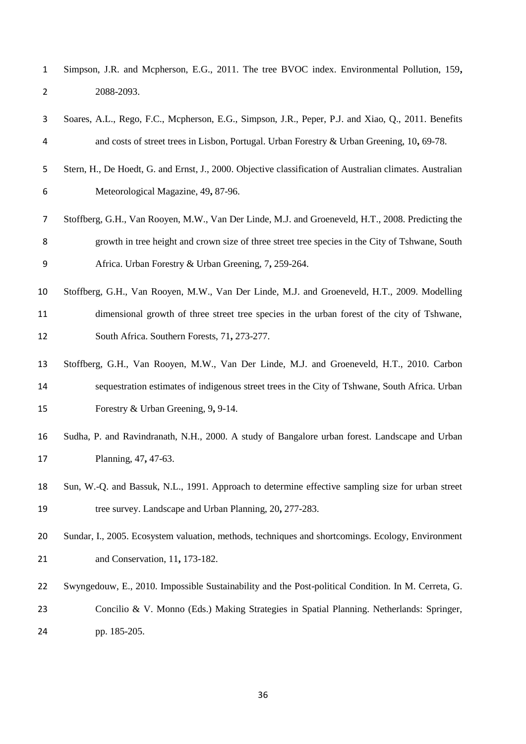Simpson, J.R. and Mcpherson, E.G., 2011. The tree BVOC index. Environmental Pollution, 159**,** 2088-2093.

Soares, A.L., Rego, F.C., Mcpherson, E.G., Simpson, J.R., Peper, P.J. and Xiao, Q., 2011. Benefits and costs of street trees in Lisbon, Portugal. Urban Forestry & Urban Greening, 10**,** 69-78.

Stern, H., De Hoedt, G. and Ernst, J., 2000. Objective classification of Australian climates. Australian Meteorological Magazine, 49**,** 87-96.

Stoffberg, G.H., Van Rooyen, M.W., Van Der Linde, M.J. and Groeneveld, H.T., 2008. Predicting the growth in tree height and crown size of three street tree species in the City of Tshwane, South Africa. Urban Forestry & Urban Greening, 7**,** 259-264.

Stoffberg, G.H., Van Rooyen, M.W., Van Der Linde, M.J. and Groeneveld, H.T., 2009. Modelling dimensional growth of three street tree species in the urban forest of the city of Tshwane, South Africa. Southern Forests, 71**,** 273-277.

Stoffberg, G.H., Van Rooyen, M.W., Van Der Linde, M.J. and Groeneveld, H.T., 2010. Carbon sequestration estimates of indigenous street trees in the City of Tshwane, South Africa. Urban Forestry & Urban Greening, 9**,** 9-14.

Sudha, P. and Ravindranath, N.H., 2000. A study of Bangalore urban forest. Landscape and Urban Planning, 47**,** 47-63.

Sun, W.-Q. and Bassuk, N.L., 1991. Approach to determine effective sampling size for urban street tree survey. Landscape and Urban Planning, 20**,** 277-283.

Sundar, I., 2005. Ecosystem valuation, methods, techniques and shortcomings. Ecology, Environment and Conservation, 11**,** 173-182.

Swyngedouw, E., 2010. Impossible Sustainability and the Post-political Condition. In M. Cerreta, G. Concilio & V. Monno (Eds.) Making Strategies in Spatial Planning. Netherlands: Springer, pp. 185-205.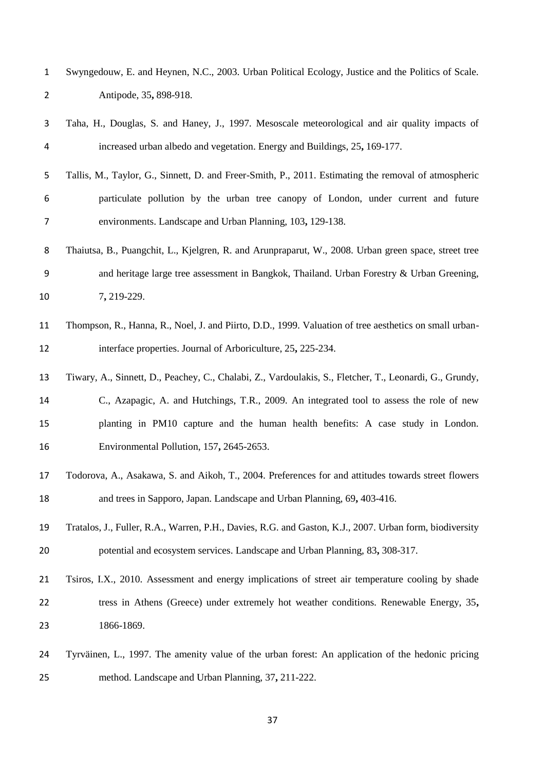Swyngedouw, E. and Heynen, N.C., 2003. Urban Political Ecology, Justice and the Politics of Scale. Antipode, 35**,** 898-918.

Taha, H., Douglas, S. and Haney, J., 1997. Mesoscale meteorological and air quality impacts of increased urban albedo and vegetation. Energy and Buildings, 25**,** 169-177.

Tallis, M., Taylor, G., Sinnett, D. and Freer-Smith, P., 2011. Estimating the removal of atmospheric particulate pollution by the urban tree canopy of London, under current and future environments. Landscape and Urban Planning, 103**,** 129-138.

Thaiutsa, B., Puangchit, L., Kjelgren, R. and Arunpraparut, W., 2008. Urban green space, street tree and heritage large tree assessment in Bangkok, Thailand. Urban Forestry & Urban Greening, 7**,** 219-229.

Thompson, R., Hanna, R., Noel, J. and Piirto, D.D., 1999. Valuation of tree aesthetics on small urban-interface properties. Journal of Arboriculture, 25**,** 225-234.

Tiwary, A., Sinnett, D., Peachey, C., Chalabi, Z., Vardoulakis, S., Fletcher, T., Leonardi, G., Grundy, C., Azapagic, A. and Hutchings, T.R., 2009. An integrated tool to assess the role of new planting in PM10 capture and the human health benefits: A case study in London. Environmental Pollution, 157**,** 2645-2653.

Todorova, A., Asakawa, S. and Aikoh, T., 2004. Preferences for and attitudes towards street flowers and trees in Sapporo, Japan. Landscape and Urban Planning, 69**,** 403-416.

Tratalos, J., Fuller, R.A., Warren, P.H., Davies, R.G. and Gaston, K.J., 2007. Urban form, biodiversity potential and ecosystem services. Landscape and Urban Planning, 83**,** 308-317.

Tsiros, I.X., 2010. Assessment and energy implications of street air temperature cooling by shade tress in Athens (Greece) under extremely hot weather conditions. Renewable Energy, 35**,** 1866-1869.

Tyrväinen, L., 1997. The amenity value of the urban forest: An application of the hedonic pricing method. Landscape and Urban Planning, 37**,** 211-222.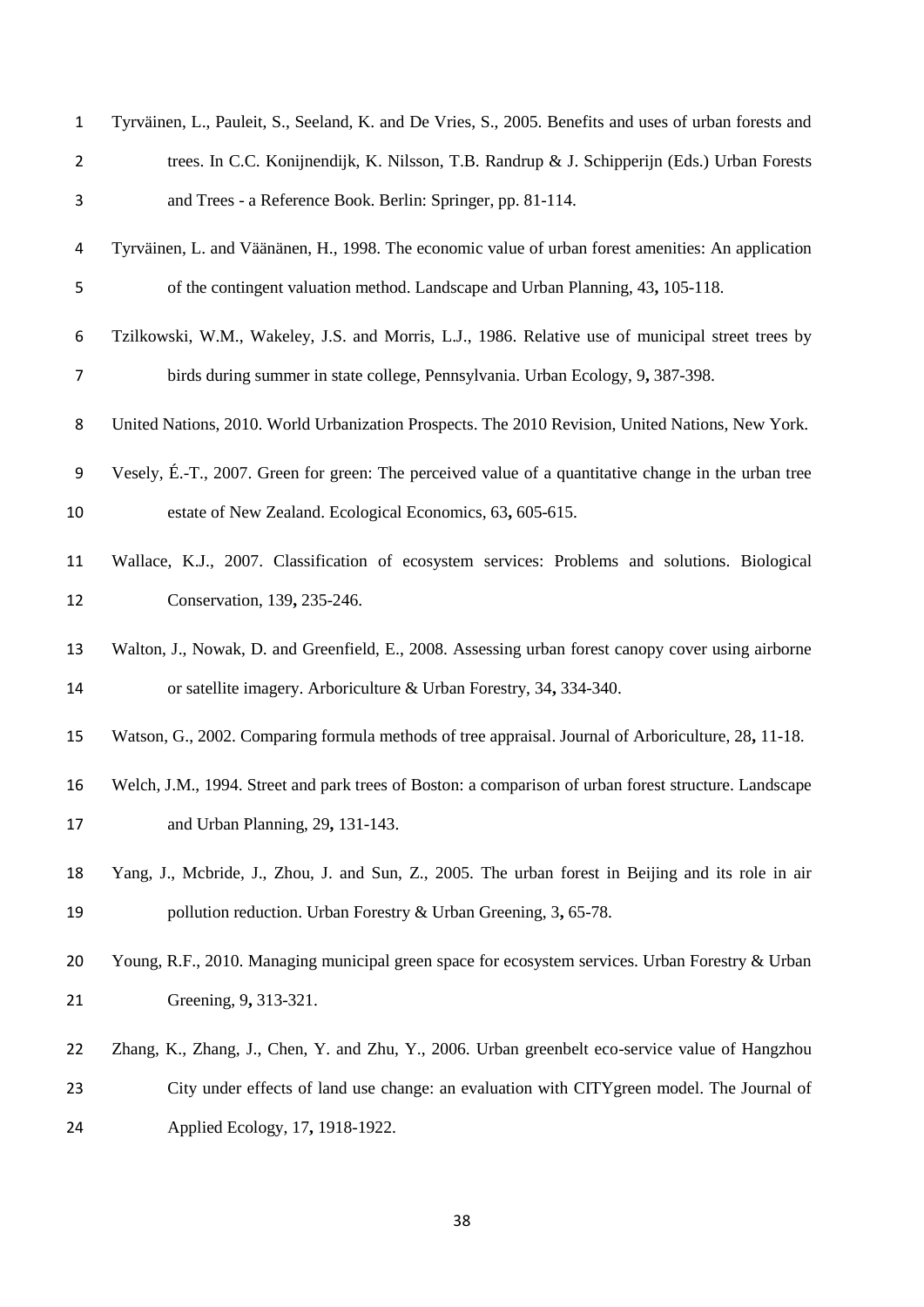Tyrväinen, L., Pauleit, S., Seeland, K. and De Vries, S., 2005. Benefits and uses of urban forests and trees. In C.C. Konijnendijk, K. Nilsson, T.B. Randrup & J. Schipperijn (Eds.) Urban Forests and Trees - a Reference Book. Berlin: Springer, pp. 81-114.

Tyrväinen, L. and Väänänen, H., 1998. The economic value of urban forest amenities: An application of the contingent valuation method. Landscape and Urban Planning, 43**,** 105-118.

Tzilkowski, W.M., Wakeley, J.S. and Morris, L.J., 1986. Relative use of municipal street trees by birds during summer in state college, Pennsylvania. Urban Ecology, 9**,** 387-398.

United Nations, 2010. World Urbanization Prospects. The 2010 Revision, United Nations, New York.

Vesely, É.-T., 2007. Green for green: The perceived value of a quantitative change in the urban tree estate of New Zealand. Ecological Economics, 63**,** 605-615.

Wallace, K.J., 2007. Classification of ecosystem services: Problems and solutions. Biological Conservation, 139**,** 235-246.

Walton, J., Nowak, D. and Greenfield, E., 2008. Assessing urban forest canopy cover using airborne or satellite imagery. Arboriculture & Urban Forestry, 34**,** 334-340.

Watson, G., 2002. Comparing formula methods of tree appraisal. Journal of Arboriculture, 28**,** 11-18.

Welch, J.M., 1994. Street and park trees of Boston: a comparison of urban forest structure. Landscape and Urban Planning, 29**,** 131-143.

Yang, J., Mcbride, J., Zhou, J. and Sun, Z., 2005. The urban forest in Beijing and its role in air pollution reduction. Urban Forestry & Urban Greening, 3**,** 65-78.

Young, R.F., 2010. Managing municipal green space for ecosystem services. Urban Forestry & Urban Greening, 9**,** 313-321.

Zhang, K., Zhang, J., Chen, Y. and Zhu, Y., 2006. Urban greenbelt eco-service value of Hangzhou City under effects of land use change: an evaluation with CITYgreen model. The Journal of Applied Ecology, 17**,** 1918-1922.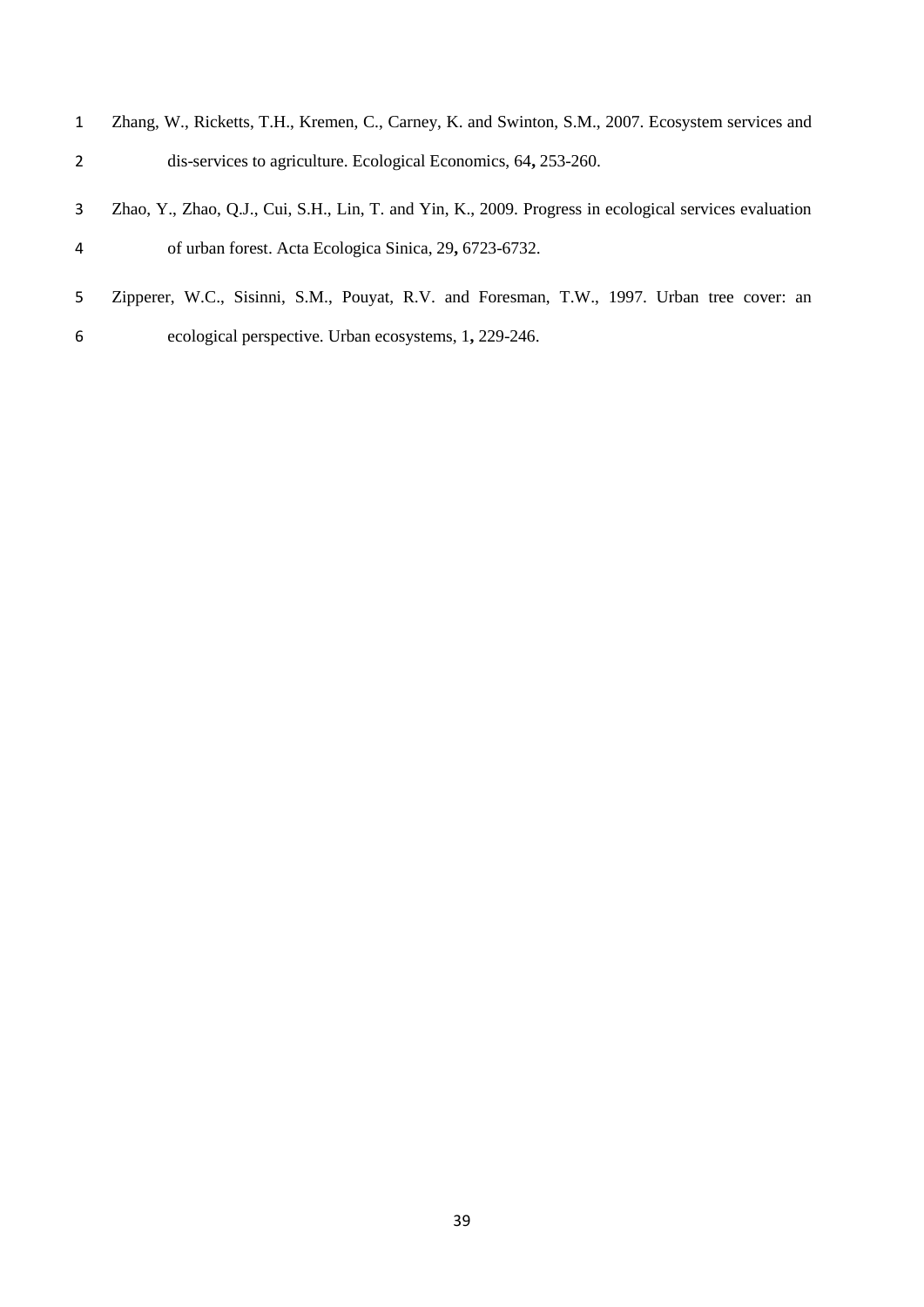Zhang, W., Ricketts, T.H., Kremen, C., Carney, K. and Swinton, S.M., 2007. Ecosystem services and dis-services to agriculture. Ecological Economics, 64**,** 253-260.

Zhao, Y., Zhao, Q.J., Cui, S.H., Lin, T. and Yin, K., 2009. Progress in ecological services evaluation of urban forest. Acta Ecologica Sinica, 29**,** 6723-6732.

Zipperer, W.C., Sisinni, S.M., Pouyat, R.V. and Foresman, T.W., 1997. Urban tree cover: an ecological perspective. Urban ecosystems, 1**,** 229-246.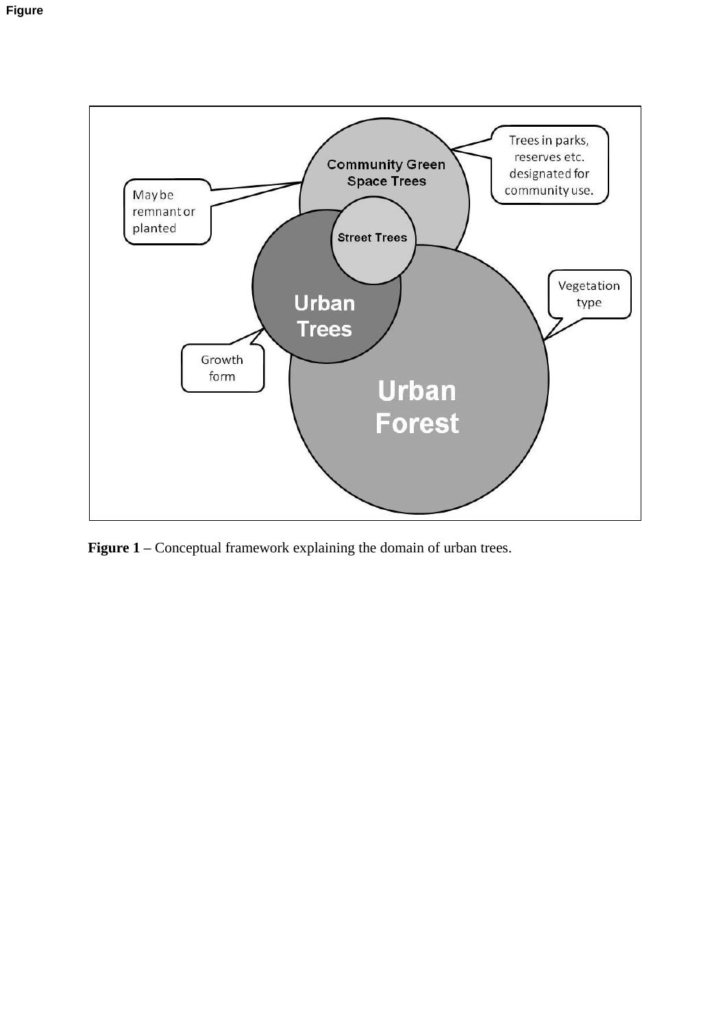Figure

**Figure 1 –** Conceptual framework explaining the domain of urban trees.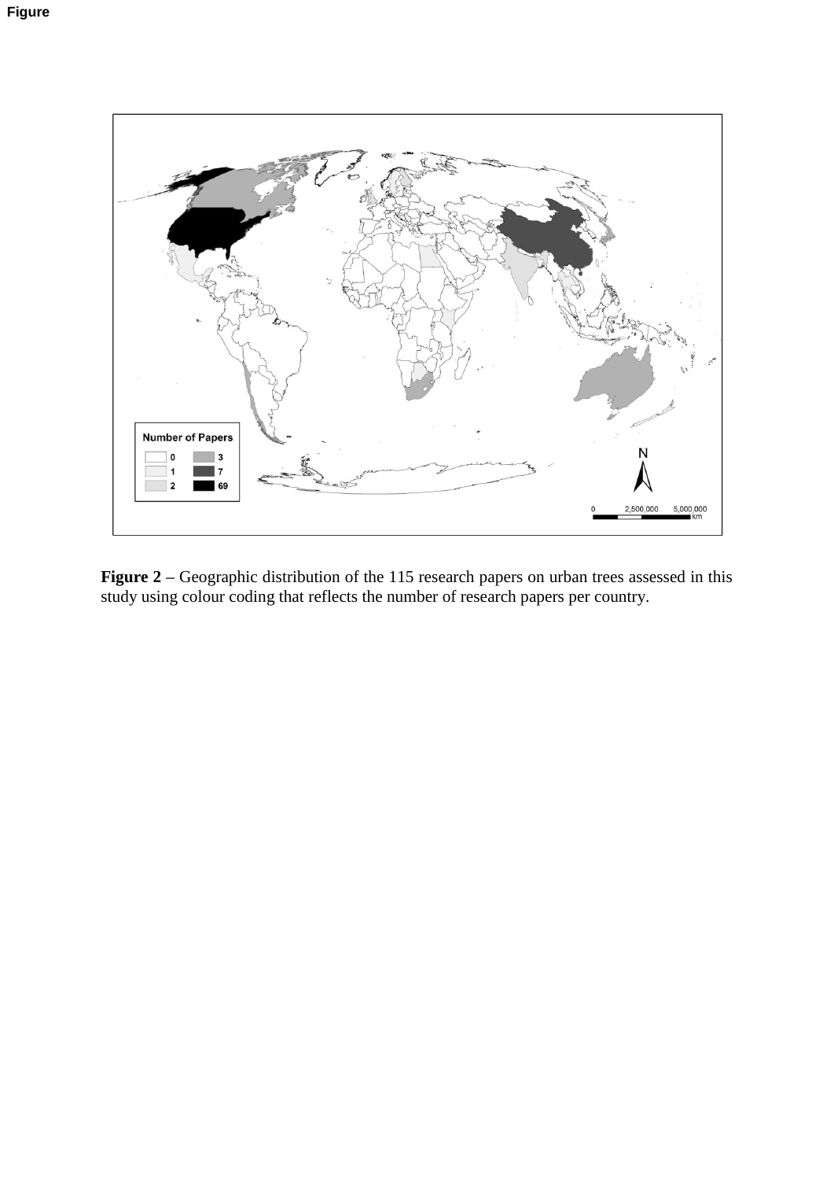Figure

**Figure 2** – Geographic distribution of the 115 research papers on urban trees assessed in this study using colour coding that reflects the number of research papers per country.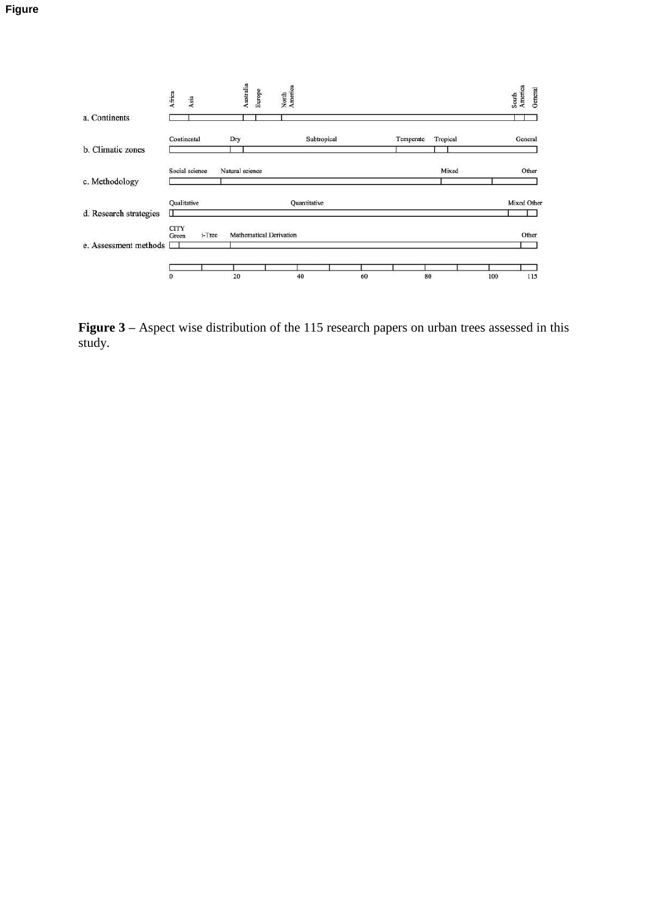Figure

a. Continents — Africa, Asia, Australia, Europe, North America, South America, General

b. Climatic zones — Continental, Dry, Subtropical, Temperate, Tropical, General

c. Methodology — Social science, Natural science, Mixed, Other

d. Research strategies — Qualitative, Quantitative, Mixed, Other

e. Assessment methods — CITY Green, i-Tree, Mathematical Derivation, Other

0 20 40 60 80 100 115

**Figure 3** – Aspect wise distribution of the 115 research papers on urban trees assessed in this study.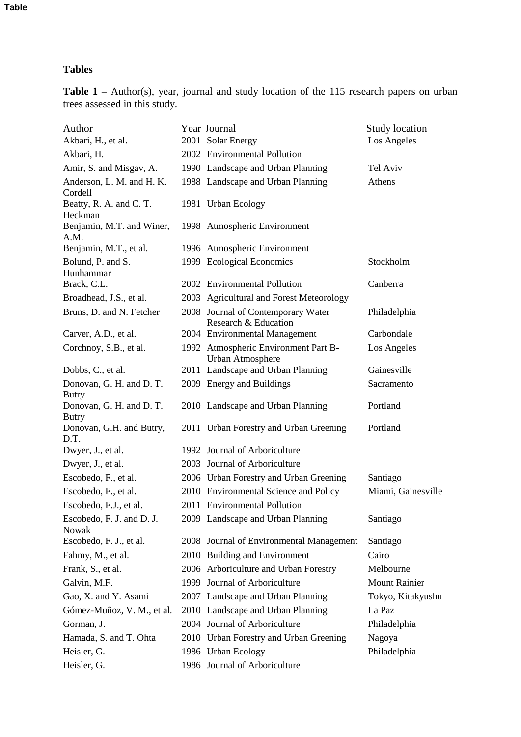## Tables

**Table 1 –** Author(s), year, journal and study location of the 115 research papers on urban trees assessed in this study.

| Author | Year | Journal | Study location |
|---|---|---|---|
| Akbari, H., et al. | 2001 | Solar Energy | Los Angeles |
| Akbari, H. | 2002 | Environmental Pollution | |
| Amir, S. and Misgav, A. | 1990 | Landscape and Urban Planning | Tel Aviv |
| Anderson, L. M. and H. K. Cordell | 1988 | Landscape and Urban Planning | Athens |
| Beatty, R. A. and C. T. Heckman | 1981 | Urban Ecology | |
| Benjamin, M.T. and Winer, A.M. | 1998 | Atmospheric Environment | |
| Benjamin, M.T., et al. | 1996 | Atmospheric Environment | |
| Bolund, P. and S. Hunhammar | 1999 | Ecological Economics | Stockholm |
| Brack, C.L. | 2002 | Environmental Pollution | Canberra |
| Broadhead, J.S., et al. | 2003 | Agricultural and Forest Meteorology | |
| Bruns, D. and N. Fetcher | 2008 | Journal of Contemporary Water Research & Education | Philadelphia |
| Carver, A.D., et al. | 2004 | Environmental Management | Carbondale |
| Corchnoy, S.B., et al. | 1992 | Atmospheric Environment Part B-Urban Atmosphere | Los Angeles |
| Dobbs, C., et al. | 2011 | Landscape and Urban Planning | Gainesville |
| Donovan, G. H. and D. T. Butry | 2009 | Energy and Buildings | Sacramento |
| Donovan, G. H. and D. T. Butry | 2010 | Landscape and Urban Planning | Portland |
| Donovan, G.H. and Butry, D.T. | 2011 | Urban Forestry and Urban Greening | Portland |
| Dwyer, J., et al. | 1992 | Journal of Arboriculture | |
| Dwyer, J., et al. | 2003 | Journal of Arboriculture | |
| Escobedo, F., et al. | 2006 | Urban Forestry and Urban Greening | Santiago |
| Escobedo, F., et al. | 2010 | Environmental Science and Policy | Miami, Gainesville |
| Escobedo, F.J., et al. | 2011 | Environmental Pollution | |
| Escobedo, F. J. and D. J. Nowak | 2009 | Landscape and Urban Planning | Santiago |
| Escobedo, F. J., et al. | 2008 | Journal of Environmental Management | Santiago |
| Fahmy, M., et al. | 2010 | Building and Environment | Cairo |
| Frank, S., et al. | 2006 | Arboriculture and Urban Forestry | Melbourne |
| Galvin, M.F. | 1999 | Journal of Arboriculture | Mount Rainier |
| Gao, X. and Y. Asami | 2007 | Landscape and Urban Planning | Tokyo, Kitakyushu |
| Gómez-Muñoz, V. M., et al. | 2010 | Landscape and Urban Planning | La Paz |
| Gorman, J. | 2004 | Journal of Arboriculture | Philadelphia |
| Hamada, S. and T. Ohta | 2010 | Urban Forestry and Urban Greening | Nagoya |
| Heisler, G. | 1986 | Urban Ecology | Philadelphia |
| Heisler, G. | 1986 | Journal of Arboriculture | |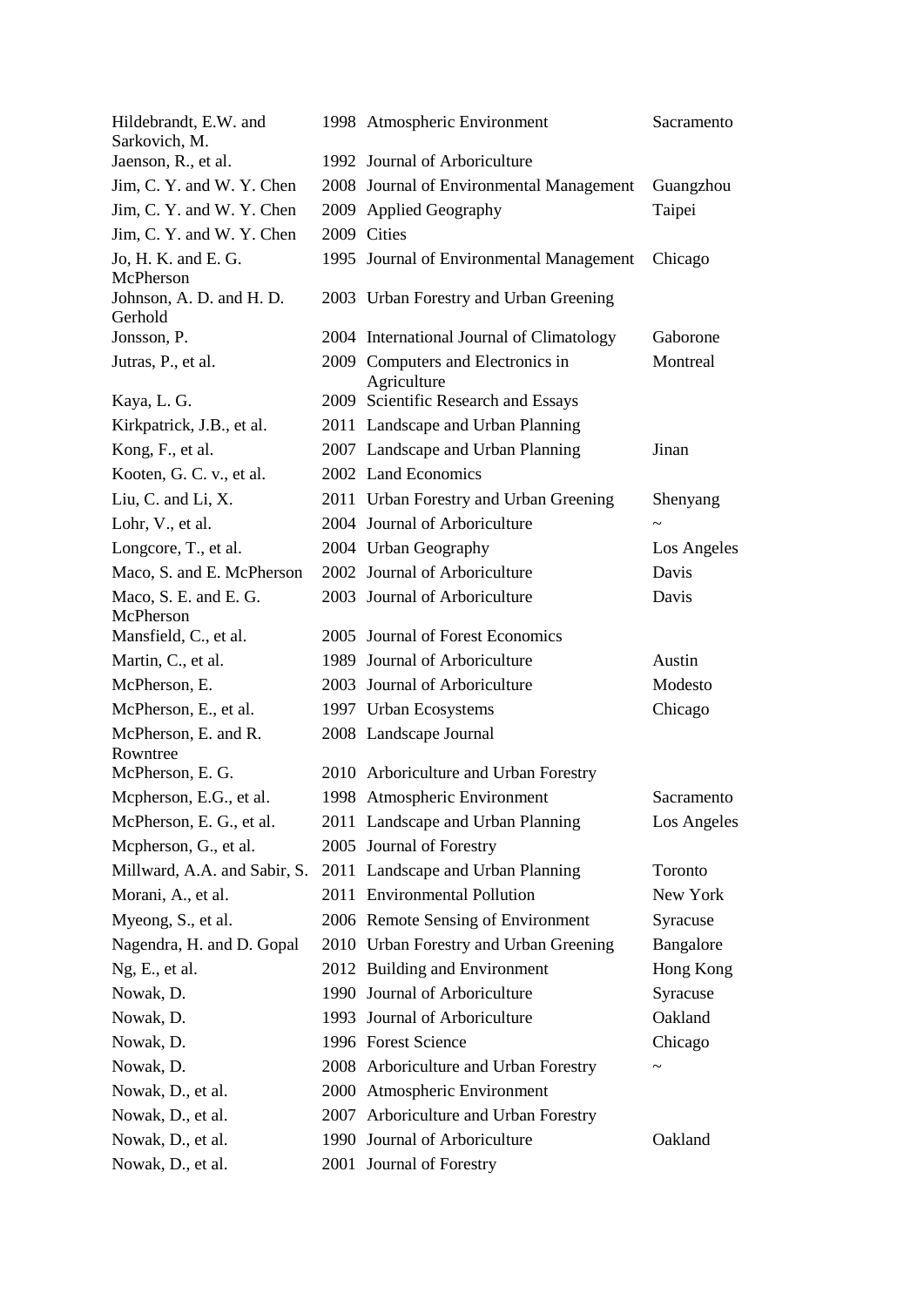| | | | |
|---|---|---|---|
| Hildebrandt, E.W. and Sarkovich, M. | 1998 | Atmospheric Environment | Sacramento |
| Jaenson, R., et al. | 1992 | Journal of Arboriculture | |
| Jim, C. Y. and W. Y. Chen | 2008 | Journal of Environmental Management | Guangzhou |
| Jim, C. Y. and W. Y. Chen | 2009 | Applied Geography | Taipei |
| Jim, C. Y. and W. Y. Chen | 2009 | Cities | |
| Jo, H. K. and E. G. McPherson | 1995 | Journal of Environmental Management | Chicago |
| Johnson, A. D. and H. D. Gerhold | 2003 | Urban Forestry and Urban Greening | |
| Jonsson, P. | 2004 | International Journal of Climatology | Gaborone |
| Jutras, P., et al. | 2009 | Computers and Electronics in Agriculture | Montreal |
| Kaya, L. G. | 2009 | Scientific Research and Essays | |
| Kirkpatrick, J.B., et al. | 2011 | Landscape and Urban Planning | |
| Kong, F., et al. | 2007 | Landscape and Urban Planning | Jinan |
| Kooten, G. C. v., et al. | 2002 | Land Economics | |
| Liu, C. and Li, X. | 2011 | Urban Forestry and Urban Greening | Shenyang |
| Lohr, V., et al. | 2004 | Journal of Arboriculture | ~ |
| Longcore, T., et al. | 2004 | Urban Geography | Los Angeles |
| Maco, S. and E. McPherson | 2002 | Journal of Arboriculture | Davis |
| Maco, S. E. and E. G. McPherson | 2003 | Journal of Arboriculture | Davis |
| Mansfield, C., et al. | 2005 | Journal of Forest Economics | |
| Martin, C., et al. | 1989 | Journal of Arboriculture | Austin |
| McPherson, E. | 2003 | Journal of Arboriculture | Modesto |
| McPherson, E., et al. | 1997 | Urban Ecosystems | Chicago |
| McPherson, E. and R. Rowntree | 2008 | Landscape Journal | |
| McPherson, E. G. | 2010 | Arboriculture and Urban Forestry | |
| Mcpherson, E.G., et al. | 1998 | Atmospheric Environment | Sacramento |
| McPherson, E. G., et al. | 2011 | Landscape and Urban Planning | Los Angeles |
| Mcpherson, G., et al. | 2005 | Journal of Forestry | |
| Millward, A.A. and Sabir, S. | 2011 | Landscape and Urban Planning | Toronto |
| Morani, A., et al. | 2011 | Environmental Pollution | New York |
| Myeong, S., et al. | 2006 | Remote Sensing of Environment | Syracuse |
| Nagendra, H. and D. Gopal | 2010 | Urban Forestry and Urban Greening | Bangalore |
| Ng, E., et al. | 2012 | Building and Environment | Hong Kong |
| Nowak, D. | 1990 | Journal of Arboriculture | Syracuse |
| Nowak, D. | 1993 | Journal of Arboriculture | Oakland |
| Nowak, D. | 1996 | Forest Science | Chicago |
| Nowak, D. | 2008 | Arboriculture and Urban Forestry | ~ |
| Nowak, D., et al. | 2000 | Atmospheric Environment | |
| Nowak, D., et al. | 2007 | Arboriculture and Urban Forestry | |
| Nowak, D., et al. | 1990 | Journal of Arboriculture | Oakland |
| Nowak, D., et al. | 2001 | Journal of Forestry | |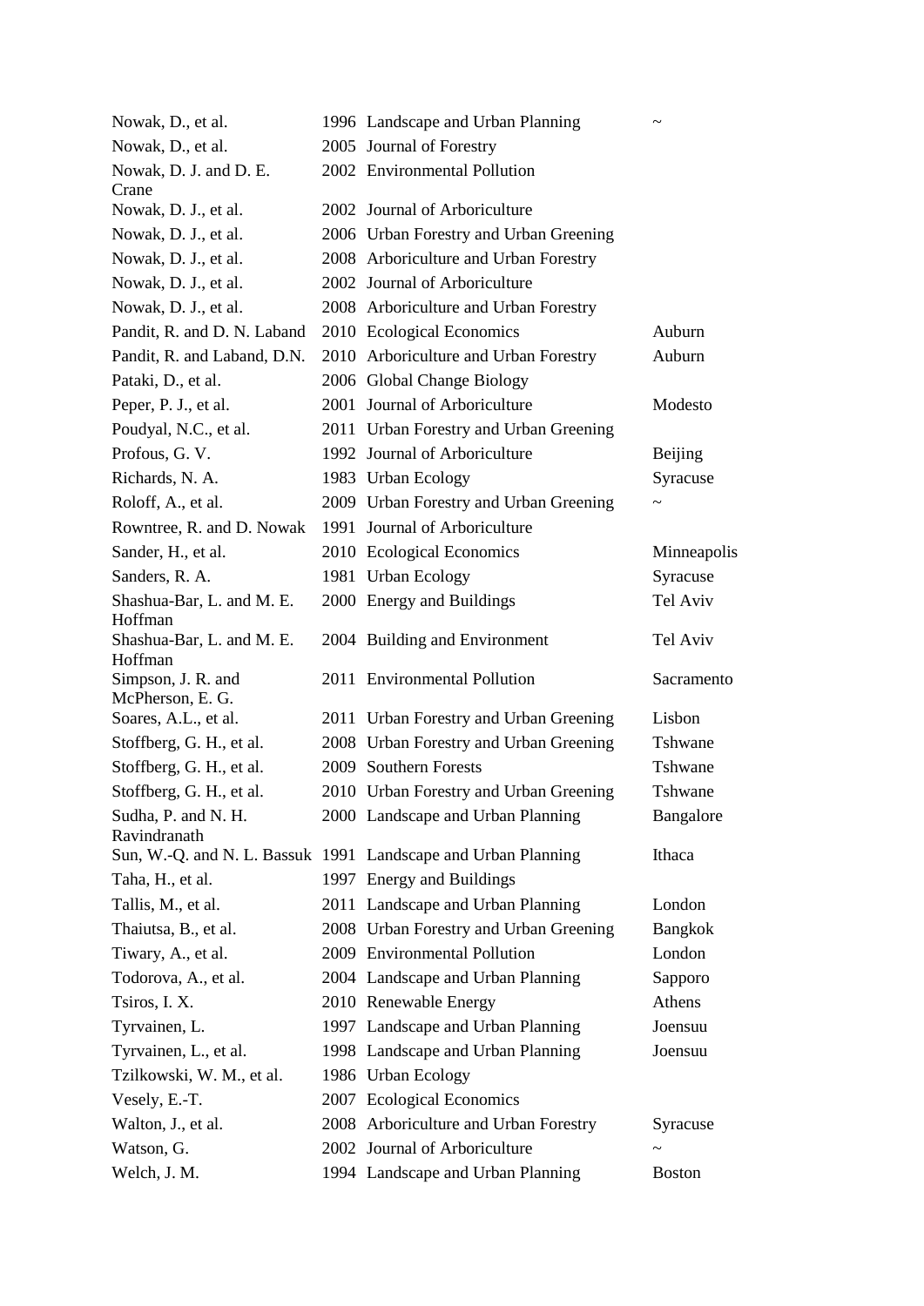| | | | |
|---|---|---|---|
| Nowak, D., et al. | 1996 | Landscape and Urban Planning | ~ |
| Nowak, D., et al. | 2005 | Journal of Forestry | |
| Nowak, D. J. and D. E. Crane | 2002 | Environmental Pollution | |
| Nowak, D. J., et al. | 2002 | Journal of Arboriculture | |
| Nowak, D. J., et al. | 2006 | Urban Forestry and Urban Greening | |
| Nowak, D. J., et al. | 2008 | Arboriculture and Urban Forestry | |
| Nowak, D. J., et al. | 2002 | Journal of Arboriculture | |
| Nowak, D. J., et al. | 2008 | Arboriculture and Urban Forestry | |
| Pandit, R. and D. N. Laband | 2010 | Ecological Economics | Auburn |
| Pandit, R. and Laband, D.N. | 2010 | Arboriculture and Urban Forestry | Auburn |
| Pataki, D., et al. | 2006 | Global Change Biology | |
| Peper, P. J., et al. | 2001 | Journal of Arboriculture | Modesto |
| Poudyal, N.C., et al. | 2011 | Urban Forestry and Urban Greening | |
| Profous, G. V. | 1992 | Journal of Arboriculture | Beijing |
| Richards, N. A. | 1983 | Urban Ecology | Syracuse |
| Roloff, A., et al. | 2009 | Urban Forestry and Urban Greening | ~ |
| Rowntree, R. and D. Nowak | 1991 | Journal of Arboriculture | |
| Sander, H., et al. | 2010 | Ecological Economics | Minneapolis |
| Sanders, R. A. | 1981 | Urban Ecology | Syracuse |
| Shashua-Bar, L. and M. E. Hoffman | 2000 | Energy and Buildings | Tel Aviv |
| Shashua-Bar, L. and M. E. Hoffman | 2004 | Building and Environment | Tel Aviv |
| Simpson, J. R. and McPherson, E. G. | 2011 | Environmental Pollution | Sacramento |
| Soares, A.L., et al. | 2011 | Urban Forestry and Urban Greening | Lisbon |
| Stoffberg, G. H., et al. | 2008 | Urban Forestry and Urban Greening | Tshwane |
| Stoffberg, G. H., et al. | 2009 | Southern Forests | Tshwane |
| Stoffberg, G. H., et al. | 2010 | Urban Forestry and Urban Greening | Tshwane |
| Sudha, P. and N. H. Ravindranath | 2000 | Landscape and Urban Planning | Bangalore |
| Sun, W.-Q. and N. L. Bassuk | 1991 | Landscape and Urban Planning | Ithaca |
| Taha, H., et al. | 1997 | Energy and Buildings | |
| Tallis, M., et al. | 2011 | Landscape and Urban Planning | London |
| Thaiutsa, B., et al. | 2008 | Urban Forestry and Urban Greening | Bangkok |
| Tiwary, A., et al. | 2009 | Environmental Pollution | London |
| Todorova, A., et al. | 2004 | Landscape and Urban Planning | Sapporo |
| Tsiros, I. X. | 2010 | Renewable Energy | Athens |
| Tyrvainen, L. | 1997 | Landscape and Urban Planning | Joensuu |
| Tyrvainen, L., et al. | 1998 | Landscape and Urban Planning | Joensuu |
| Tzilkowski, W. M., et al. | 1986 | Urban Ecology | |
| Vesely, E.-T. | 2007 | Ecological Economics | |
| Walton, J., et al. | 2008 | Arboriculture and Urban Forestry | Syracuse |
| Watson, G. | 2002 | Journal of Arboriculture | ~ |
| Welch, J. M. | 1994 | Landscape and Urban Planning | Boston |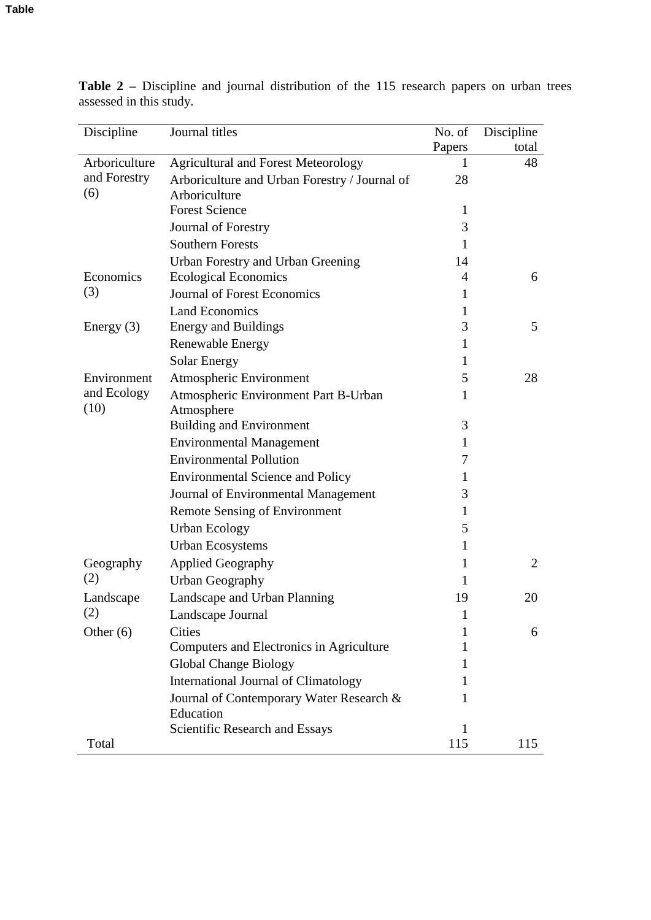Table

**Table 2 –** Discipline and journal distribution of the 115 research papers on urban trees assessed in this study.

| Discipline | Journal titles | No. of Papers | Discipline total |
|---|---|---|---|
| Arboriculture and Forestry (6) | Agricultural and Forest Meteorology | 1 | 48 |
| | Arboriculture and Urban Forestry / Journal of Arboriculture | 28 | |
| | Forest Science | 1 | |
| | Journal of Forestry | 3 | |
| | Southern Forests | 1 | |
| | Urban Forestry and Urban Greening | 14 | |
| Economics (3) | Ecological Economics | 4 | 6 |
| | Journal of Forest Economics | 1 | |
| | Land Economics | 1 | |
| Energy (3) | Energy and Buildings | 3 | 5 |
| | Renewable Energy | 1 | |
| | Solar Energy | 1 | |
| Environment and Ecology (10) | Atmospheric Environment | 5 | 28 |
| | Atmospheric Environment Part B-Urban Atmosphere | 1 | |
| | Building and Environment | 3 | |
| | Environmental Management | 1 | |
| | Environmental Pollution | 7 | |
| | Environmental Science and Policy | 1 | |
| | Journal of Environmental Management | 3 | |
| | Remote Sensing of Environment | 1 | |
| | Urban Ecology | 5 | |
| | Urban Ecosystems | 1 | |
| Geography (2) | Applied Geography | 1 | 2 |
| | Urban Geography | 1 | |
| Landscape (2) | Landscape and Urban Planning | 19 | 20 |
| | Landscape Journal | 1 | |
| Other (6) | Cities | 1 | 6 |
| | Computers and Electronics in Agriculture | 1 | |
| | Global Change Biology | 1 | |
| | International Journal of Climatology | 1 | |
| | Journal of Contemporary Water Research & Education | 1 | |
| | Scientific Research and Essays | 1 | |
| Total | | 115 | 115 |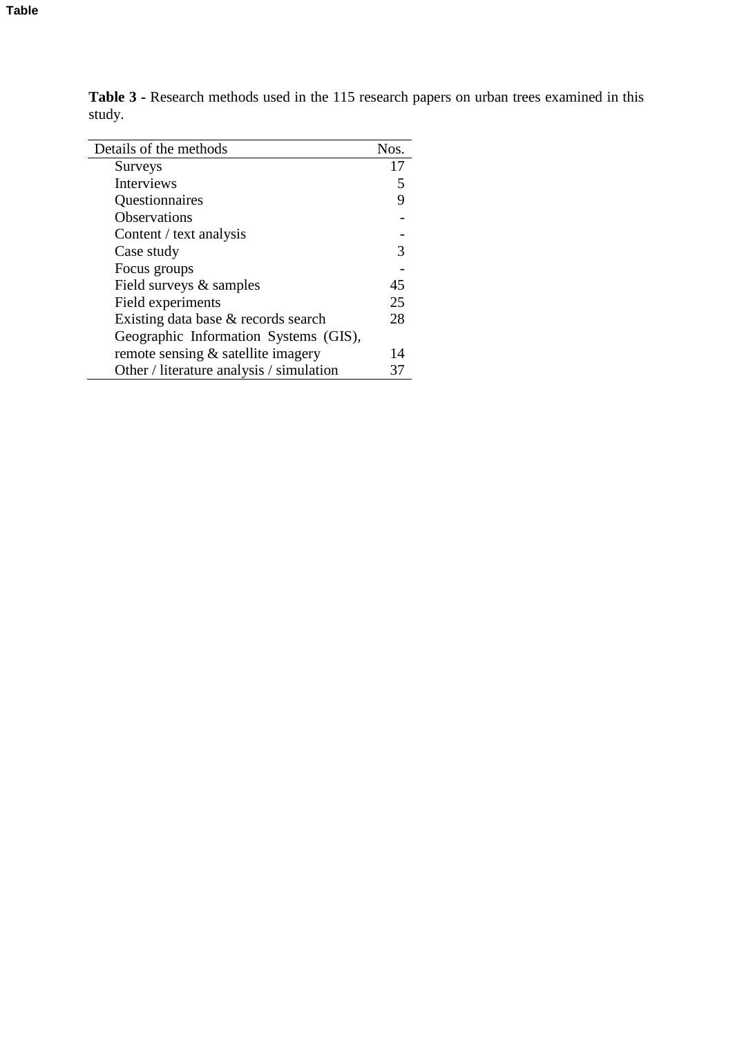**Table 3** - Research methods used in the 115 research papers on urban trees examined in this study.

| Details of the methods | Nos. |
|---|---|
| Surveys | 17 |
| Interviews | 5 |
| Questionnaires | 9 |
| Observations | - |
| Content / text analysis | - |
| Case study | 3 |
| Focus groups | - |
| Field surveys & samples | 45 |
| Field experiments | 25 |
| Existing data base & records search | 28 |
| Geographic Information Systems (GIS), remote sensing & satellite imagery | 14 |
| Other / literature analysis / simulation | 37 |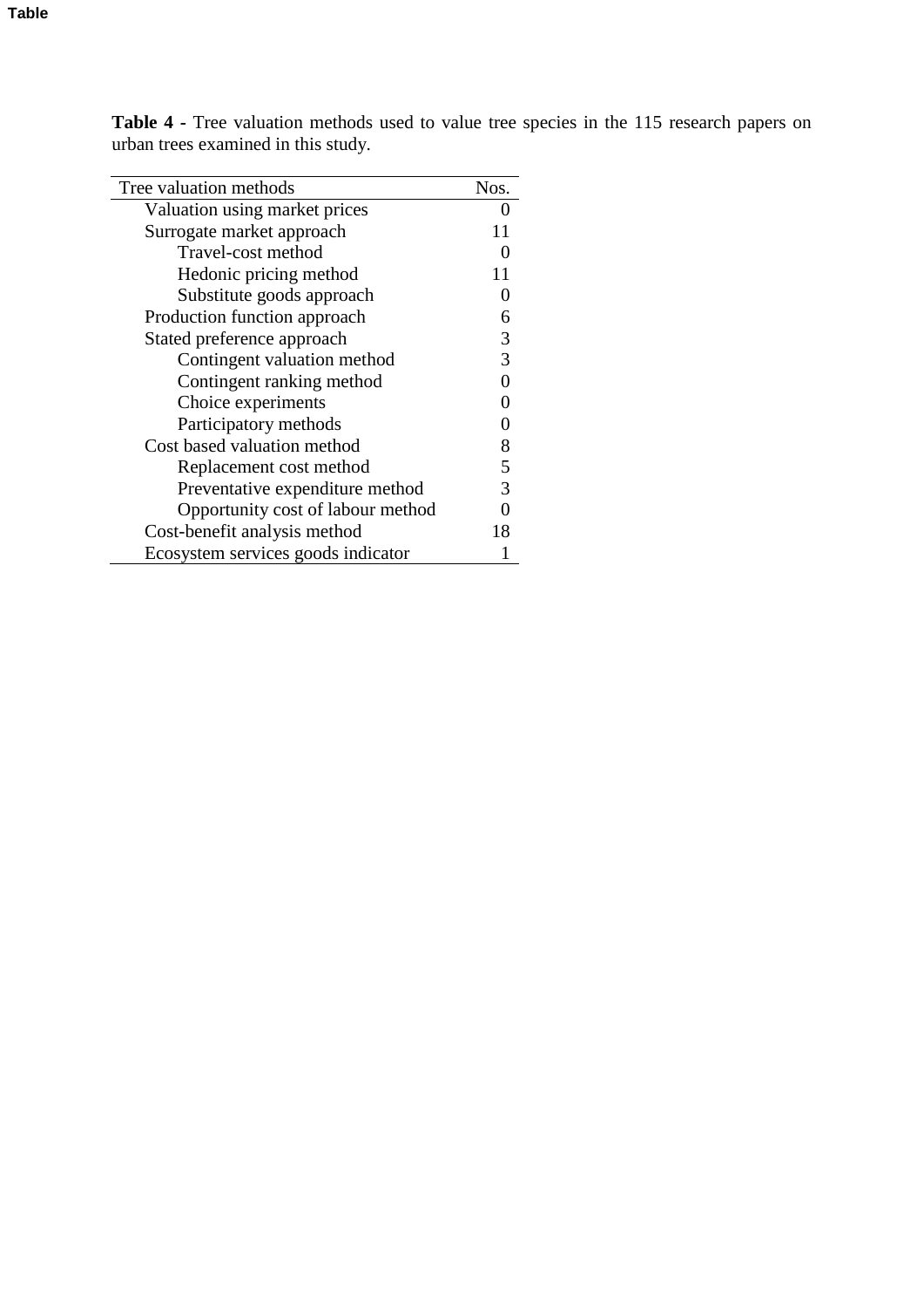Table

**Table 4 -** Tree valuation methods used to value tree species in the 115 research papers on urban trees examined in this study.

| Tree valuation methods | Nos. |
|---|---|
| Valuation using market prices | 0 |
| Surrogate market approach | 11 |
| Travel-cost method | 0 |
| Hedonic pricing method | 11 |
| Substitute goods approach | 0 |
| Production function approach | 6 |
| Stated preference approach | 3 |
| Contingent valuation method | 3 |
| Contingent ranking method | 0 |
| Choice experiments | 0 |
| Participatory methods | 0 |
| Cost based valuation method | 8 |
| Replacement cost method | 5 |
| Preventative expenditure method | 3 |
| Opportunity cost of labour method | 0 |
| Cost-benefit analysis method | 18 |
| Ecosystem services goods indicator | 1 |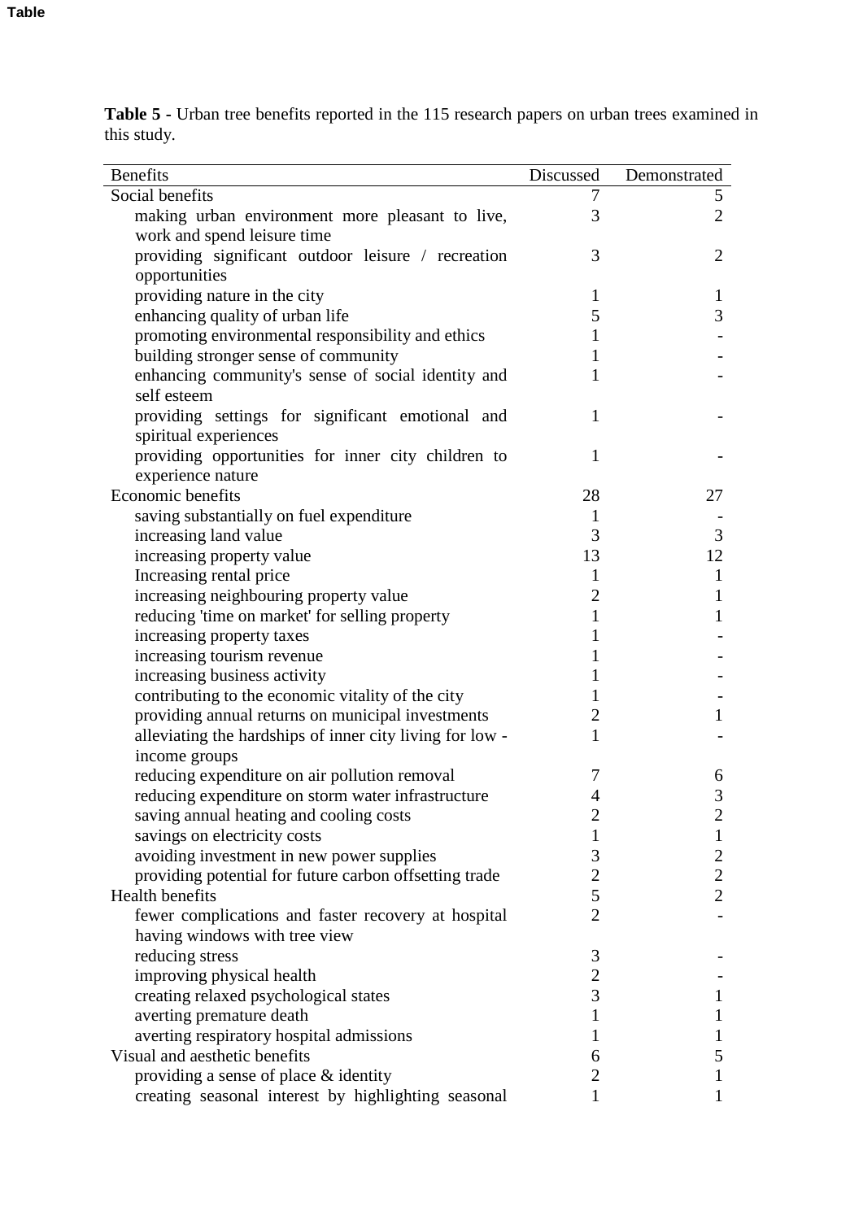Table

**Table 5 -** Urban tree benefits reported in the 115 research papers on urban trees examined in this study.

| Benefits | Discussed | Demonstrated |
|---|---|---|
| Social benefits | 7 | 5 |
| making urban environment more pleasant to live, work and spend leisure time | 3 | 2 |
| providing significant outdoor leisure / recreation opportunities | 3 | 2 |
| providing nature in the city | 1 | 1 |
| enhancing quality of urban life | 5 | 3 |
| promoting environmental responsibility and ethics | 1 | - |
| building stronger sense of community | 1 | - |
| enhancing community's sense of social identity and self esteem | 1 | - |
| providing settings for significant emotional and spiritual experiences | 1 | - |
| providing opportunities for inner city children to experience nature | 1 | - |
| Economic benefits | 28 | 27 |
| saving substantially on fuel expenditure | 1 | - |
| increasing land value | 3 | 3 |
| increasing property value | 13 | 12 |
| Increasing rental price | 1 | 1 |
| increasing neighbouring property value | 2 | 1 |
| reducing 'time on market' for selling property | 1 | 1 |
| increasing property taxes | 1 | - |
| increasing tourism revenue | 1 | - |
| increasing business activity | 1 | - |
| contributing to the economic vitality of the city | 1 | - |
| providing annual returns on municipal investments | 2 | 1 |
| alleviating the hardships of inner city living for low - income groups | 1 | - |
| reducing expenditure on air pollution removal | 7 | 6 |
| reducing expenditure on storm water infrastructure | 4 | 3 |
| saving annual heating and cooling costs | 2 | 2 |
| savings on electricity costs | 1 | 1 |
| avoiding investment in new power supplies | 3 | 2 |
| providing potential for future carbon offsetting trade | 2 | 2 |
| Health benefits | 5 | 2 |
| fewer complications and faster recovery at hospital having windows with tree view | 2 | - |
| reducing stress | 3 | - |
| improving physical health | 2 | - |
| creating relaxed psychological states | 3 | 1 |
| averting premature death | 1 | 1 |
| averting respiratory hospital admissions | 1 | 1 |
| Visual and aesthetic benefits | 6 | 5 |
| providing a sense of place & identity | 2 | 1 |
| creating seasonal interest by highlighting seasonal | 1 | 1 |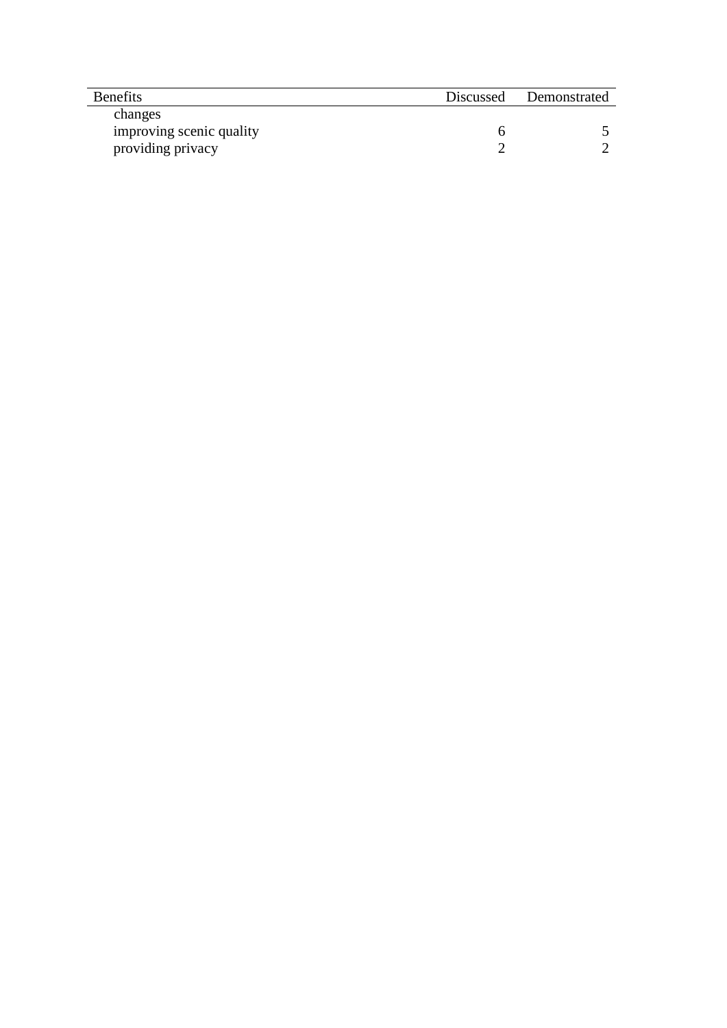| Benefits | Discussed | Demonstrated |
|---|---|---|
| changes | | |
| improving scenic quality | 6 | 5 |
| providing privacy | 2 | 2 |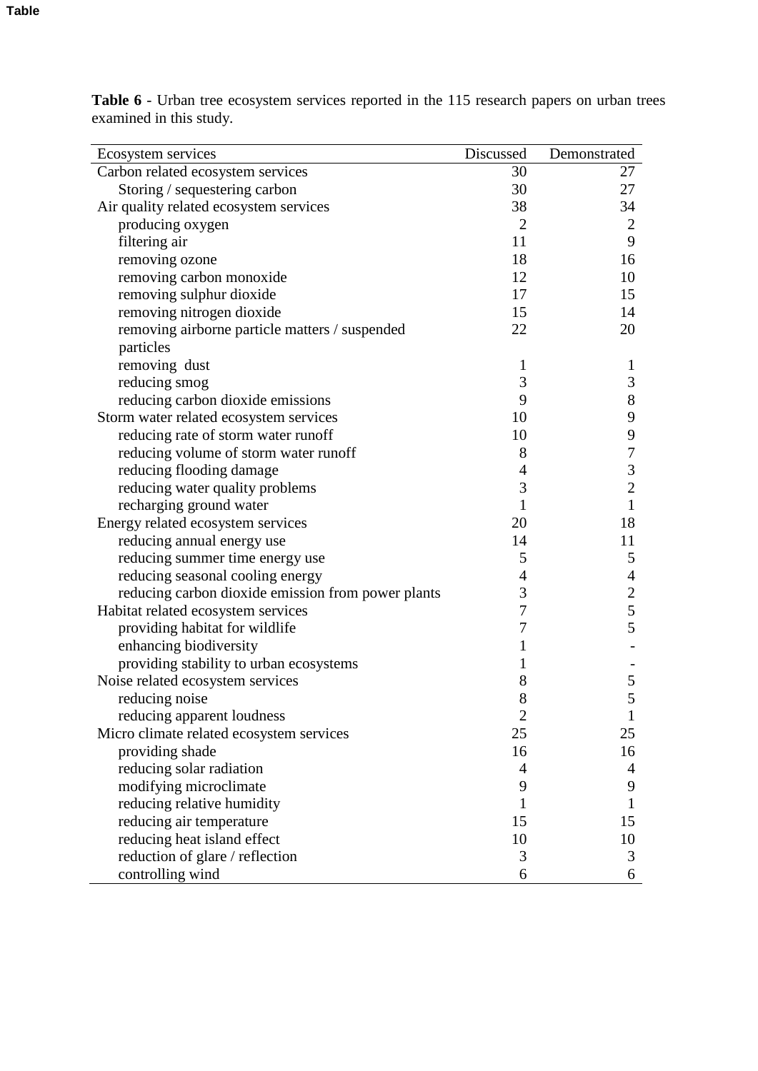**Table 6** - Urban tree ecosystem services reported in the 115 research papers on urban trees examined in this study.

| Ecosystem services | Discussed | Demonstrated |
|---|---|---|
| Carbon related ecosystem services | 30 | 27 |
| Storing / sequestering carbon | 30 | 27 |
| Air quality related ecosystem services | 38 | 34 |
| producing oxygen | 2 | 2 |
| filtering air | 11 | 9 |
| removing ozone | 18 | 16 |
| removing carbon monoxide | 12 | 10 |
| removing sulphur dioxide | 17 | 15 |
| removing nitrogen dioxide | 15 | 14 |
| removing airborne particle matters / suspended particles | 22 | 20 |
| removing dust | 1 | 1 |
| reducing smog | 3 | 3 |
| reducing carbon dioxide emissions | 9 | 8 |
| Storm water related ecosystem services | 10 | 9 |
| reducing rate of storm water runoff | 10 | 9 |
| reducing volume of storm water runoff | 8 | 7 |
| reducing flooding damage | 4 | 3 |
| reducing water quality problems | 3 | 2 |
| recharging ground water | 1 | 1 |
| Energy related ecosystem services | 20 | 18 |
| reducing annual energy use | 14 | 11 |
| reducing summer time energy use | 5 | 5 |
| reducing seasonal cooling energy | 4 | 4 |
| reducing carbon dioxide emission from power plants | 3 | 2 |
| Habitat related ecosystem services | 7 | 5 |
| providing habitat for wildlife | 7 | 5 |
| enhancing biodiversity | 1 | - |
| providing stability to urban ecosystems | 1 | - |
| Noise related ecosystem services | 8 | 5 |
| reducing noise | 8 | 5 |
| reducing apparent loudness | 2 | 1 |
| Micro climate related ecosystem services | 25 | 25 |
| providing shade | 16 | 16 |
| reducing solar radiation | 4 | 4 |
| modifying microclimate | 9 | 9 |
| reducing relative humidity | 1 | 1 |
| reducing air temperature | 15 | 15 |
| reducing heat island effect | 10 | 10 |
| reduction of glare / reflection | 3 | 3 |
| controlling wind | 6 | 6 |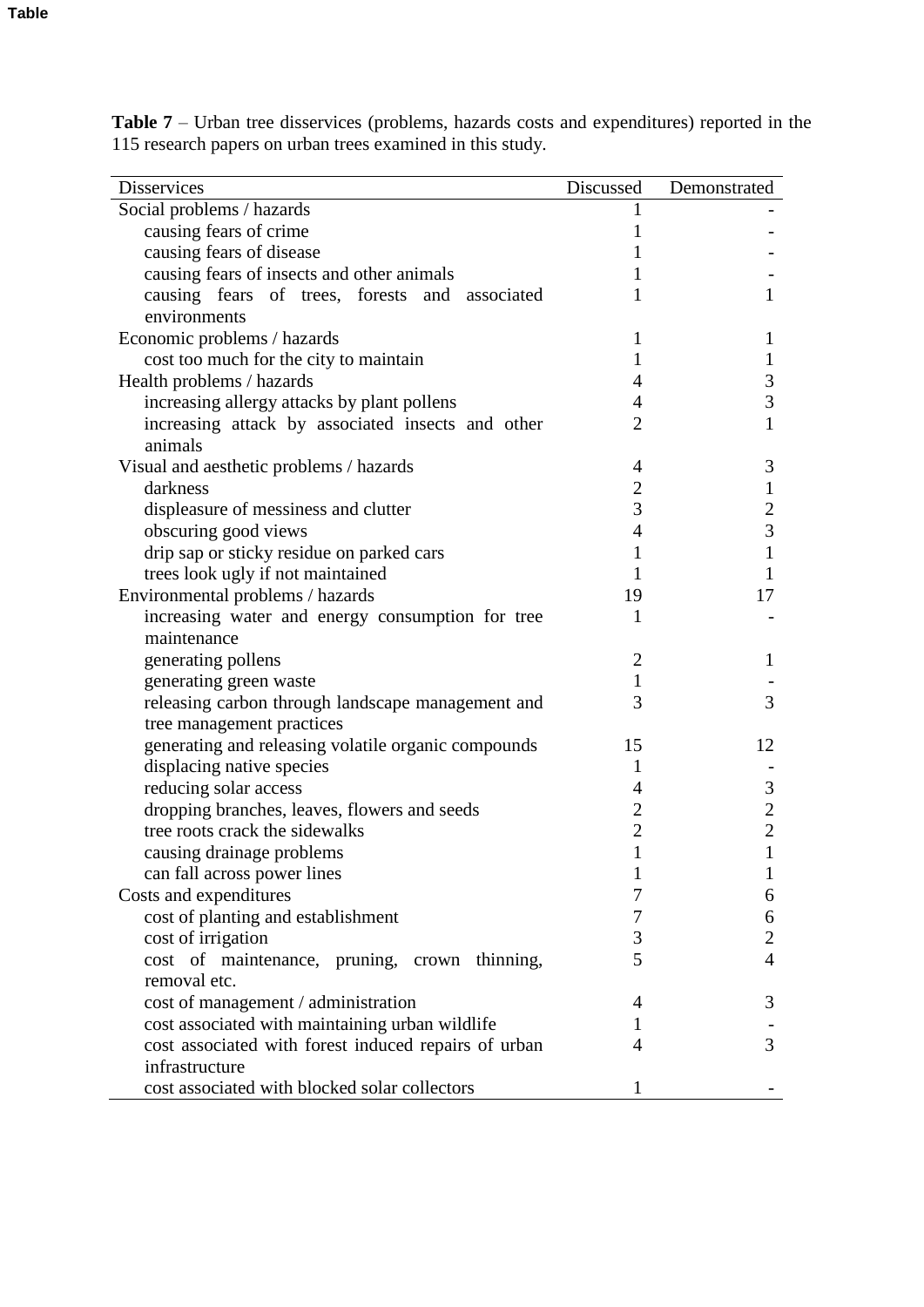Table

**Table 7** – Urban tree disservices (problems, hazards costs and expenditures) reported in the 115 research papers on urban trees examined in this study.

| Disservices | Discussed | Demonstrated |
|---|---|---|
| Social problems / hazards | 1 | - |
| causing fears of crime | 1 | - |
| causing fears of disease | 1 | - |
| causing fears of insects and other animals | 1 | - |
| causing fears of trees, forests and associated environments | 1 | 1 |
| Economic problems / hazards | 1 | 1 |
| cost too much for the city to maintain | 1 | 1 |
| Health problems / hazards | 4 | 3 |
| increasing allergy attacks by plant pollens | 4 | 3 |
| increasing attack by associated insects and other animals | 2 | 1 |
| Visual and aesthetic problems / hazards | 4 | 3 |
| darkness | 2 | 1 |
| displeasure of messiness and clutter | 3 | 2 |
| obscuring good views | 4 | 3 |
| drip sap or sticky residue on parked cars | 1 | 1 |
| trees look ugly if not maintained | 1 | 1 |
| Environmental problems / hazards | 19 | 17 |
| increasing water and energy consumption for tree maintenance | 1 | - |
| generating pollens | 2 | 1 |
| generating green waste | 1 | - |
| releasing carbon through landscape management and tree management practices | 3 | 3 |
| generating and releasing volatile organic compounds | 15 | 12 |
| displacing native species | 1 | - |
| reducing solar access | 4 | 3 |
| dropping branches, leaves, flowers and seeds | 2 | 2 |
| tree roots crack the sidewalks | 2 | 2 |
| causing drainage problems | 1 | 1 |
| can fall across power lines | 1 | 1 |
| Costs and expenditures | 7 | 6 |
| cost of planting and establishment | 7 | 6 |
| cost of irrigation | 3 | 2 |
| cost of maintenance, pruning, crown thinning, removal etc. | 5 | 4 |
| cost of management / administration | 4 | 3 |
| cost associated with maintaining urban wildlife | 1 | - |
| cost associated with forest induced repairs of urban infrastructure | 4 | 3 |
| cost associated with blocked solar collectors | 1 | - |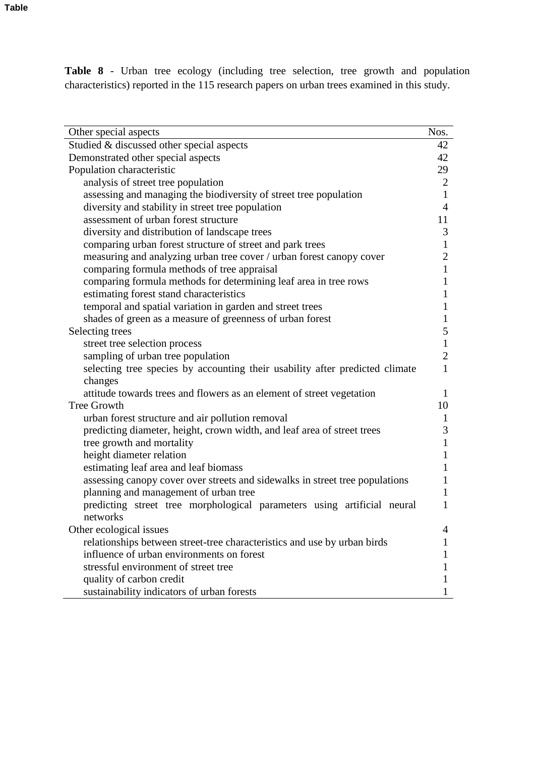Table

**Table 8** - Urban tree ecology (including tree selection, tree growth and population characteristics) reported in the 115 research papers on urban trees examined in this study.

| Other special aspects | Nos. |
|---|---|
| Studied & discussed other special aspects | 42 |
| Demonstrated other special aspects | 42 |
| Population characteristic | 29 |
| analysis of street tree population | 2 |
| assessing and managing the biodiversity of street tree population | 1 |
| diversity and stability in street tree population | 4 |
| assessment of urban forest structure | 11 |
| diversity and distribution of landscape trees | 3 |
| comparing urban forest structure of street and park trees | 1 |
| measuring and analyzing urban tree cover / urban forest canopy cover | 2 |
| comparing formula methods of tree appraisal | 1 |
| comparing formula methods for determining leaf area in tree rows | 1 |
| estimating forest stand characteristics | 1 |
| temporal and spatial variation in garden and street trees | 1 |
| shades of green as a measure of greenness of urban forest | 1 |
| Selecting trees | 5 |
| street tree selection process | 1 |
| sampling of urban tree population | 2 |
| selecting tree species by accounting their usability after predicted climate changes | 1 |
| attitude towards trees and flowers as an element of street vegetation | 1 |
| Tree Growth | 10 |
| urban forest structure and air pollution removal | 1 |
| predicting diameter, height, crown width, and leaf area of street trees | 3 |
| tree growth and mortality | 1 |
| height diameter relation | 1 |
| estimating leaf area and leaf biomass | 1 |
| assessing canopy cover over streets and sidewalks in street tree populations | 1 |
| planning and management of urban tree | 1 |
| predicting street tree morphological parameters using artificial neural networks | 1 |
| Other ecological issues | 4 |
| relationships between street-tree characteristics and use by urban birds | 1 |
| influence of urban environments on forest | 1 |
| stressful environment of street tree | 1 |
| quality of carbon credit | 1 |
| sustainability indicators of urban forests | 1 |